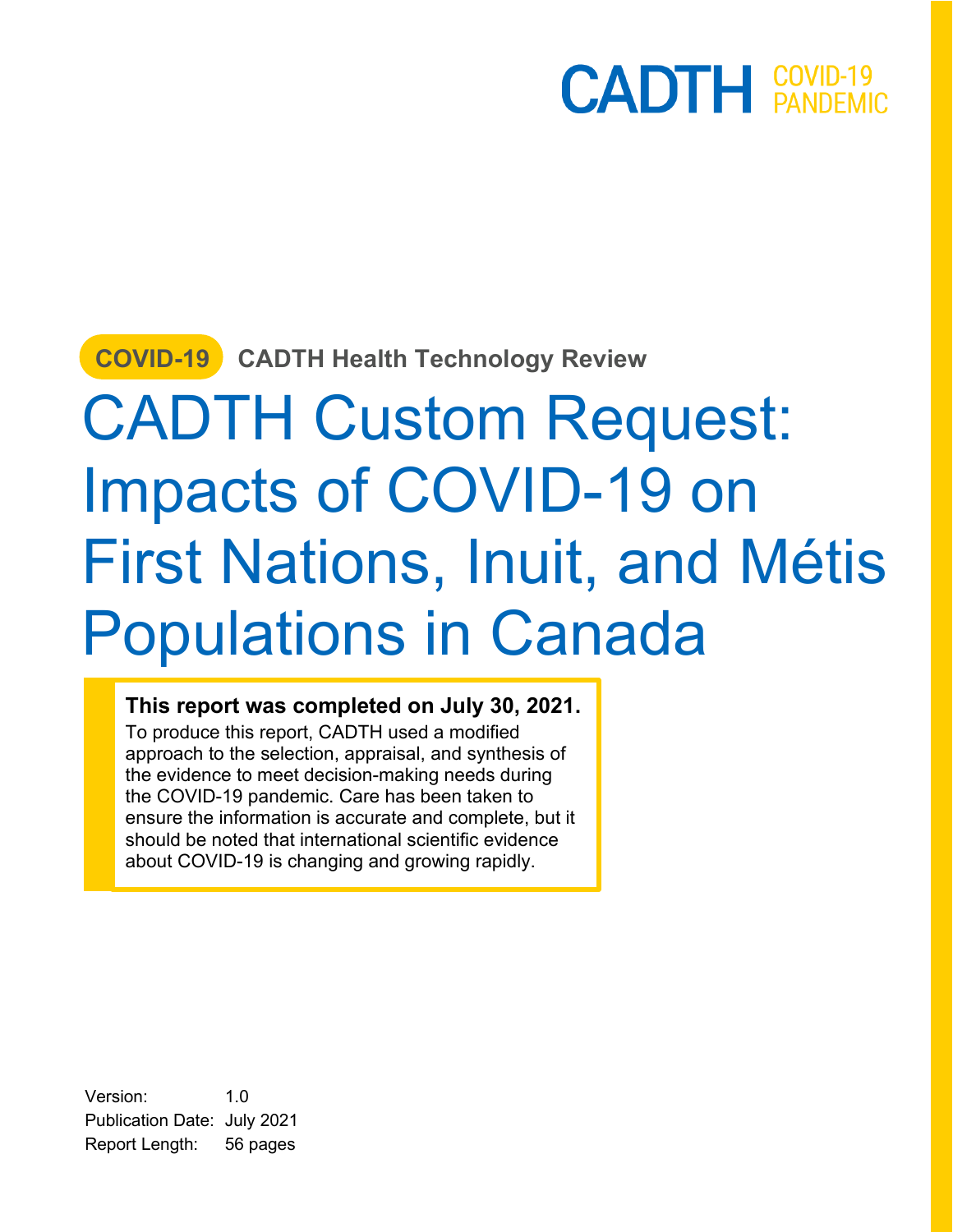CADTH COVID-19 PANDEMIC

COVID-19 CADTH Health Technology Review

# CADTH Custom Request: Impacts of COVID-19 on First Nations, Inuit, and Métis Populations in Canada

**This report was completed on July 30, 2021.**
To produce this report, CADTH used a modified approach to the selection, appraisal, and synthesis of the evidence to meet decision-making needs during the COVID-19 pandemic. Care has been taken to ensure the information is accurate and complete, but it should be noted that international scientific evidence about COVID-19 is changing and growing rapidly.

Version: 1.0
Publication Date: July 2021
Report Length: 56 pages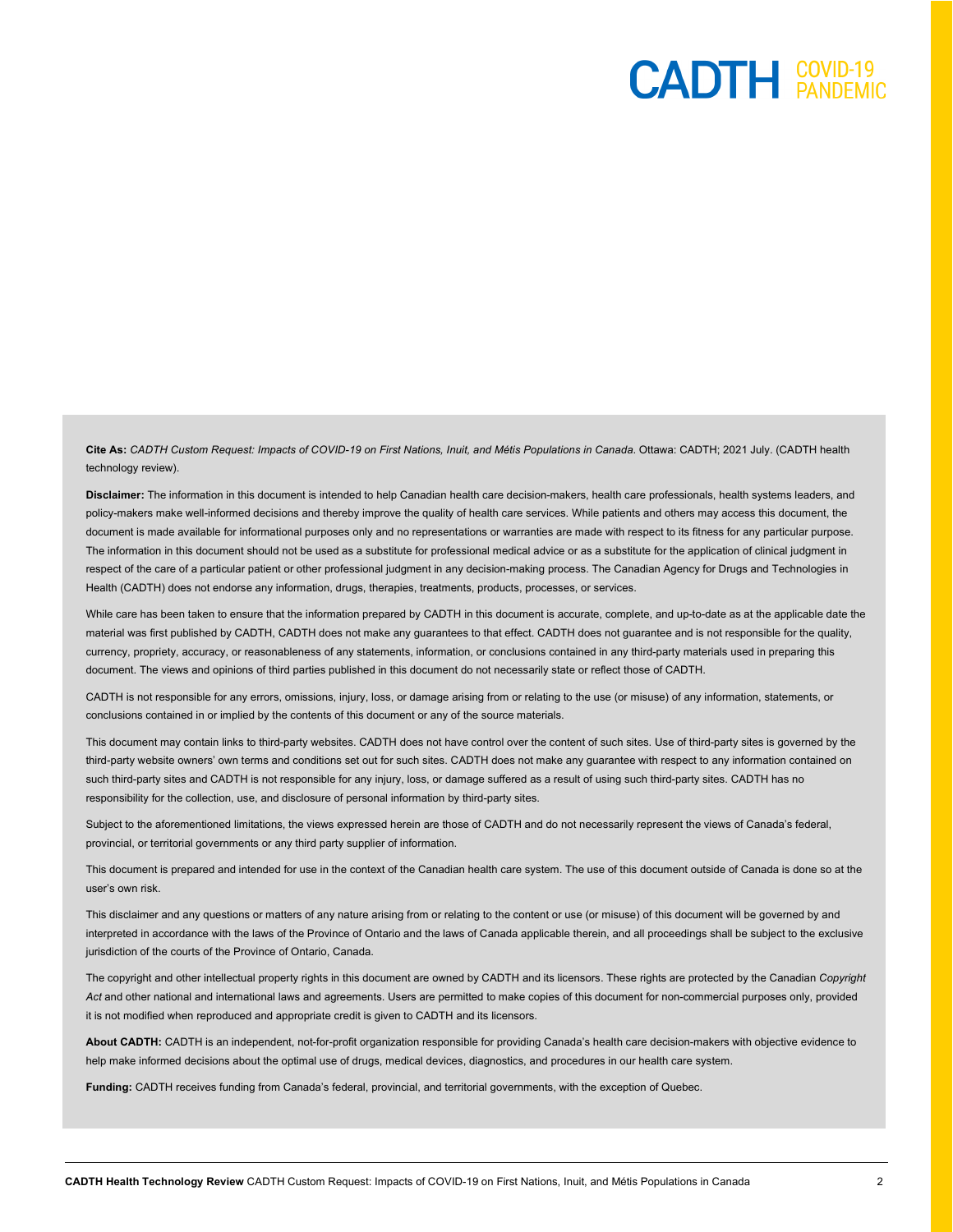**Cite As:** *CADTH Custom Request: Impacts of COVID-19 on First Nations, Inuit, and Métis Populations in Canada*. Ottawa: CADTH; 2021 July. (CADTH health technology review).

**Disclaimer:** The information in this document is intended to help Canadian health care decision-makers, health care professionals, health systems leaders, and policy-makers make well-informed decisions and thereby improve the quality of health care services. While patients and others may access this document, the document is made available for informational purposes only and no representations or warranties are made with respect to its fitness for any particular purpose. The information in this document should not be used as a substitute for professional medical advice or as a substitute for the application of clinical judgment in respect of the care of a particular patient or other professional judgment in any decision-making process. The Canadian Agency for Drugs and Technologies in Health (CADTH) does not endorse any information, drugs, therapies, treatments, products, processes, or services.

While care has been taken to ensure that the information prepared by CADTH in this document is accurate, complete, and up-to-date as at the applicable date the material was first published by CADTH, CADTH does not make any guarantees to that effect. CADTH does not guarantee and is not responsible for the quality, currency, propriety, accuracy, or reasonableness of any statements, information, or conclusions contained in any third-party materials used in preparing this document. The views and opinions of third parties published in this document do not necessarily state or reflect those of CADTH.

CADTH is not responsible for any errors, omissions, injury, loss, or damage arising from or relating to the use (or misuse) of any information, statements, or conclusions contained in or implied by the contents of this document or any of the source materials.

This document may contain links to third-party websites. CADTH does not have control over the content of such sites. Use of third-party sites is governed by the third-party website owners' own terms and conditions set out for such sites. CADTH does not make any guarantee with respect to any information contained on such third-party sites and CADTH is not responsible for any injury, loss, or damage suffered as a result of using such third-party sites. CADTH has no responsibility for the collection, use, and disclosure of personal information by third-party sites.

Subject to the aforementioned limitations, the views expressed herein are those of CADTH and do not necessarily represent the views of Canada's federal, provincial, or territorial governments or any third party supplier of information.

This document is prepared and intended for use in the context of the Canadian health care system. The use of this document outside of Canada is done so at the user's own risk.

This disclaimer and any questions or matters of any nature arising from or relating to the content or use (or misuse) of this document will be governed by and interpreted in accordance with the laws of the Province of Ontario and the laws of Canada applicable therein, and all proceedings shall be subject to the exclusive jurisdiction of the courts of the Province of Ontario, Canada.

The copyright and other intellectual property rights in this document are owned by CADTH and its licensors. These rights are protected by the Canadian *Copyright Act* and other national and international laws and agreements. Users are permitted to make copies of this document for non-commercial purposes only, provided it is not modified when reproduced and appropriate credit is given to CADTH and its licensors.

**About CADTH:** CADTH is an independent, not-for-profit organization responsible for providing Canada's health care decision-makers with objective evidence to help make informed decisions about the optimal use of drugs, medical devices, diagnostics, and procedures in our health care system.

**Funding:** CADTH receives funding from Canada's federal, provincial, and territorial governments, with the exception of Quebec.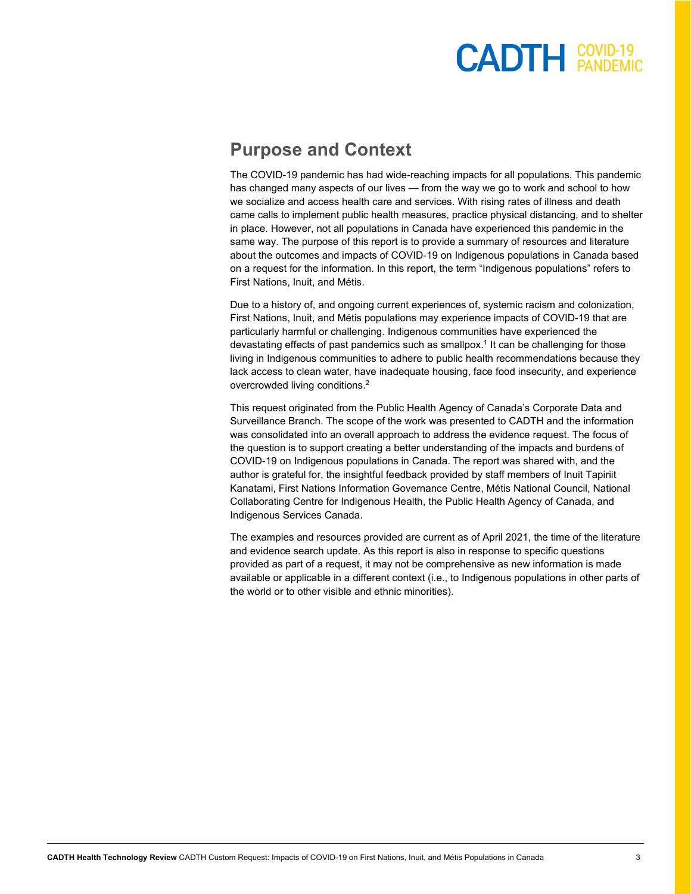## Purpose and Context

The COVID-19 pandemic has had wide-reaching impacts for all populations. This pandemic has changed many aspects of our lives — from the way we go to work and school to how we socialize and access health care and services. With rising rates of illness and death came calls to implement public health measures, practice physical distancing, and to shelter in place. However, not all populations in Canada have experienced this pandemic in the same way. The purpose of this report is to provide a summary of resources and literature about the outcomes and impacts of COVID-19 on Indigenous populations in Canada based on a request for the information. In this report, the term "Indigenous populations" refers to First Nations, Inuit, and Métis.

Due to a history of, and ongoing current experiences of, systemic racism and colonization, First Nations, Inuit, and Métis populations may experience impacts of COVID-19 that are particularly harmful or challenging. Indigenous communities have experienced the devastating effects of past pandemics such as smallpox.[1] It can be challenging for those living in Indigenous communities to adhere to public health recommendations because they lack access to clean water, have inadequate housing, face food insecurity, and experience overcrowded living conditions.[2]

This request originated from the Public Health Agency of Canada's Corporate Data and Surveillance Branch. The scope of the work was presented to CADTH and the information was consolidated into an overall approach to address the evidence request. The focus of the question is to support creating a better understanding of the impacts and burdens of COVID-19 on Indigenous populations in Canada. The report was shared with, and the author is grateful for, the insightful feedback provided by staff members of Inuit Tapiriit Kanatami, First Nations Information Governance Centre, Métis National Council, National Collaborating Centre for Indigenous Health, the Public Health Agency of Canada, and Indigenous Services Canada.

The examples and resources provided are current as of April 2021, the time of the literature and evidence search update. As this report is also in response to specific questions provided as part of a request, it may not be comprehensive as new information is made available or applicable in a different context (i.e., to Indigenous populations in other parts of the world or to other visible and ethnic minorities).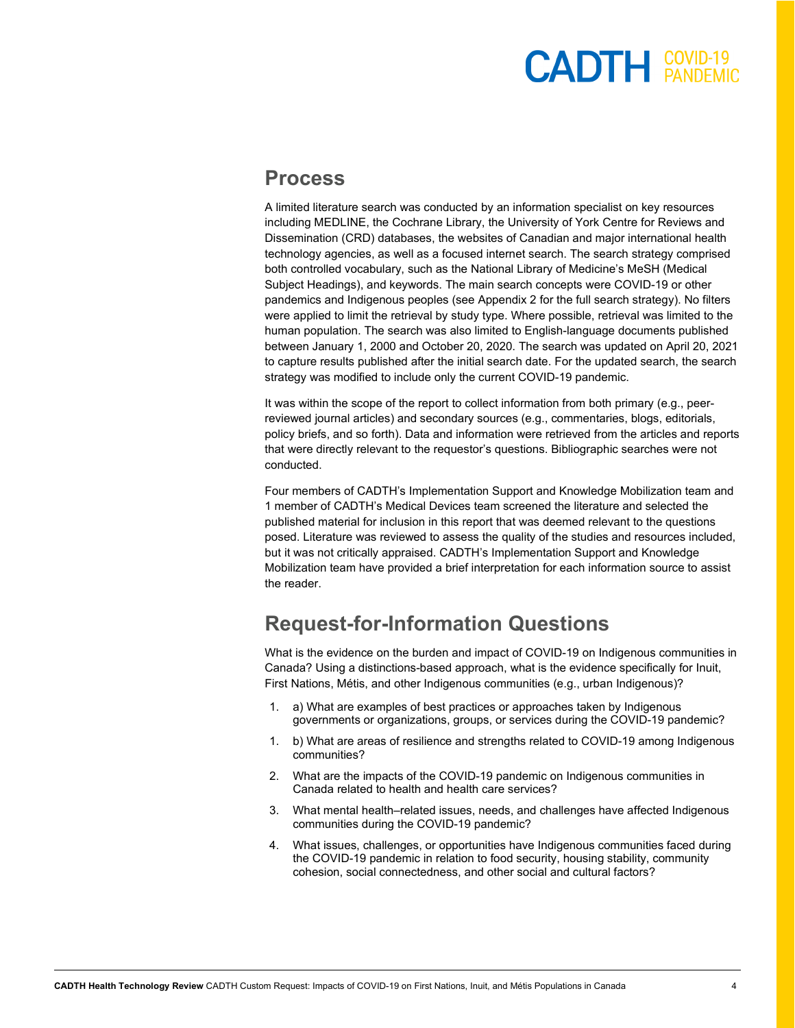## Process

A limited literature search was conducted by an information specialist on key resources including MEDLINE, the Cochrane Library, the University of York Centre for Reviews and Dissemination (CRD) databases, the websites of Canadian and major international health technology agencies, as well as a focused internet search. The search strategy comprised both controlled vocabulary, such as the National Library of Medicine's MeSH (Medical Subject Headings), and keywords. The main search concepts were COVID-19 or other pandemics and Indigenous peoples (see Appendix 2 for the full search strategy). No filters were applied to limit the retrieval by study type. Where possible, retrieval was limited to the human population. The search was also limited to English-language documents published between January 1, 2000 and October 20, 2020. The search was updated on April 20, 2021 to capture results published after the initial search date. For the updated search, the search strategy was modified to include only the current COVID-19 pandemic.

It was within the scope of the report to collect information from both primary (e.g., peer-reviewed journal articles) and secondary sources (e.g., commentaries, blogs, editorials, policy briefs, and so forth). Data and information were retrieved from the articles and reports that were directly relevant to the requestor's questions. Bibliographic searches were not conducted.

Four members of CADTH's Implementation Support and Knowledge Mobilization team and 1 member of CADTH's Medical Devices team screened the literature and selected the published material for inclusion in this report that was deemed relevant to the questions posed. Literature was reviewed to assess the quality of the studies and resources included, but it was not critically appraised. CADTH's Implementation Support and Knowledge Mobilization team have provided a brief interpretation for each information source to assist the reader.

## Request-for-Information Questions

What is the evidence on the burden and impact of COVID-19 on Indigenous communities in Canada? Using a distinctions-based approach, what is the evidence specifically for Inuit, First Nations, Métis, and other Indigenous communities (e.g., urban Indigenous)?

1. a) What are examples of best practices or approaches taken by Indigenous governments or organizations, groups, or services during the COVID-19 pandemic?
1. b) What are areas of resilience and strengths related to COVID-19 among Indigenous communities?
2. What are the impacts of the COVID-19 pandemic on Indigenous communities in Canada related to health and health care services?
3. What mental health–related issues, needs, and challenges have affected Indigenous communities during the COVID-19 pandemic?
4. What issues, challenges, or opportunities have Indigenous communities faced during the COVID-19 pandemic in relation to food security, housing stability, community cohesion, social connectedness, and other social and cultural factors?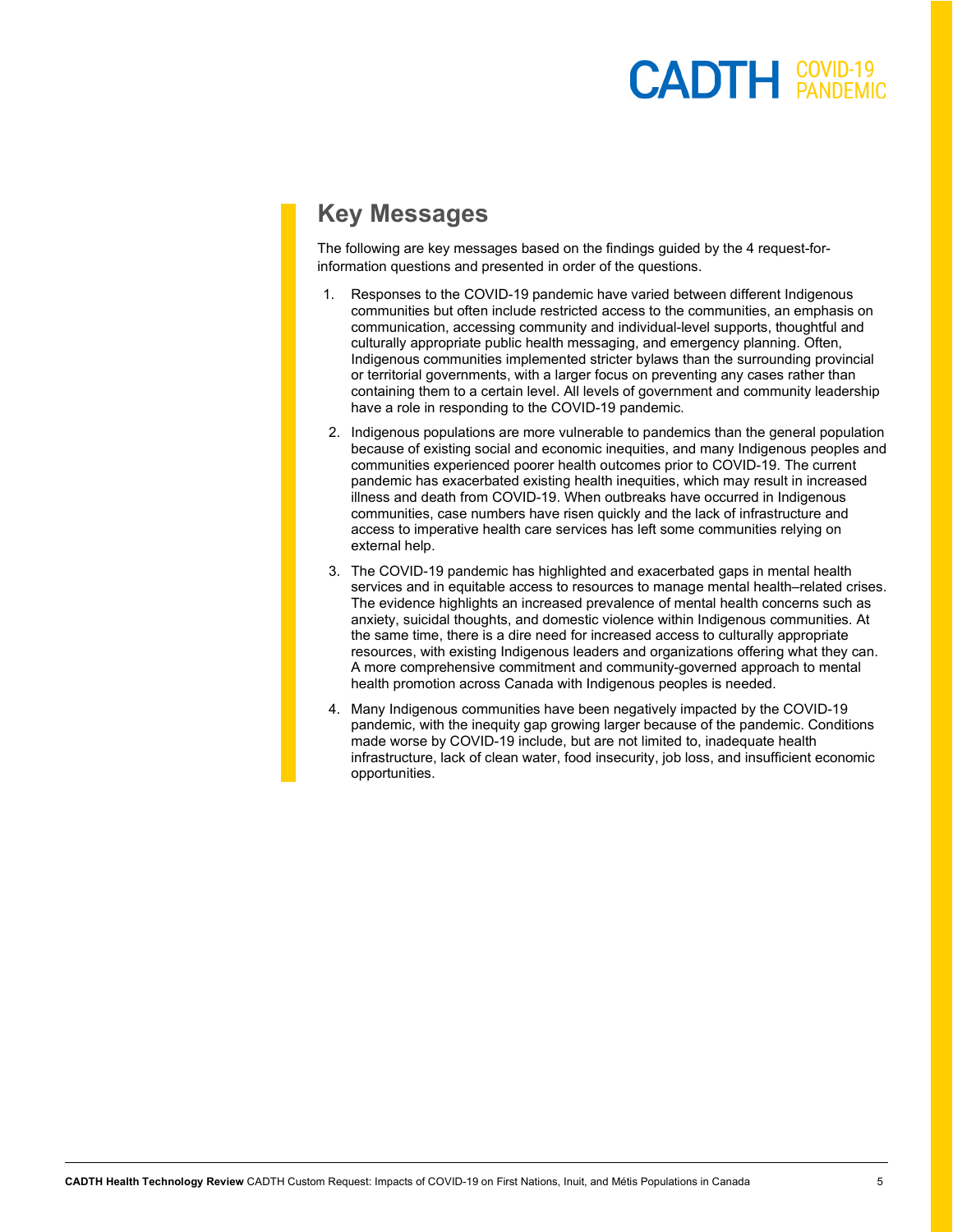## Key Messages

The following are key messages based on the findings guided by the 4 request-for-information questions and presented in order of the questions.

1. Responses to the COVID-19 pandemic have varied between different Indigenous communities but often include restricted access to the communities, an emphasis on communication, accessing community and individual-level supports, thoughtful and culturally appropriate public health messaging, and emergency planning. Often, Indigenous communities implemented stricter bylaws than the surrounding provincial or territorial governments, with a larger focus on preventing any cases rather than containing them to a certain level. All levels of government and community leadership have a role in responding to the COVID-19 pandemic.
2. Indigenous populations are more vulnerable to pandemics than the general population because of existing social and economic inequities, and many Indigenous peoples and communities experienced poorer health outcomes prior to COVID-19. The current pandemic has exacerbated existing health inequities, which may result in increased illness and death from COVID-19. When outbreaks have occurred in Indigenous communities, case numbers have risen quickly and the lack of infrastructure and access to imperative health care services has left some communities relying on external help.
3. The COVID-19 pandemic has highlighted and exacerbated gaps in mental health services and in equitable access to resources to manage mental health–related crises. The evidence highlights an increased prevalence of mental health concerns such as anxiety, suicidal thoughts, and domestic violence within Indigenous communities. At the same time, there is a dire need for increased access to culturally appropriate resources, with existing Indigenous leaders and organizations offering what they can. A more comprehensive commitment and community-governed approach to mental health promotion across Canada with Indigenous peoples is needed.
4. Many Indigenous communities have been negatively impacted by the COVID-19 pandemic, with the inequity gap growing larger because of the pandemic. Conditions made worse by COVID-19 include, but are not limited to, inadequate health infrastructure, lack of clean water, food insecurity, job loss, and insufficient economic opportunities.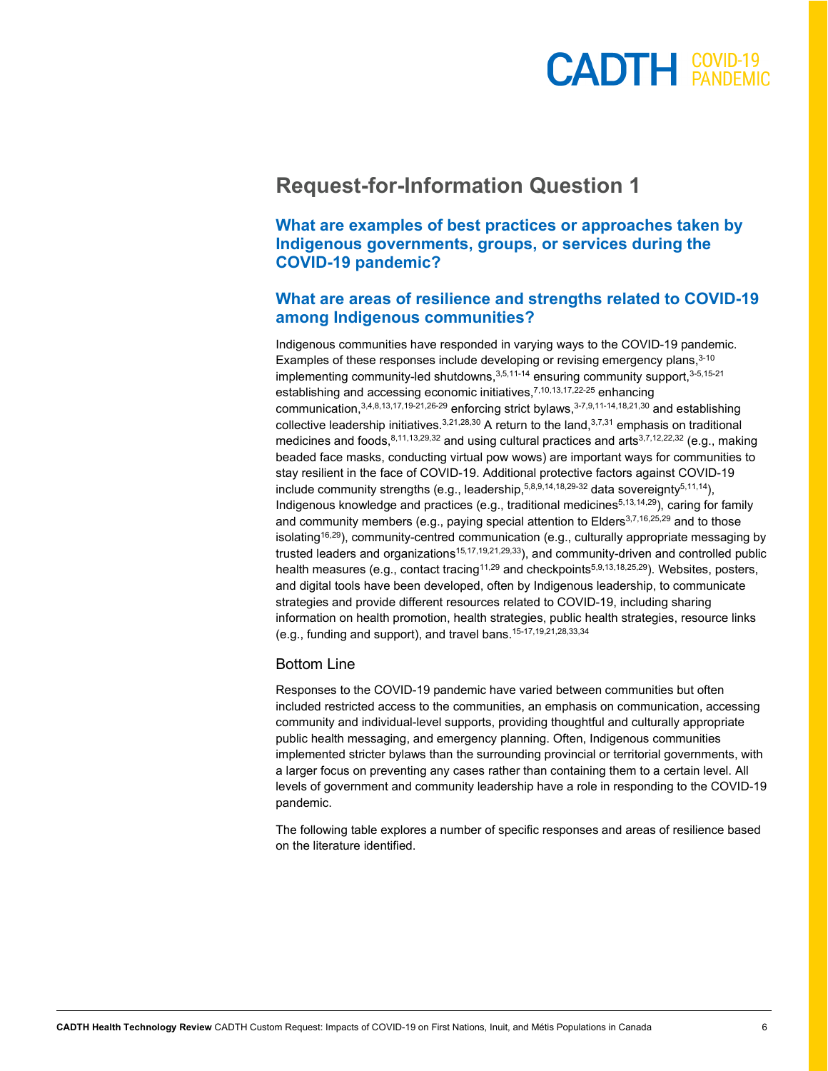## Request-for-Information Question 1

### What are examples of best practices or approaches taken by Indigenous governments, groups, or services during the COVID-19 pandemic?

### What are areas of resilience and strengths related to COVID-19 among Indigenous communities?

Indigenous communities have responded in varying ways to the COVID-19 pandemic. Examples of these responses include developing or revising emergency plans,[3-10] implementing community-led shutdowns,[3,5,11-14] ensuring community support,[3-5,15-21] establishing and accessing economic initiatives,[7,10,13,17,22-25] enhancing communication,[3,4,8,13,17,19-21,26-29] enforcing strict bylaws,[3-7,9,11-14,18,21,30] and establishing collective leadership initiatives.[3,21,28,30] A return to the land,[3,7,31] emphasis on traditional medicines and foods,[8,11,13,29,32] and using cultural practices and arts[3,7,12,22,32] (e.g., making beaded face masks, conducting virtual pow wows) are important ways for communities to stay resilient in the face of COVID-19. Additional protective factors against COVID-19 include community strengths (e.g., leadership,[5,8,9,14,18,29-32] data sovereignty[5,11,14]), Indigenous knowledge and practices (e.g., traditional medicines[5,13,14,29]), caring for family and community members (e.g., paying special attention to Elders[3,7,16,25,29] and to those isolating[16,29]), community-centred communication (e.g., culturally appropriate messaging by trusted leaders and organizations[15,17,19,21,29,33]), and community-driven and controlled public health measures (e.g., contact tracing[11,29] and checkpoints[5,9,13,18,25,29]). Websites, posters, and digital tools have been developed, often by Indigenous leadership, to communicate strategies and provide different resources related to COVID-19, including sharing information on health promotion, health strategies, public health strategies, resource links (e.g., funding and support), and travel bans.[15-17,19,21,28,33,34]

### Bottom Line

Responses to the COVID-19 pandemic have varied between communities but often included restricted access to the communities, an emphasis on communication, accessing community and individual-level supports, providing thoughtful and culturally appropriate public health messaging, and emergency planning. Often, Indigenous communities implemented stricter bylaws than the surrounding provincial or territorial governments, with a larger focus on preventing any cases rather than containing them to a certain level. All levels of government and community leadership have a role in responding to the COVID-19 pandemic.

The following table explores a number of specific responses and areas of resilience based on the literature identified.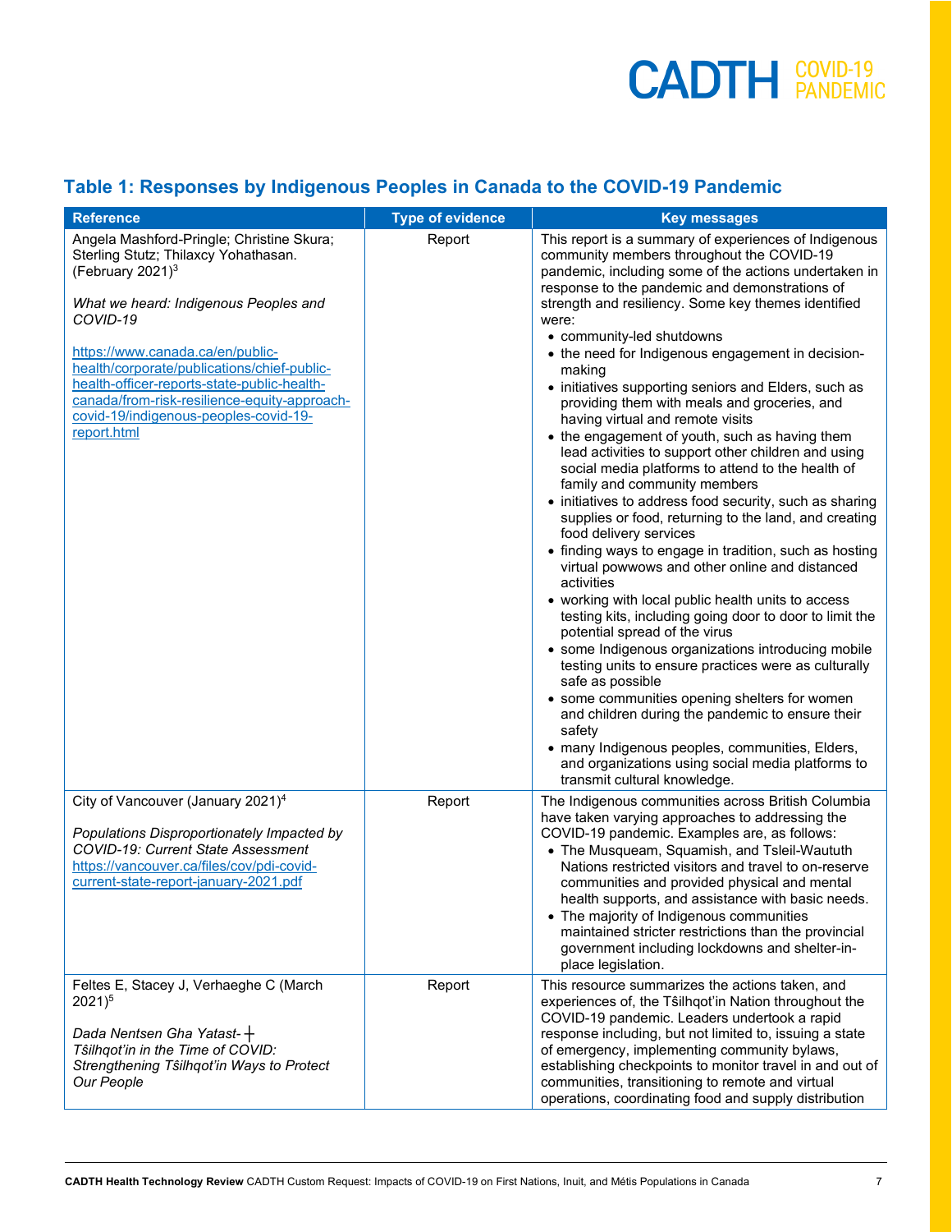## Table 1: Responses by Indigenous Peoples in Canada to the COVID-19 Pandemic

| Reference | Type of evidence | Key messages |
|---|---|---|
| Angela Mashford-Pringle; Christine Skura; Sterling Stutz; Thilaxcy Yohathasan. (February 2021)[3] <br><br> *What we heard: Indigenous Peoples and COVID-19* <br><br> https://www.canada.ca/en/public-health/corporate/publications/chief-public-health-officer-reports-state-public-health-canada/from-risk-resilience-equity-approach-covid-19/indigenous-peoples-covid-19-report.html | Report | This report is a summary of experiences of Indigenous community members throughout the COVID-19 pandemic, including some of the actions undertaken in response to the pandemic and demonstrations of strength and resiliency. Some key themes identified were: <br>• community-led shutdowns <br>• the need for Indigenous engagement in decision-making <br>• initiatives supporting seniors and Elders, such as providing them with meals and groceries, and having virtual and remote visits <br>• the engagement of youth, such as having them lead activities to support other children and using social media platforms to attend to the health of family and community members <br>• initiatives to address food security, such as sharing supplies or food, returning to the land, and creating food delivery services <br>• finding ways to engage in tradition, such as hosting virtual powwows and other online and distanced activities <br>• working with local public health units to access testing kits, including going door to door to limit the potential spread of the virus <br>• some Indigenous organizations introducing mobile testing units to ensure practices were as culturally safe as possible <br>• some communities opening shelters for women and children during the pandemic to ensure their safety <br>• many Indigenous peoples, communities, Elders, and organizations using social media platforms to transmit cultural knowledge. |
| City of Vancouver (January 2021)[4] <br><br> *Populations Disproportionately Impacted by COVID-19: Current State Assessment* <br> https://vancouver.ca/files/cov/pdi-covid-current-state-report-january-2021.pdf | Report | The Indigenous communities across British Columbia have taken varying approaches to addressing the COVID-19 pandemic. Examples are, as follows: <br>• The Musqueam, Squamish, and Tsleil-Waututh Nations restricted visitors and travel to on-reserve communities and provided physical and mental health supports, and assistance with basic needs. <br>• The majority of Indigenous communities maintained stricter restrictions than the provincial government including lockdowns and shelter-in-place legislation. |
| Feltes E, Stacey J, Verhaeghe C (March 2021)[5] <br><br> *Dada Nentsen Gha Yatast-ɫ Tŝilhqot'in in the Time of COVID: Strengthening Tŝilhqot'in Ways to Protect Our People* | Report | This resource summarizes the actions taken, and experiences of, the Tŝilhqot'in Nation throughout the COVID-19 pandemic. Leaders undertook a rapid response including, but not limited to, issuing a state of emergency, implementing community bylaws, establishing checkpoints to monitor travel in and out of communities, transitioning to remote and virtual operations, coordinating food and supply distribution |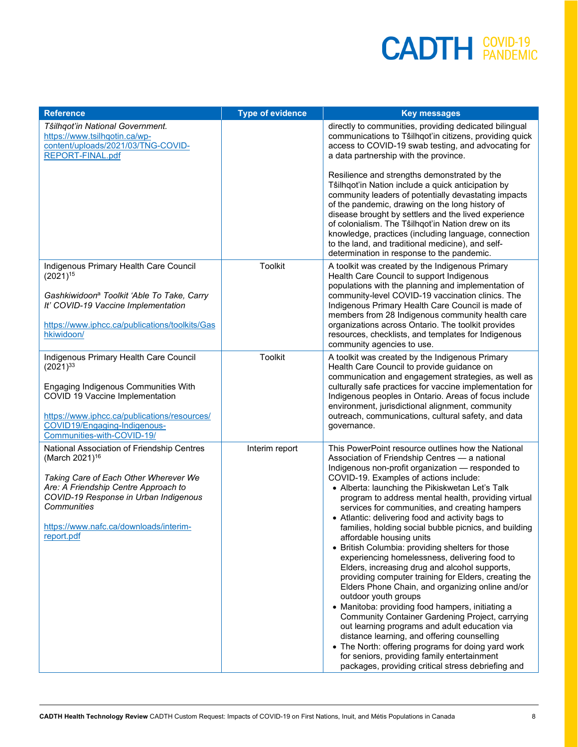| Reference | Type of evidence | Key messages |
| --- | --- | --- |
| *Tŝilhqot'in National Government.* https://www.tsilhqotin.ca/wp-content/uploads/2021/03/TNG-COVID-REPORT-FINAL.pdf | | directly to communities, providing dedicated bilingual communications to Tŝilhqot'in citizens, providing quick access to COVID-19 swab testing, and advocating for a data partnership with the province.<br><br>Resilience and strengths demonstrated by the Tŝilhqot'in Nation include a quick anticipation by community leaders of potentially devastating impacts of the pandemic, drawing on the long history of disease brought by settlers and the lived experience of colonialism. The Tŝilhqot'in Nation drew on its knowledge, practices (including language, connection to the land, and traditional medicine), and self-determination in response to the pandemic. |
| Indigenous Primary Health Care Council (2021)[15]<br><br>*Gashkiwidoon[a] Toolkit 'Able To Take, Carry It' COVID-19 Vaccine Implementation*<br><br>https://www.iphcc.ca/publications/toolkits/Gashkiwidoon/ | Toolkit | A toolkit was created by the Indigenous Primary Health Care Council to support Indigenous populations with the planning and implementation of community-level COVID-19 vaccination clinics. The Indigenous Primary Health Care Council is made of members from 28 Indigenous community health care organizations across Ontario. The toolkit provides resources, checklists, and templates for Indigenous community agencies to use. |
| Indigenous Primary Health Care Council (2021)[33]<br><br>Engaging Indigenous Communities With COVID 19 Vaccine Implementation<br><br>https://www.iphcc.ca/publications/resources/COVID19/Engaging-Indigenous-Communities-with-COVID-19/ | Toolkit | A toolkit was created by the Indigenous Primary Health Care Council to provide guidance on communication and engagement strategies, as well as culturally safe practices for vaccine implementation for Indigenous peoples in Ontario. Areas of focus include environment, jurisdictional alignment, community outreach, communications, cultural safety, and data governance. |
| National Association of Friendship Centres (March 2021)[16]<br><br>*Taking Care of Each Other Wherever We Are: A Friendship Centre Approach to COVID-19 Response in Urban Indigenous Communities*<br><br>https://www.nafc.ca/downloads/interim-report.pdf | Interim report | This PowerPoint resource outlines how the National Association of Friendship Centres — a national Indigenous non-profit organization — responded to COVID-19. Examples of actions include:<br>• Alberta: launching the Pikiskwetan Let's Talk program to address mental health, providing virtual services for communities, and creating hampers<br>• Atlantic: delivering food and activity bags to families, holding social bubble picnics, and building affordable housing units<br>• British Columbia: providing shelters for those experiencing homelessness, delivering food to Elders, increasing drug and alcohol supports, providing computer training for Elders, creating the Elders Phone Chain, and organizing online and/or outdoor youth groups<br>• Manitoba: providing food hampers, initiating a Community Container Gardening Project, carrying out learning programs and adult education via distance learning, and offering counselling<br>• The North: offering programs for doing yard work for seniors, providing family entertainment packages, providing critical stress debriefing and |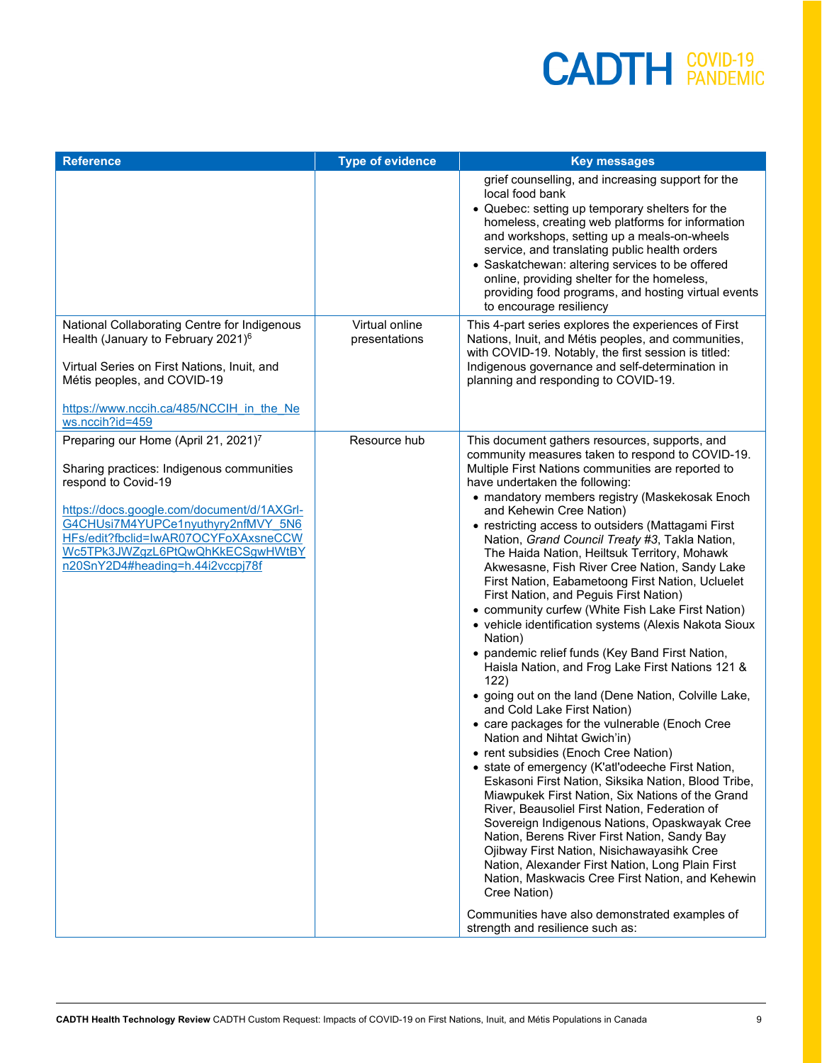| Reference | Type of evidence | Key messages |
|---|---|---|
| | | grief counselling, and increasing support for the local food bank<br>• Quebec: setting up temporary shelters for the homeless, creating web platforms for information and workshops, setting up a meals-on-wheels service, and translating public health orders<br>• Saskatchewan: altering services to be offered online, providing shelter for the homeless, providing food programs, and hosting virtual events to encourage resiliency |
| National Collaborating Centre for Indigenous Health (January to February 2021)[6]<br><br>Virtual Series on First Nations, Inuit, and Métis peoples, and COVID-19<br><br>https://www.nccih.ca/485/NCCIH_in_the_News.nccih?id=459 | Virtual online presentations | This 4-part series explores the experiences of First Nations, Inuit, and Métis peoples, and communities, with COVID-19. Notably, the first session is titled: Indigenous governance and self-determination in planning and responding to COVID-19. |
| Preparing our Home (April 21, 2021)[7]<br><br>Sharing practices: Indigenous communities respond to Covid-19<br><br>https://docs.google.com/document/d/1AXGrl-G4CHUsi7M4YUPCe1nyuthyry2nfMVY_5N6HFs/edit?fbclid=IwAR07OCYFoXAxsneCCWWc5TPk3JWZgzL6PtQwQhKkECSgwHWtBYn20SnY2D4#heading=h.44i2vccpj78f | Resource hub | This document gathers resources, supports, and community measures taken to respond to COVID-19. Multiple First Nations communities are reported to have undertaken the following:<br>• mandatory members registry (Maskekosak Enoch and Kehewin Cree Nation)<br>• restricting access to outsiders (Mattagami First Nation, *Grand Council Treaty #3*, Takla Nation, The Haida Nation, Heiltsuk Territory, Mohawk Akwesasne, Fish River Cree Nation, Sandy Lake First Nation, Eabametoong First Nation, Ucluelet First Nation, and Peguis First Nation)<br>• community curfew (White Fish Lake First Nation)<br>• vehicle identification systems (Alexis Nakota Sioux Nation)<br>• pandemic relief funds (Key Band First Nation, Haisla Nation, and Frog Lake First Nations 121 & 122)<br>• going out on the land (Dene Nation, Colville Lake, and Cold Lake First Nation)<br>• care packages for the vulnerable (Enoch Cree Nation and Nihtat Gwich'in)<br>• rent subsidies (Enoch Cree Nation)<br>• state of emergency (K'atl'odeeche First Nation, Eskasoni First Nation, Siksika Nation, Blood Tribe, Miawpukek First Nation, Six Nations of the Grand River, Beausoliel First Nation, Federation of Sovereign Indigenous Nations, Opaskwayak Cree Nation, Berens River First Nation, Sandy Bay Ojibway First Nation, Nisichawayasihk Cree Nation, Alexander First Nation, Long Plain First Nation, Maskwacis Cree First Nation, and Kehewin Cree Nation)<br><br>Communities have also demonstrated examples of strength and resilience such as: |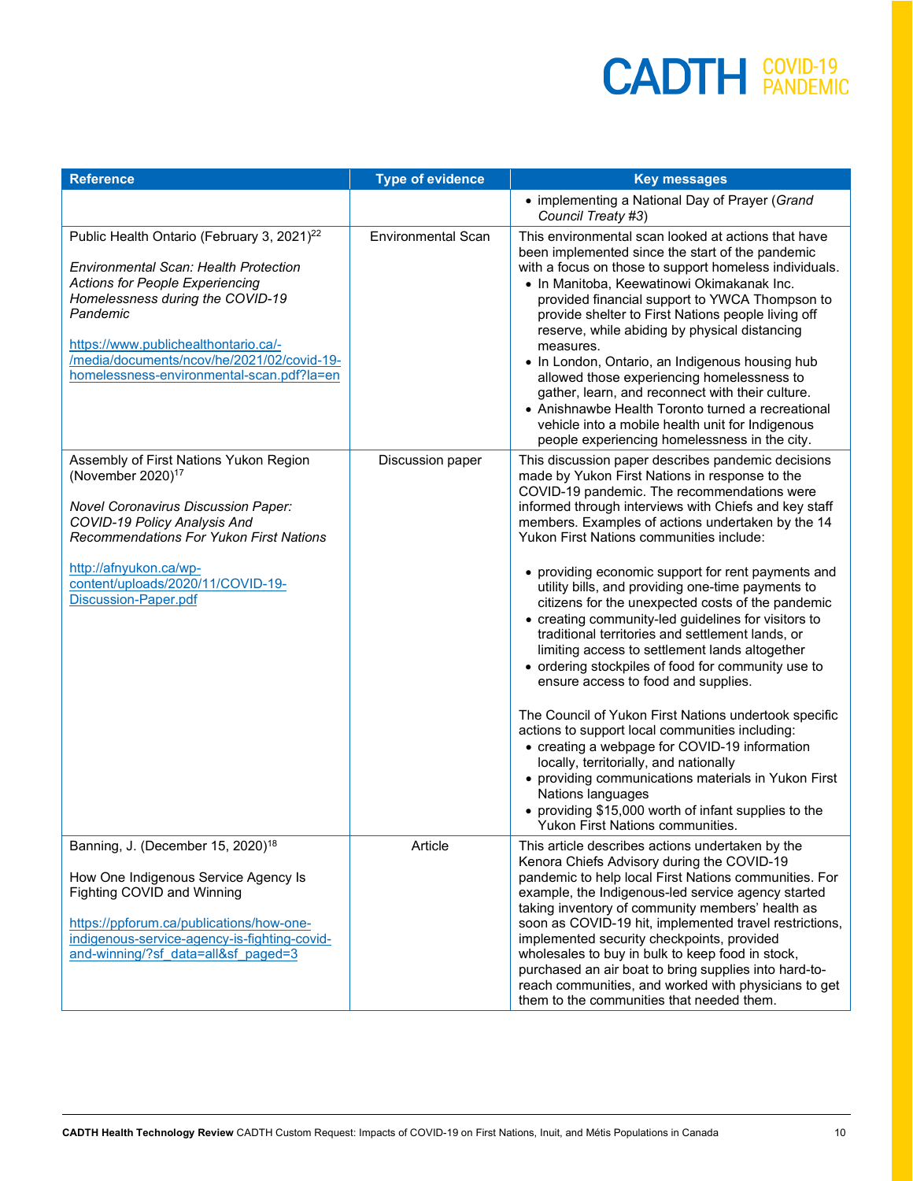| Reference | Type of evidence | Key messages |
|---|---|---|
| | | • implementing a National Day of Prayer (*Grand Council Treaty #3*) |
| Public Health Ontario (February 3, 2021)[22]<br><br>*Environmental Scan: Health Protection Actions for People Experiencing Homelessness during the COVID-19 Pandemic*<br><br>https://www.publichealthontario.ca/-/media/documents/ncov/he/2021/02/covid-19-homelessness-environmental-scan.pdf?la=en | Environmental Scan | This environmental scan looked at actions that have been implemented since the start of the pandemic with a focus on those to support homeless individuals.<br>• In Manitoba, Keewatinowi Okimakanak Inc. provided financial support to YWCA Thompson to provide shelter to First Nations people living off reserve, while abiding by physical distancing measures.<br>• In London, Ontario, an Indigenous housing hub allowed those experiencing homelessness to gather, learn, and reconnect with their culture.<br>• Anishnawbe Health Toronto turned a recreational vehicle into a mobile health unit for Indigenous people experiencing homelessness in the city. |
| Assembly of First Nations Yukon Region (November 2020)[17]<br><br>*Novel Coronavirus Discussion Paper: COVID-19 Policy Analysis And Recommendations For Yukon First Nations*<br><br>http://afnyukon.ca/wp-content/uploads/2020/11/COVID-19-Discussion-Paper.pdf | Discussion paper | This discussion paper describes pandemic decisions made by Yukon First Nations in response to the COVID-19 pandemic. The recommendations were informed through interviews with Chiefs and key staff members. Examples of actions undertaken by the 14 Yukon First Nations communities include:<br><br>• providing economic support for rent payments and utility bills, and providing one-time payments to citizens for the unexpected costs of the pandemic<br>• creating community-led guidelines for visitors to traditional territories and settlement lands, or limiting access to settlement lands altogether<br>• ordering stockpiles of food for community use to ensure access to food and supplies.<br><br>The Council of Yukon First Nations undertook specific actions to support local communities including:<br>• creating a webpage for COVID-19 information locally, territorially, and nationally<br>• providing communications materials in Yukon First Nations languages<br>• providing $15,000 worth of infant supplies to the Yukon First Nations communities. |
| Banning, J. (December 15, 2020)[18]<br><br>How One Indigenous Service Agency Is Fighting COVID and Winning<br><br>https://ppforum.ca/publications/how-one-indigenous-service-agency-is-fighting-covid-and-winning/?sf_data=all&sf_paged=3 | Article | This article describes actions undertaken by the Kenora Chiefs Advisory during the COVID-19 pandemic to help local First Nations communities. For example, the Indigenous-led service agency started taking inventory of community members' health as soon as COVID-19 hit, implemented travel restrictions, implemented security checkpoints, provided wholesales to buy in bulk to keep food in stock, purchased an air boat to bring supplies into hard-to-reach communities, and worked with physicians to get them to the communities that needed them. |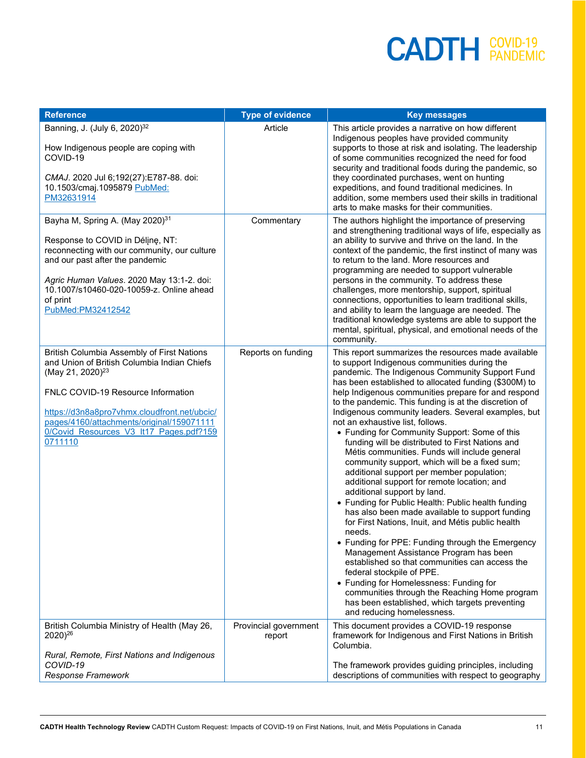| Reference | Type of evidence | Key messages |
|---|---|---|
| Banning, J. (July 6, 2020)[32]<br><br>How Indigenous people are coping with COVID-19<br><br>*CMAJ*. 2020 Jul 6;192(27):E787-88. doi: 10.1503/cmaj.1095879 PubMed: PM32631914 | Article | This article provides a narrative on how different Indigenous peoples have provided community supports to those at risk and isolating. The leadership of some communities recognized the need for food security and traditional foods during the pandemic, so they coordinated purchases, went on hunting expeditions, and found traditional medicines. In addition, some members used their skills in traditional arts to make masks for their communities. |
| Bayha M, Spring A. (May 2020)[31]<br><br>Response to COVID in Délı̨nę, NT: reconnecting with our community, our culture and our past after the pandemic<br><br>*Agric Human Values*. 2020 May 13:1-2. doi: 10.1007/s10460-020-10059-z. Online ahead of print<br>PubMed:PM32412542 | Commentary | The authors highlight the importance of preserving and strengthening traditional ways of life, especially as an ability to survive and thrive on the land. In the context of the pandemic, the first instinct of many was to return to the land. More resources and programming are needed to support vulnerable persons in the community. To address these challenges, more mentorship, support, spiritual connections, opportunities to learn traditional skills, and ability to learn the language are needed. The traditional knowledge systems are able to support the mental, spiritual, physical, and emotional needs of the community. |
| British Columbia Assembly of First Nations and Union of British Columbia Indian Chiefs (May 21, 2020)[23]<br><br>FNLC COVID-19 Resource Information<br><br>https://d3n8a8pro7vhmx.cloudfront.net/ubcic/pages/4160/attachments/original/1590711110/Covid_Resources_V3_lt17_Pages.pdf?1590711110 | Reports on funding | This report summarizes the resources made available to support Indigenous communities during the pandemic. The Indigenous Community Support Fund has been established to allocated funding ($300M) to help Indigenous communities prepare for and respond to the pandemic. This funding is at the discretion of Indigenous community leaders. Several examples, but not an exhaustive list, follows.<br>• Funding for Community Support: Some of this funding will be distributed to First Nations and Métis communities. Funds will include general community support, which will be a fixed sum; additional support per member population; additional support for remote location; and additional support by land.<br>• Funding for Public Health: Public health funding has also been made available to support funding for First Nations, Inuit, and Métis public health needs.<br>• Funding for PPE: Funding through the Emergency Management Assistance Program has been established so that communities can access the federal stockpile of PPE.<br>• Funding for Homelessness: Funding for communities through the Reaching Home program has been established, which targets preventing and reducing homelessness. |
| British Columbia Ministry of Health (May 26, 2020)[26]<br><br>*Rural, Remote, First Nations and Indigenous COVID-19 Response Framework* | Provincial government report | This document provides a COVID-19 response framework for Indigenous and First Nations in British Columbia.<br><br>The framework provides guiding principles, including descriptions of communities with respect to geography |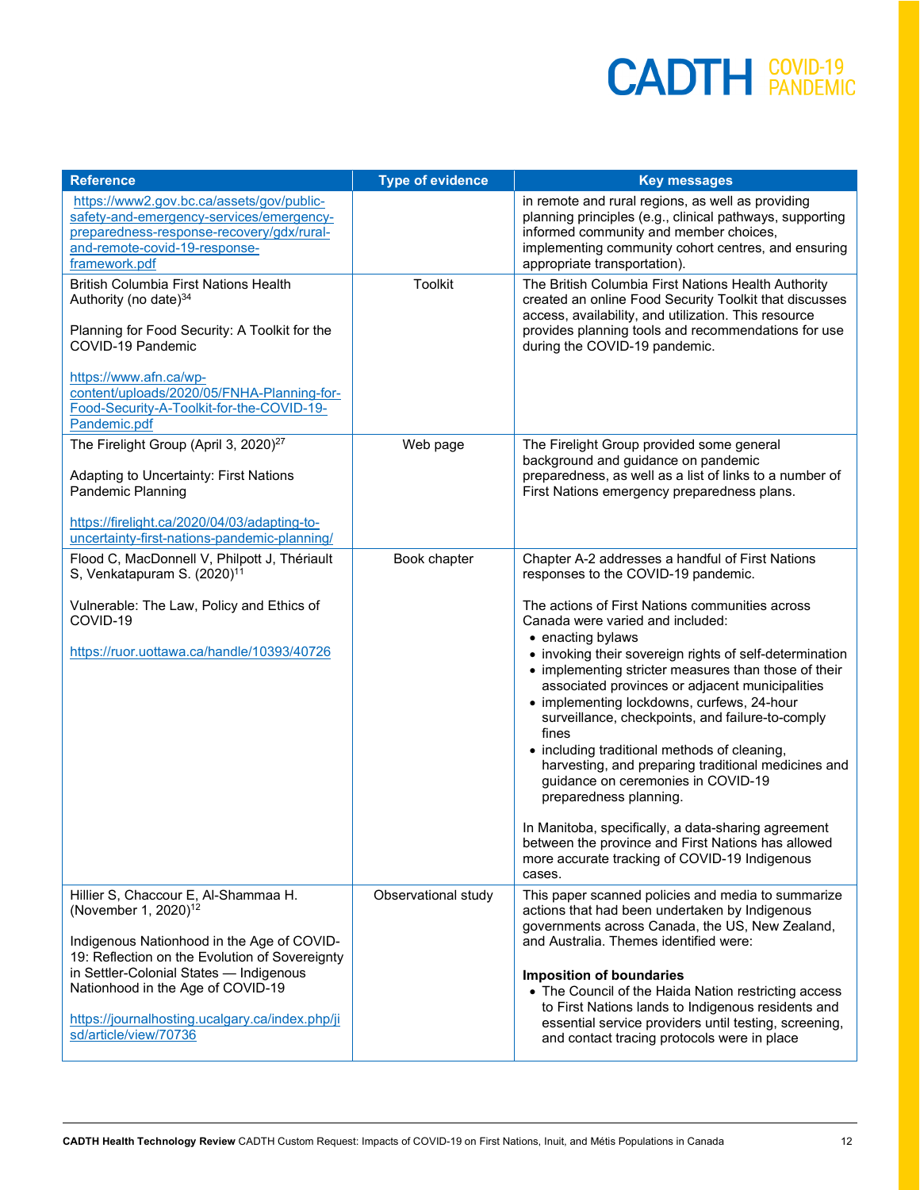| Reference | Type of evidence | Key messages |
|---|---|---|
| https://www2.gov.bc.ca/assets/gov/public-safety-and-emergency-services/emergency-preparedness-response-recovery/gdx/rural-and-remote-covid-19-response-framework.pdf | | in remote and rural regions, as well as providing planning principles (e.g., clinical pathways, supporting informed community and member choices, implementing community cohort centres, and ensuring appropriate transportation). |
| British Columbia First Nations Health Authority (no date)[34]<br><br>Planning for Food Security: A Toolkit for the COVID-19 Pandemic<br><br>https://www.afn.ca/wp-content/uploads/2020/05/FNHA-Planning-for-Food-Security-A-Toolkit-for-the-COVID-19-Pandemic.pdf | Toolkit | The British Columbia First Nations Health Authority created an online Food Security Toolkit that discusses access, availability, and utilization. This resource provides planning tools and recommendations for use during the COVID-19 pandemic. |
| The Firelight Group (April 3, 2020)[27]<br><br>Adapting to Uncertainty: First Nations Pandemic Planning<br><br>https://firelight.ca/2020/04/03/adapting-to-uncertainty-first-nations-pandemic-planning/ | Web page | The Firelight Group provided some general background and guidance on pandemic preparedness, as well as a list of links to a number of First Nations emergency preparedness plans. |
| Flood C, MacDonnell V, Philpott J, Thériault S, Venkatapuram S. (2020)[11]<br><br>Vulnerable: The Law, Policy and Ethics of COVID-19<br><br>https://ruor.uottawa.ca/handle/10393/40726 | Book chapter | Chapter A-2 addresses a handful of First Nations responses to the COVID-19 pandemic.<br><br>The actions of First Nations communities across Canada were varied and included:<br>• enacting bylaws<br>• invoking their sovereign rights of self-determination<br>• implementing stricter measures than those of their associated provinces or adjacent municipalities<br>• implementing lockdowns, curfews, 24-hour surveillance, checkpoints, and failure-to-comply fines<br>• including traditional methods of cleaning, harvesting, and preparing traditional medicines and guidance on ceremonies in COVID-19 preparedness planning.<br><br>In Manitoba, specifically, a data-sharing agreement between the province and First Nations has allowed more accurate tracking of COVID-19 Indigenous cases. |
| Hillier S, Chaccour E, Al-Shammaa H. (November 1, 2020)[12]<br><br>Indigenous Nationhood in the Age of COVID-19: Reflection on the Evolution of Sovereignty in Settler-Colonial States — Indigenous Nationhood in the Age of COVID-19<br><br>https://journalhosting.ucalgary.ca/index.php/jisd/article/view/70736 | Observational study | This paper scanned policies and media to summarize actions that had been undertaken by Indigenous governments across Canada, the US, New Zealand, and Australia. Themes identified were:<br><br>**Imposition of boundaries**<br>• The Council of the Haida Nation restricting access to First Nations lands to Indigenous residents and essential service providers until testing, screening, and contact tracing protocols were in place |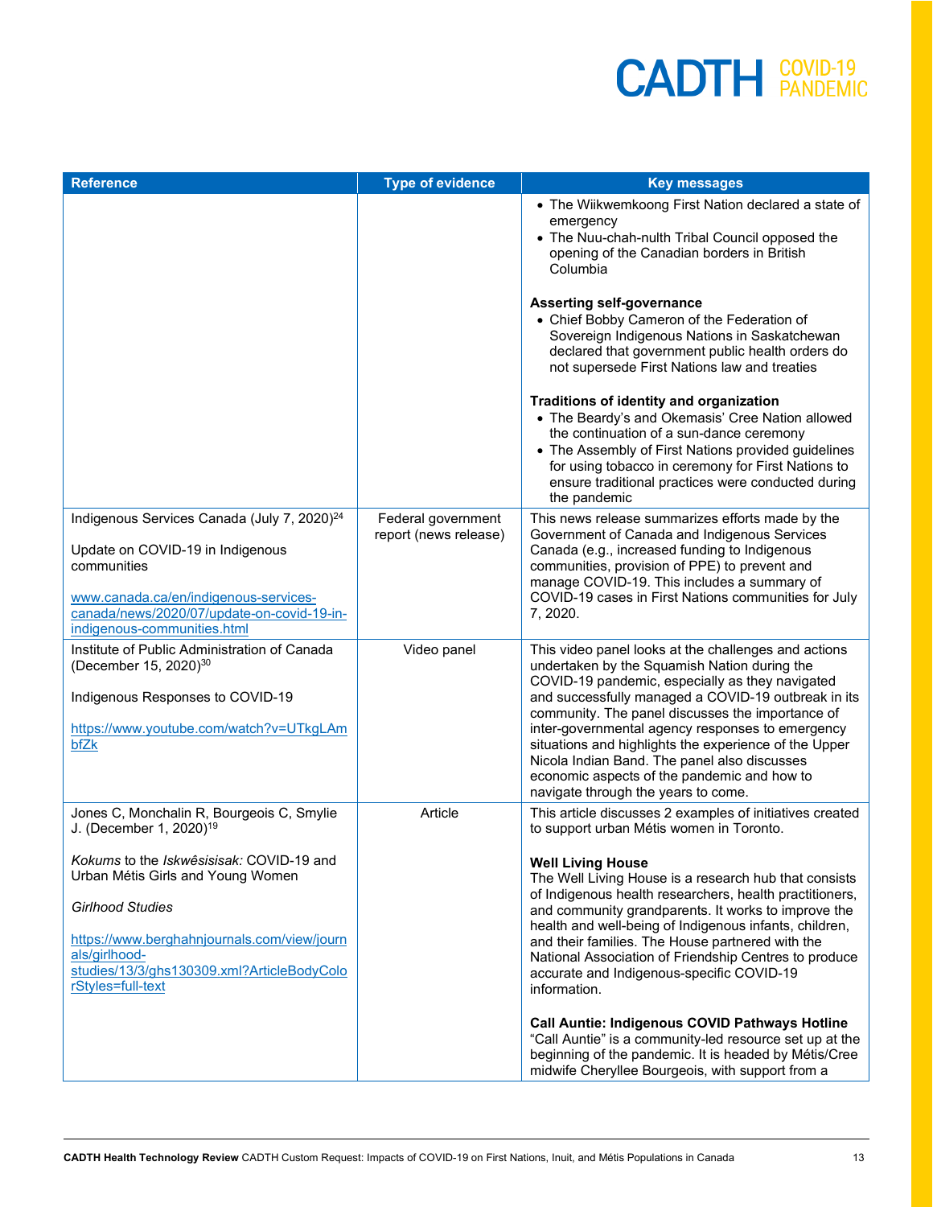| Reference | Type of evidence | Key messages |
|---|---|---|
| | | • The Wiikwemkoong First Nation declared a state of emergency<br>• The Nuu-chah-nulth Tribal Council opposed the opening of the Canadian borders in British Columbia<br><br>**Asserting self-governance**<br>• Chief Bobby Cameron of the Federation of Sovereign Indigenous Nations in Saskatchewan declared that government public health orders do not supersede First Nations law and treaties<br><br>**Traditions of identity and organization**<br>• The Beardy's and Okemasis' Cree Nation allowed the continuation of a sun-dance ceremony<br>• The Assembly of First Nations provided guidelines for using tobacco in ceremony for First Nations to ensure traditional practices were conducted during the pandemic |
| Indigenous Services Canada (July 7, 2020)[24]<br><br>Update on COVID-19 in Indigenous communities<br><br>www.canada.ca/en/indigenous-services-canada/news/2020/07/update-on-covid-19-in-indigenous-communities.html | Federal government report (news release) | This news release summarizes efforts made by the Government of Canada and Indigenous Services Canada (e.g., increased funding to Indigenous communities, provision of PPE) to prevent and manage COVID-19. This includes a summary of COVID-19 cases in First Nations communities for July 7, 2020. |
| Institute of Public Administration of Canada (December 15, 2020)[30]<br><br>Indigenous Responses to COVID-19<br><br>https://www.youtube.com/watch?v=UTkgLAmbfZk | Video panel | This video panel looks at the challenges and actions undertaken by the Squamish Nation during the COVID-19 pandemic, especially as they navigated and successfully managed a COVID-19 outbreak in its community. The panel discusses the importance of inter-governmental agency responses to emergency situations and highlights the experience of the Upper Nicola Indian Band. The panel also discusses economic aspects of the pandemic and how to navigate through the years to come. |
| Jones C, Monchalin R, Bourgeois C, Smylie J. (December 1, 2020)[19]<br><br>*Kokums* to the *Iskwêsisisak:* COVID-19 and Urban Métis Girls and Young Women<br><br>*Girlhood Studies*<br><br>https://www.berghahnjournals.com/view/journals/girlhood-studies/13/3/ghs130309.xml?ArticleBodyColorStyles=full-text | Article | This article discusses 2 examples of initiatives created to support urban Métis women in Toronto.<br><br>**Well Living House**<br>The Well Living House is a research hub that consists of Indigenous health researchers, health practitioners, and community grandparents. It works to improve the health and well-being of Indigenous infants, children, and their families. The House partnered with the National Association of Friendship Centres to produce accurate and Indigenous-specific COVID-19 information.<br><br>**Call Auntie: Indigenous COVID Pathways Hotline**<br>"Call Auntie" is a community-led resource set up at the beginning of the pandemic. It is headed by Métis/Cree midwife Cheryllee Bourgeois, with support from a |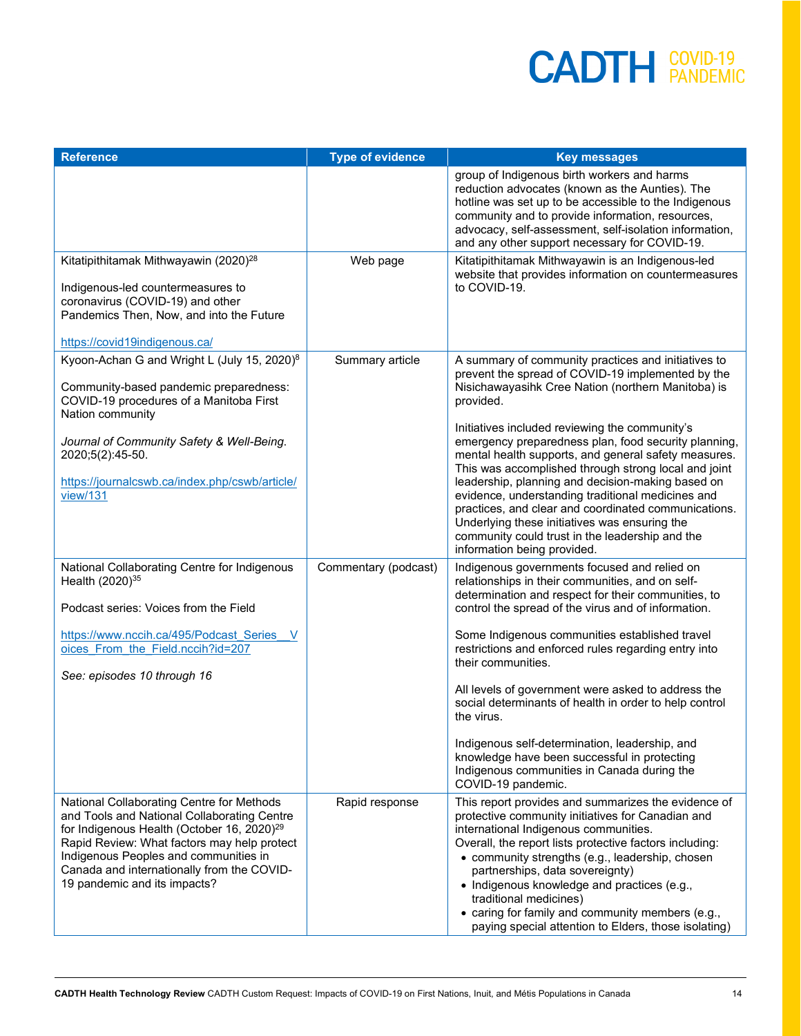| Reference | Type of evidence | Key messages |
|---|---|---|
| | | group of Indigenous birth workers and harms reduction advocates (known as the Aunties). The hotline was set up to be accessible to the Indigenous community and to provide information, resources, advocacy, self-assessment, self-isolation information, and any other support necessary for COVID-19. |
| Kitatipithitamak Mithwayawin (2020)[28]<br><br>Indigenous-led countermeasures to coronavirus (COVID-19) and other Pandemics Then, Now, and into the Future<br><br>https://covid19indigenous.ca/ | Web page | Kitatipithitamak Mithwayawin is an Indigenous-led website that provides information on countermeasures to COVID-19. |
| Kyoon-Achan G and Wright L (July 15, 2020)[8]<br><br>Community-based pandemic preparedness: COVID-19 procedures of a Manitoba First Nation community<br><br>*Journal of Community Safety & Well-Being*. 2020;5(2):45-50.<br><br>https://journalcswb.ca/index.php/cswb/article/view/131 | Summary article | A summary of community practices and initiatives to prevent the spread of COVID-19 implemented by the Nisichawayasihk Cree Nation (northern Manitoba) is provided.<br><br>Initiatives included reviewing the community's emergency preparedness plan, food security planning, mental health supports, and general safety measures. This was accomplished through strong local and joint leadership, planning and decision-making based on evidence, understanding traditional medicines and practices, and clear and coordinated communications. Underlying these initiatives was ensuring the community could trust in the leadership and the information being provided. |
| National Collaborating Centre for Indigenous Health (2020)[35]<br><br>Podcast series: Voices from the Field<br><br>https://www.nccih.ca/495/Podcast_Series__Voices_From_the_Field.nccih?id=207<br><br>*See: episodes 10 through 16* | Commentary (podcast) | Indigenous governments focused and relied on relationships in their communities, and on self-determination and respect for their communities, to control the spread of the virus and of information.<br><br>Some Indigenous communities established travel restrictions and enforced rules regarding entry into their communities.<br><br>All levels of government were asked to address the social determinants of health in order to help control the virus.<br><br>Indigenous self-determination, leadership, and knowledge have been successful in protecting Indigenous communities in Canada during the COVID-19 pandemic. |
| National Collaborating Centre for Methods and Tools and National Collaborating Centre for Indigenous Health (October 16, 2020)[29]<br>Rapid Review: What factors may help protect Indigenous Peoples and communities in Canada and internationally from the COVID-19 pandemic and its impacts? | Rapid response | This report provides and summarizes the evidence of protective community initiatives for Canadian and international Indigenous communities.<br>Overall, the report lists protective factors including:<br>• community strengths (e.g., leadership, chosen partnerships, data sovereignty)<br>• Indigenous knowledge and practices (e.g., traditional medicines)<br>• caring for family and community members (e.g., paying special attention to Elders, those isolating) |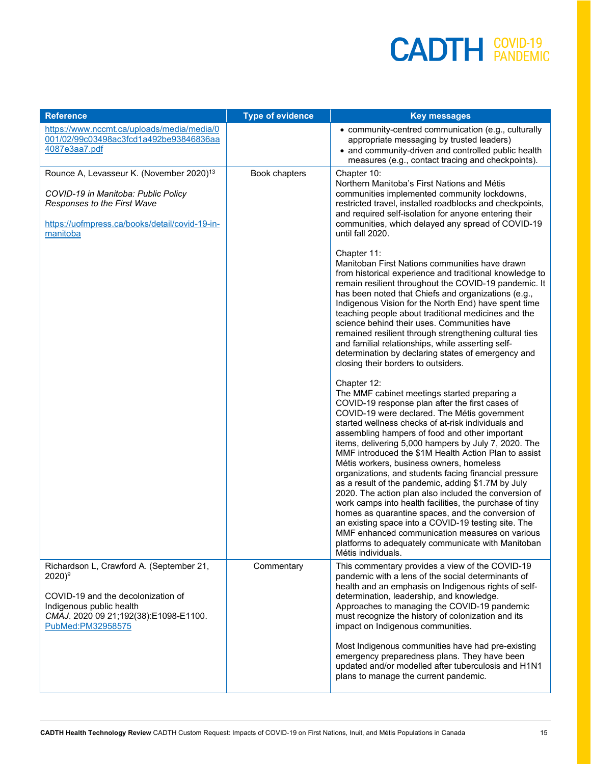| Reference | Type of evidence | Key messages |
|---|---|---|
| https://www.nccmt.ca/uploads/media/media/0001/02/99c03498ac3fcd1a492be93846836aa4087e3aa7.pdf | | • community-centred communication (e.g., culturally appropriate messaging by trusted leaders)<br>• and community-driven and controlled public health measures (e.g., contact tracing and checkpoints). |
| Rounce A, Levasseur K. (November 2020)[13]<br><br>*COVID-19 in Manitoba: Public Policy Responses to the First Wave*<br><br>https://uofmpress.ca/books/detail/covid-19-in-manitoba | Book chapters | Chapter 10:<br>Northern Manitoba's First Nations and Métis communities implemented community lockdowns, restricted travel, installed roadblocks and checkpoints, and required self-isolation for anyone entering their communities, which delayed any spread of COVID-19 until fall 2020.<br><br>Chapter 11:<br>Manitoban First Nations communities have drawn from historical experience and traditional knowledge to remain resilient throughout the COVID-19 pandemic. It has been noted that Chiefs and organizations (e.g., Indigenous Vision for the North End) have spent time teaching people about traditional medicines and the science behind their uses. Communities have remained resilient through strengthening cultural ties and familial relationships, while asserting self-determination by declaring states of emergency and closing their borders to outsiders.<br><br>Chapter 12:<br>The MMF cabinet meetings started preparing a COVID-19 response plan after the first cases of COVID-19 were declared. The Métis government started wellness checks of at-risk individuals and assembling hampers of food and other important items, delivering 5,000 hampers by July 7, 2020. The MMF introduced the $1M Health Action Plan to assist Métis workers, business owners, homeless organizations, and students facing financial pressure as a result of the pandemic, adding $1.7M by July 2020. The action plan also included the conversion of work camps into health facilities, the purchase of tiny homes as quarantine spaces, and the conversion of an existing space into a COVID-19 testing site. The MMF enhanced communication measures on various platforms to adequately communicate with Manitoban Métis individuals. |
| Richardson L, Crawford A. (September 21, 2020)[9]<br><br>COVID-19 and the decolonization of Indigenous public health<br>*CMAJ*. 2020 09 21;192(38):E1098-E1100.<br>PubMed:PM32958575 | Commentary | This commentary provides a view of the COVID-19 pandemic with a lens of the social determinants of health and an emphasis on Indigenous rights of self-determination, leadership, and knowledge. Approaches to managing the COVID-19 pandemic must recognize the history of colonization and its impact on Indigenous communities.<br><br>Most Indigenous communities have had pre-existing emergency preparedness plans. They have been updated and/or modelled after tuberculosis and H1N1 plans to manage the current pandemic. |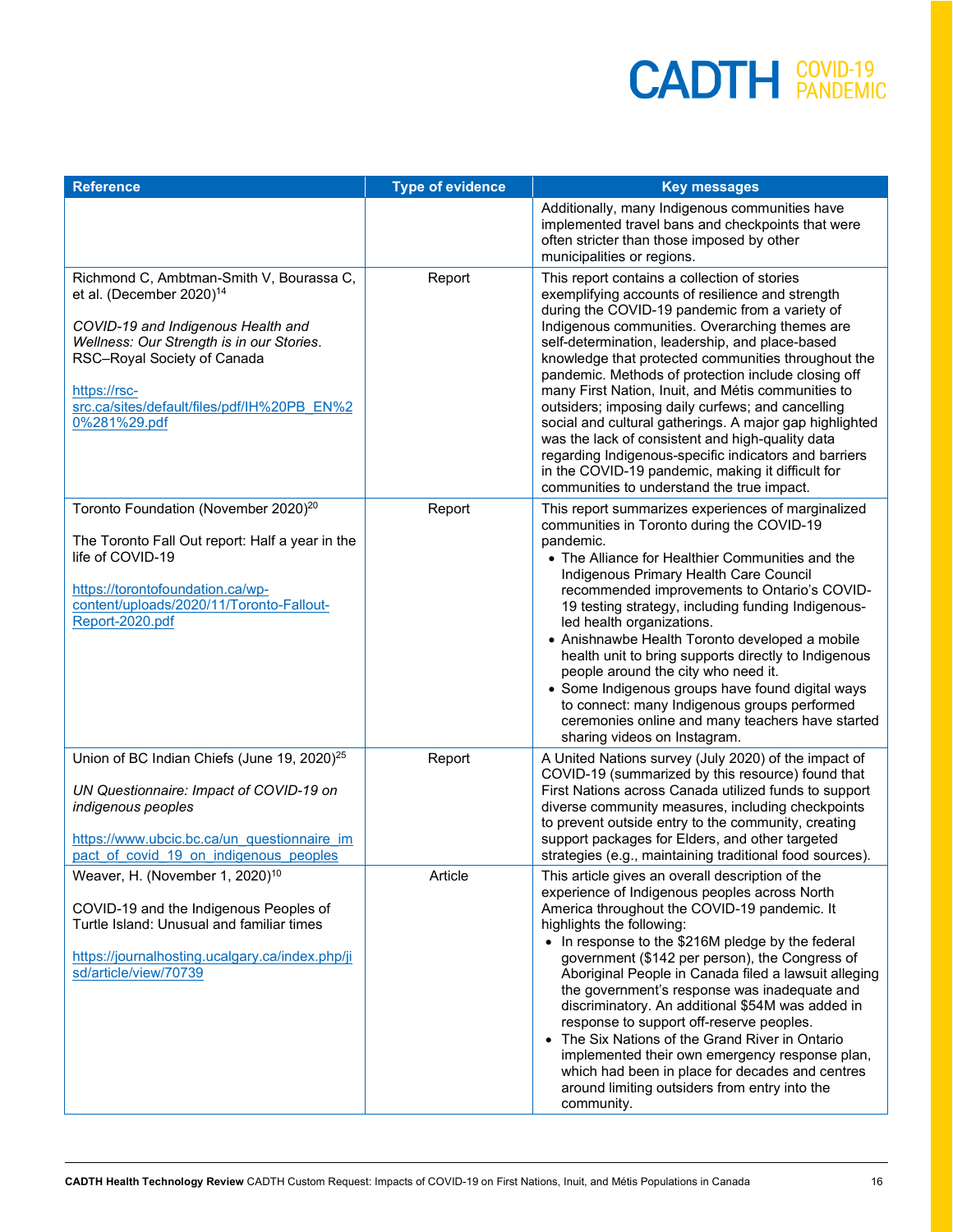| Reference | Type of evidence | Key messages |
| --- | --- | --- |
| | | Additionally, many Indigenous communities have implemented travel bans and checkpoints that were often stricter than those imposed by other municipalities or regions. |
| Richmond C, Ambtman-Smith V, Bourassa C, et al. (December 2020)[14]<br><br>*COVID-19 and Indigenous Health and Wellness: Our Strength is in our Stories*. RSC–Royal Society of Canada<br><br>https://rsc-src.ca/sites/default/files/pdf/IH%20PB_EN%20%281%29.pdf | Report | This report contains a collection of stories exemplifying accounts of resilience and strength during the COVID-19 pandemic from a variety of Indigenous communities. Overarching themes are self-determination, leadership, and place-based knowledge that protected communities throughout the pandemic. Methods of protection include closing off many First Nation, Inuit, and Métis communities to outsiders; imposing daily curfews; and cancelling social and cultural gatherings. A major gap highlighted was the lack of consistent and high-quality data regarding Indigenous-specific indicators and barriers in the COVID-19 pandemic, making it difficult for communities to understand the true impact. |
| Toronto Foundation (November 2020)[20]<br><br>The Toronto Fall Out report: Half a year in the life of COVID-19<br><br>https://torontofoundation.ca/wp-content/uploads/2020/11/Toronto-Fallout-Report-2020.pdf | Report | This report summarizes experiences of marginalized communities in Toronto during the COVID-19 pandemic.<br>• The Alliance for Healthier Communities and the Indigenous Primary Health Care Council recommended improvements to Ontario's COVID-19 testing strategy, including funding Indigenous-led health organizations.<br>• Anishnawbe Health Toronto developed a mobile health unit to bring supports directly to Indigenous people around the city who need it.<br>• Some Indigenous groups have found digital ways to connect: many Indigenous groups performed ceremonies online and many teachers have started sharing videos on Instagram. |
| Union of BC Indian Chiefs (June 19, 2020)[25]<br><br>*UN Questionnaire: Impact of COVID-19 on indigenous peoples*<br><br>https://www.ubcic.bc.ca/un_questionnaire_impact_of_covid_19_on_indigenous_peoples | Report | A United Nations survey (July 2020) of the impact of COVID-19 (summarized by this resource) found that First Nations across Canada utilized funds to support diverse community measures, including checkpoints to prevent outside entry to the community, creating support packages for Elders, and other targeted strategies (e.g., maintaining traditional food sources). |
| Weaver, H. (November 1, 2020)[10]<br><br>COVID-19 and the Indigenous Peoples of Turtle Island: Unusual and familiar times<br><br>https://journalhosting.ucalgary.ca/index.php/jisd/article/view/70739 | Article | This article gives an overall description of the experience of Indigenous peoples across North America throughout the COVID-19 pandemic. It highlights the following:<br>• In response to the $216M pledge by the federal government ($142 per person), the Congress of Aboriginal People in Canada filed a lawsuit alleging the government's response was inadequate and discriminatory. An additional $54M was added in response to support off-reserve peoples.<br>• The Six Nations of the Grand River in Ontario implemented their own emergency response plan, which had been in place for decades and centres around limiting outsiders from entry into the community. |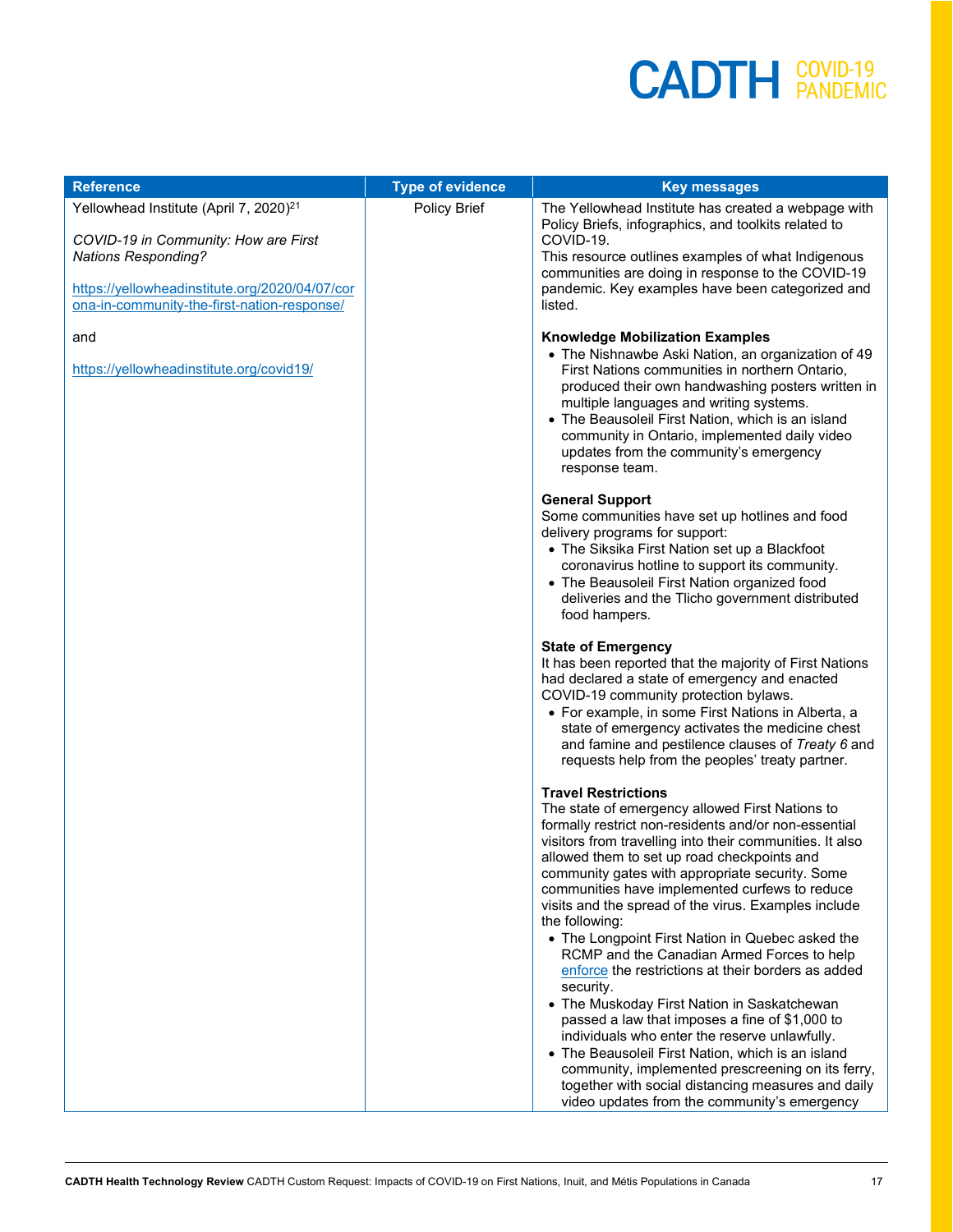| Reference | Type of evidence | Key messages |
| --- | --- | --- |
| Yellowhead Institute (April 7, 2020)[21]<br><br>*COVID-19 in Community: How are First Nations Responding?*<br><br>https://yellowheadinstitute.org/2020/04/07/corona-in-community-the-first-nation-response/<br><br>and<br><br>https://yellowheadinstitute.org/covid19/ | Policy Brief | The Yellowhead Institute has created a webpage with Policy Briefs, infographics, and toolkits related to COVID-19.<br>This resource outlines examples of what Indigenous communities are doing in response to the COVID-19 pandemic. Key examples have been categorized and listed.<br><br>**Knowledge Mobilization Examples**<br>• The Nishnawbe Aski Nation, an organization of 49 First Nations communities in northern Ontario, produced their own handwashing posters written in multiple languages and writing systems.<br>• The Beausoleil First Nation, which is an island community in Ontario, implemented daily video updates from the community's emergency response team.<br><br>**General Support**<br>Some communities have set up hotlines and food delivery programs for support:<br>• The Siksika First Nation set up a Blackfoot coronavirus hotline to support its community.<br>• The Beausoleil First Nation organized food deliveries and the Tlicho government distributed food hampers.<br><br>**State of Emergency**<br>It has been reported that the majority of First Nations had declared a state of emergency and enacted COVID-19 community protection bylaws.<br>• For example, in some First Nations in Alberta, a state of emergency activates the medicine chest and famine and pestilence clauses of *Treaty 6* and requests help from the peoples' treaty partner.<br><br>**Travel Restrictions**<br>The state of emergency allowed First Nations to formally restrict non-residents and/or non-essential visitors from travelling into their communities. It also allowed them to set up road checkpoints and community gates with appropriate security. Some communities have implemented curfews to reduce visits and the spread of the virus. Examples include the following:<br>• The Longpoint First Nation in Quebec asked the RCMP and the Canadian Armed Forces to help enforce the restrictions at their borders as added security.<br>• The Muskoday First Nation in Saskatchewan passed a law that imposes a fine of $1,000 to individuals who enter the reserve unlawfully.<br>• The Beausoleil First Nation, which is an island community, implemented prescreening on its ferry, together with social distancing measures and daily video updates from the community's emergency |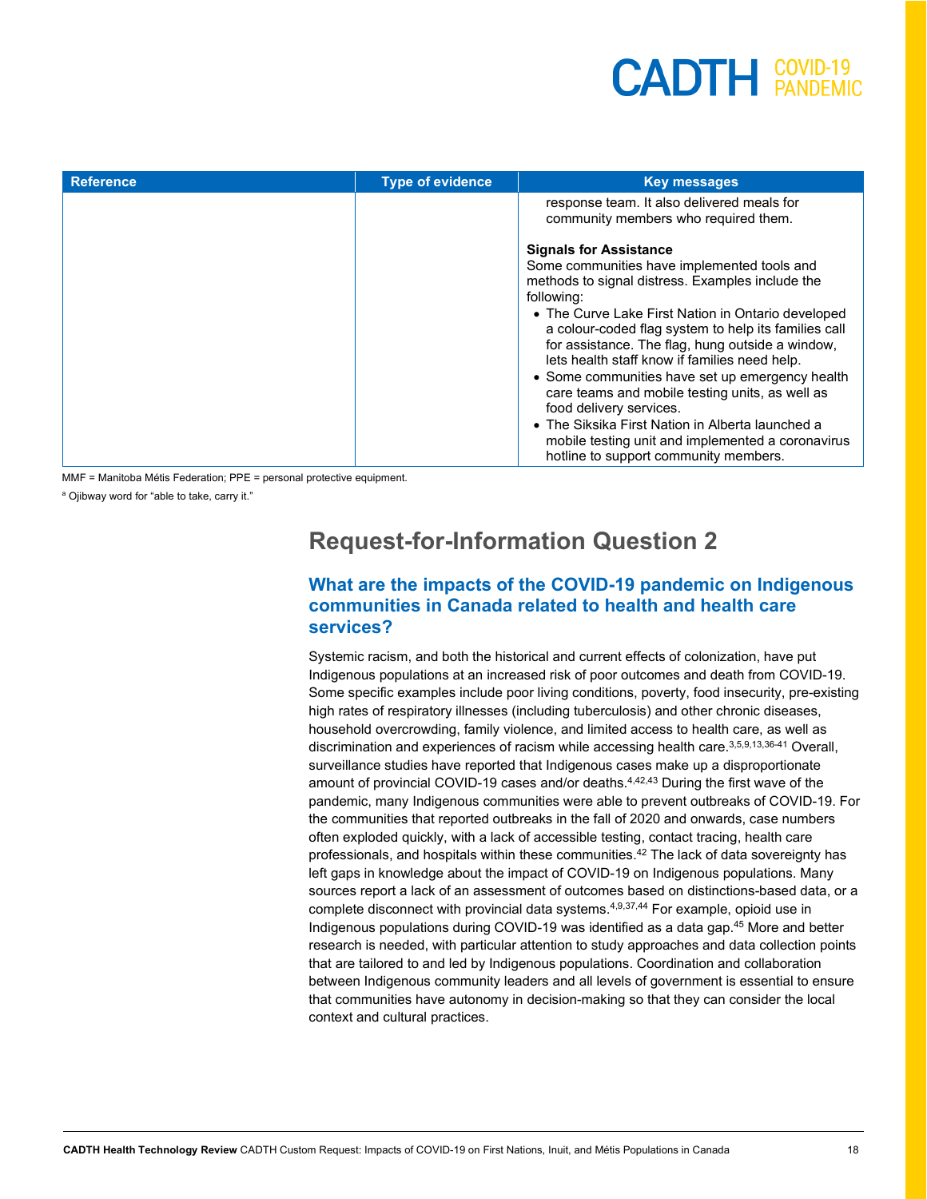| Reference | Type of evidence | Key messages |
|---|---|---|
| | | response team. It also delivered meals for community members who required them.<br><br>**Signals for Assistance**<br>Some communities have implemented tools and methods to signal distress. Examples include the following:<br>• The Curve Lake First Nation in Ontario developed a colour-coded flag system to help its families call for assistance. The flag, hung outside a window, lets health staff know if families need help.<br>• Some communities have set up emergency health care teams and mobile testing units, as well as food delivery services.<br>• The Siksika First Nation in Alberta launched a mobile testing unit and implemented a coronavirus hotline to support community members. |

MMF = Manitoba Métis Federation; PPE = personal protective equipment.

[a] Ojibway word for "able to take, carry it."

## Request-for-Information Question 2

### What are the impacts of the COVID-19 pandemic on Indigenous communities in Canada related to health and health care services?

Systemic racism, and both the historical and current effects of colonization, have put Indigenous populations at an increased risk of poor outcomes and death from COVID-19. Some specific examples include poor living conditions, poverty, food insecurity, pre-existing high rates of respiratory illnesses (including tuberculosis) and other chronic diseases, household overcrowding, family violence, and limited access to health care, as well as discrimination and experiences of racism while accessing health care.[3,5,9,13,36-41] Overall, surveillance studies have reported that Indigenous cases make up a disproportionate amount of provincial COVID-19 cases and/or deaths.[4,42,43] During the first wave of the pandemic, many Indigenous communities were able to prevent outbreaks of COVID-19. For the communities that reported outbreaks in the fall of 2020 and onwards, case numbers often exploded quickly, with a lack of accessible testing, contact tracing, health care professionals, and hospitals within these communities.[42] The lack of data sovereignty has left gaps in knowledge about the impact of COVID-19 on Indigenous populations. Many sources report a lack of an assessment of outcomes based on distinctions-based data, or a complete disconnect with provincial data systems.[4,9,37,44] For example, opioid use in Indigenous populations during COVID-19 was identified as a data gap.[45] More and better research is needed, with particular attention to study approaches and data collection points that are tailored to and led by Indigenous populations. Coordination and collaboration between Indigenous community leaders and all levels of government is essential to ensure that communities have autonomy in decision-making so that they can consider the local context and cultural practices.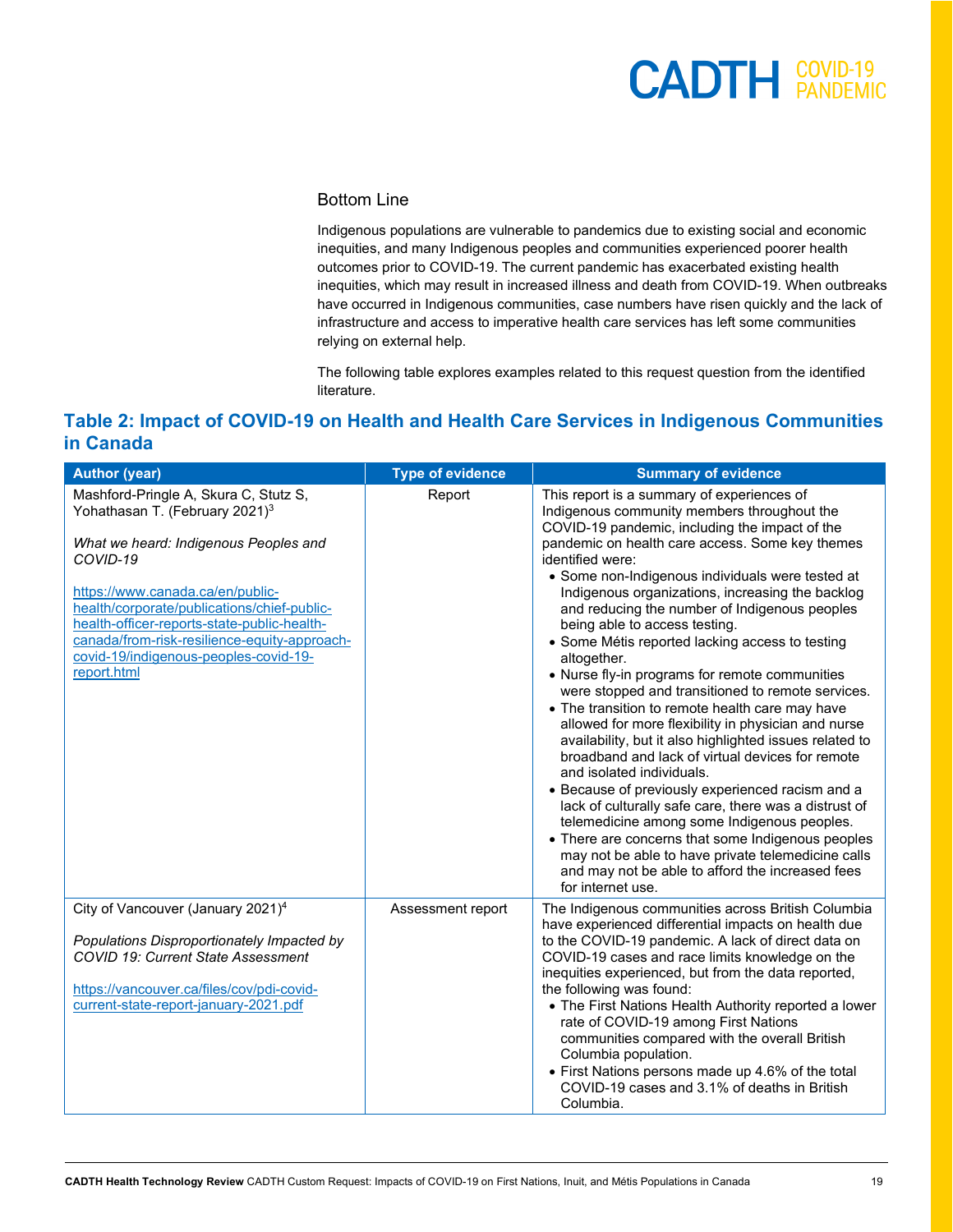## Bottom Line

Indigenous populations are vulnerable to pandemics due to existing social and economic inequities, and many Indigenous peoples and communities experienced poorer health outcomes prior to COVID-19. The current pandemic has exacerbated existing health inequities, which may result in increased illness and death from COVID-19. When outbreaks have occurred in Indigenous communities, case numbers have risen quickly and the lack of infrastructure and access to imperative health care services has left some communities relying on external help.

The following table explores examples related to this request question from the identified literature.

## Table 2: Impact of COVID-19 on Health and Health Care Services in Indigenous Communities in Canada

| Author (year) | Type of evidence | Summary of evidence |
|---|---|---|
| Mashford-Pringle A, Skura C, Stutz S, Yohathasan T. (February 2021)[3]<br><br>*What we heard: Indigenous Peoples and COVID-19*<br><br>https://www.canada.ca/en/public-health/corporate/publications/chief-public-health-officer-reports-state-public-health-canada/from-risk-resilience-equity-approach-covid-19/indigenous-peoples-covid-19-report.html | Report | This report is a summary of experiences of Indigenous community members throughout the COVID-19 pandemic, including the impact of the pandemic on health care access. Some key themes identified were:<br>• Some non-Indigenous individuals were tested at Indigenous organizations, increasing the backlog and reducing the number of Indigenous peoples being able to access testing.<br>• Some Métis reported lacking access to testing altogether.<br>• Nurse fly-in programs for remote communities were stopped and transitioned to remote services.<br>• The transition to remote health care may have allowed for more flexibility in physician and nurse availability, but it also highlighted issues related to broadband and lack of virtual devices for remote and isolated individuals.<br>• Because of previously experienced racism and a lack of culturally safe care, there was a distrust of telemedicine among some Indigenous peoples.<br>• There are concerns that some Indigenous peoples may not be able to have private telemedicine calls and may not be able to afford the increased fees for internet use. |
| City of Vancouver (January 2021)[4]<br><br>*Populations Disproportionately Impacted by COVID 19: Current State Assessment*<br><br>https://vancouver.ca/files/cov/pdi-covid-current-state-report-january-2021.pdf | Assessment report | The Indigenous communities across British Columbia have experienced differential impacts on health due to the COVID-19 pandemic. A lack of direct data on COVID-19 cases and race limits knowledge on the inequities experienced, but from the data reported, the following was found:<br>• The First Nations Health Authority reported a lower rate of COVID-19 among First Nations communities compared with the overall British Columbia population.<br>• First Nations persons made up 4.6% of the total COVID-19 cases and 3.1% of deaths in British Columbia. |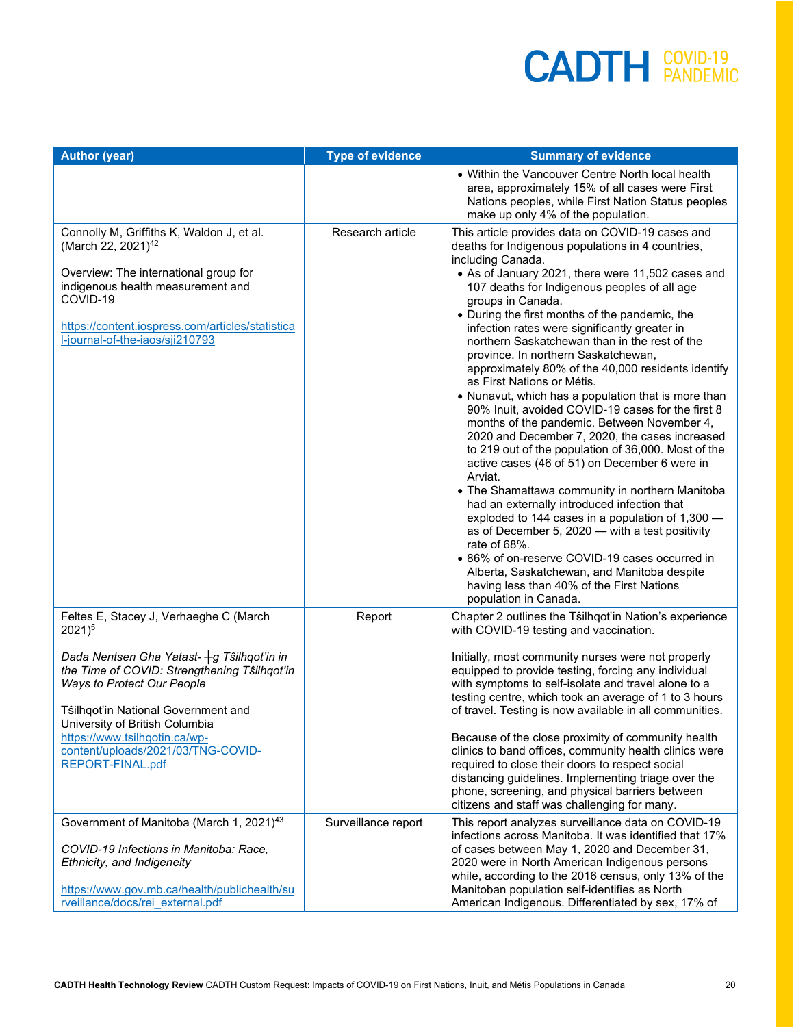| Author (year) | Type of evidence | Summary of evidence |
|---|---|---|
| | | • Within the Vancouver Centre North local health area, approximately 15% of all cases were First Nations peoples, while First Nation Status peoples make up only 4% of the population. |
| Connolly M, Griffiths K, Waldon J, et al. (March 22, 2021)[42]<br><br>Overview: The international group for indigenous health measurement and COVID-19<br><br>https://content.iospress.com/articles/statistical-journal-of-the-iaos/sji210793 | Research article | This article provides data on COVID-19 cases and deaths for Indigenous populations in 4 countries, including Canada.<br>• As of January 2021, there were 11,502 cases and 107 deaths for Indigenous peoples of all age groups in Canada.<br>• During the first months of the pandemic, the infection rates were significantly greater in northern Saskatchewan than in the rest of the province. In northern Saskatchewan, approximately 80% of the 40,000 residents identify as First Nations or Métis.<br>• Nunavut, which has a population that is more than 90% Inuit, avoided COVID-19 cases for the first 8 months of the pandemic. Between November 4, 2020 and December 7, 2020, the cases increased to 219 out of the population of 36,000. Most of the active cases (46 of 51) on December 6 were in Arviat.<br>• The Shamattawa community in northern Manitoba had an externally introduced infection that exploded to 144 cases in a population of 1,300 — as of December 5, 2020 — with a test positivity rate of 68%.<br>• 86% of on-reserve COVID-19 cases occurred in Alberta, Saskatchewan, and Manitoba despite having less than 40% of the First Nations population in Canada. |
| Feltes E, Stacey J, Verhaeghe C (March 2021)[5]<br><br>*Dada Nentsen Gha Yatast-ɫg Tŝilhqot'in in the Time of COVID: Strengthening Tŝilhqot'in Ways to Protect Our People*<br><br>Tŝilhqot'in National Government and University of British Columbia<br>https://www.tsilhqotin.ca/wp-content/uploads/2021/03/TNG-COVID-REPORT-FINAL.pdf | Report | Chapter 2 outlines the Tŝilhqot'in Nation's experience with COVID-19 testing and vaccination.<br><br>Initially, most community nurses were not properly equipped to provide testing, forcing any individual with symptoms to self-isolate and travel alone to a testing centre, which took an average of 1 to 3 hours of travel. Testing is now available in all communities.<br><br>Because of the close proximity of community health clinics to band offices, community health clinics were required to close their doors to respect social distancing guidelines. Implementing triage over the phone, screening, and physical barriers between citizens and staff was challenging for many. |
| Government of Manitoba (March 1, 2021)[43]<br><br>*COVID-19 Infections in Manitoba: Race, Ethnicity, and Indigeneity*<br><br>https://www.gov.mb.ca/health/publichealth/surveillance/docs/rei_external.pdf | Surveillance report | This report analyzes surveillance data on COVID-19 infections across Manitoba. It was identified that 17% of cases between May 1, 2020 and December 31, 2020 were in North American Indigenous persons while, according to the 2016 census, only 13% of the Manitoban population self-identifies as North American Indigenous. Differentiated by sex, 17% of |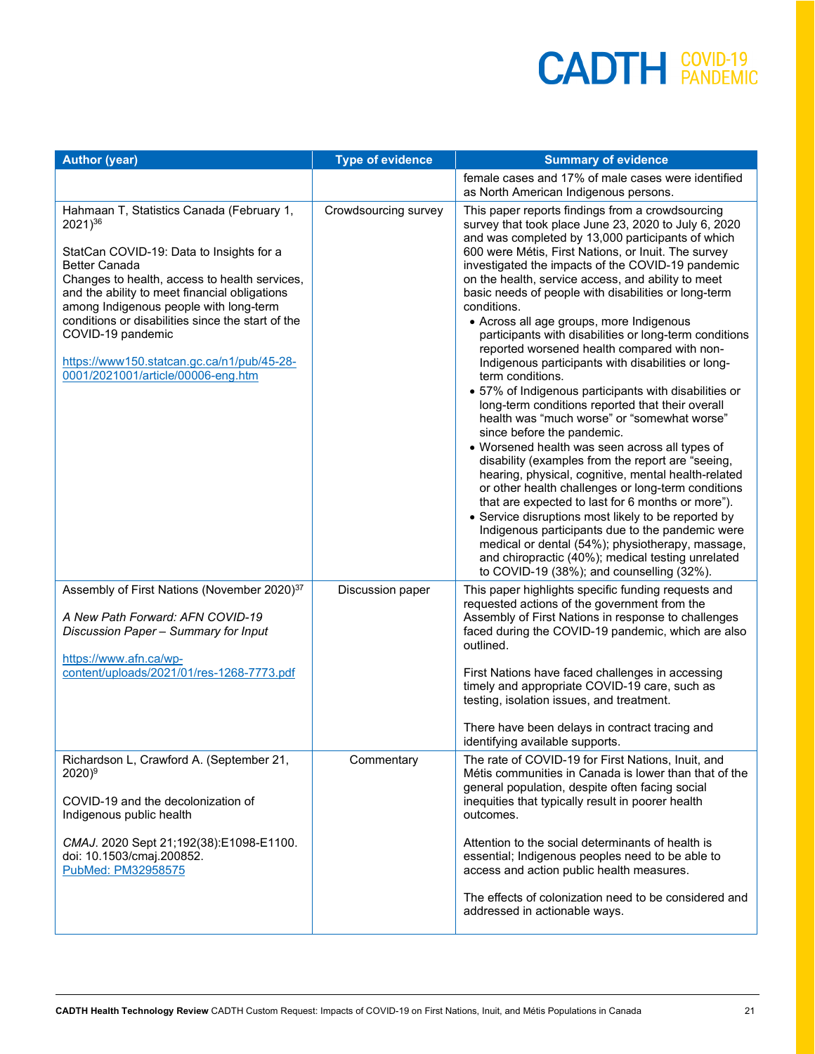| Author (year) | Type of evidence | Summary of evidence |
|---|---|---|
| | | female cases and 17% of male cases were identified as North American Indigenous persons. |
| Hahmaan T, Statistics Canada (February 1, 2021)[36]<br><br>StatCan COVID-19: Data to Insights for a Better Canada<br>Changes to health, access to health services, and the ability to meet financial obligations among Indigenous people with long-term conditions or disabilities since the start of the COVID-19 pandemic<br><br>https://www150.statcan.gc.ca/n1/pub/45-28-0001/2021001/article/00006-eng.htm | Crowdsourcing survey | This paper reports findings from a crowdsourcing survey that took place June 23, 2020 to July 6, 2020 and was completed by 13,000 participants of which 600 were Métis, First Nations, or Inuit. The survey investigated the impacts of the COVID-19 pandemic on the health, service access, and ability to meet basic needs of people with disabilities or long-term conditions.<br>• Across all age groups, more Indigenous participants with disabilities or long-term conditions reported worsened health compared with non-Indigenous participants with disabilities or long-term conditions.<br>• 57% of Indigenous participants with disabilities or long-term conditions reported that their overall health was "much worse" or "somewhat worse" since before the pandemic.<br>• Worsened health was seen across all types of disability (examples from the report are "seeing, hearing, physical, cognitive, mental health-related or other health challenges or long-term conditions that are expected to last for 6 months or more").<br>• Service disruptions most likely to be reported by Indigenous participants due to the pandemic were medical or dental (54%); physiotherapy, massage, and chiropractic (40%); medical testing unrelated to COVID-19 (38%); and counselling (32%). |
| Assembly of First Nations (November 2020)[37]<br><br>*A New Path Forward: AFN COVID-19 Discussion Paper – Summary for Input*<br><br>https://www.afn.ca/wp-content/uploads/2021/01/res-1268-7773.pdf | Discussion paper | This paper highlights specific funding requests and requested actions of the government from the Assembly of First Nations in response to challenges faced during the COVID-19 pandemic, which are also outlined.<br><br>First Nations have faced challenges in accessing timely and appropriate COVID-19 care, such as testing, isolation issues, and treatment.<br><br>There have been delays in contract tracing and identifying available supports. |
| Richardson L, Crawford A. (September 21, 2020)[9]<br><br>COVID-19 and the decolonization of Indigenous public health<br><br>*CMAJ.* 2020 Sept 21;192(38):E1098-E1100. doi: 10.1503/cmaj.200852.<br>PubMed: PM32958575 | Commentary | The rate of COVID-19 for First Nations, Inuit, and Métis communities in Canada is lower than that of the general population, despite often facing social inequities that typically result in poorer health outcomes.<br><br>Attention to the social determinants of health is essential; Indigenous peoples need to be able to access and action public health measures.<br><br>The effects of colonization need to be considered and addressed in actionable ways. |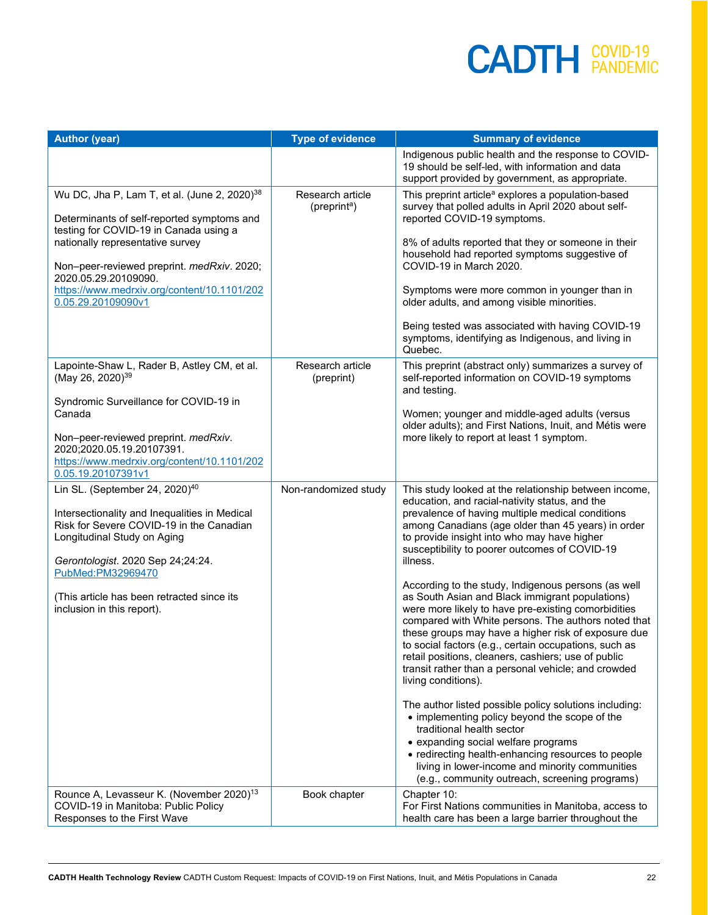| Author (year) | Type of evidence | Summary of evidence |
|---|---|---|
| | | Indigenous public health and the response to COVID-19 should be self-led, with information and data support provided by government, as appropriate. |
| Wu DC, Jha P, Lam T, et al. (June 2, 2020)[38]<br><br>Determinants of self-reported symptoms and testing for COVID-19 in Canada using a nationally representative survey<br><br>Non–peer-reviewed preprint. *medRxiv*. 2020; 2020.05.29.20109090. https://www.medrxiv.org/content/10.1101/2020.05.29.20109090v1 | Research article (preprint[a]) | This preprint article[a] explores a population-based survey that polled adults in April 2020 about self-reported COVID-19 symptoms.<br><br>8% of adults reported that they or someone in their household had reported symptoms suggestive of COVID-19 in March 2020.<br><br>Symptoms were more common in younger than in older adults, and among visible minorities.<br><br>Being tested was associated with having COVID-19 symptoms, identifying as Indigenous, and living in Quebec. |
| Lapointe-Shaw L, Rader B, Astley CM, et al. (May 26, 2020)[39]<br><br>Syndromic Surveillance for COVID-19 in Canada<br><br>Non–peer-reviewed preprint. *medRxiv*. 2020;2020.05.19.20107391. https://www.medrxiv.org/content/10.1101/2020.05.19.20107391v1 | Research article (preprint) | This preprint (abstract only) summarizes a survey of self-reported information on COVID-19 symptoms and testing.<br><br>Women; younger and middle-aged adults (versus older adults); and First Nations, Inuit, and Métis were more likely to report at least 1 symptom. |
| Lin SL. (September 24, 2020)[40]<br><br>Intersectionality and Inequalities in Medical Risk for Severe COVID-19 in the Canadian Longitudinal Study on Aging<br><br>*Gerontologist*. 2020 Sep 24;24:24. PubMed:PM32969470<br><br>(This article has been retracted since its inclusion in this report). | Non-randomized study | This study looked at the relationship between income, education, and racial-nativity status, and the prevalence of having multiple medical conditions among Canadians (age older than 45 years) in order to provide insight into who may have higher susceptibility to poorer outcomes of COVID-19 illness.<br><br>According to the study, Indigenous persons (as well as South Asian and Black immigrant populations) were more likely to have pre-existing comorbidities compared with White persons. The authors noted that these groups may have a higher risk of exposure due to social factors (e.g., certain occupations, such as retail positions, cleaners, cashiers; use of public transit rather than a personal vehicle; and crowded living conditions).<br><br>The author listed possible policy solutions including:<br>• implementing policy beyond the scope of the traditional health sector<br>• expanding social welfare programs<br>• redirecting health-enhancing resources to people living in lower-income and minority communities (e.g., community outreach, screening programs) |
| Rounce A, Levasseur K. (November 2020)[13]<br>COVID-19 in Manitoba: Public Policy Responses to the First Wave | Book chapter | Chapter 10:<br>For First Nations communities in Manitoba, access to health care has been a large barrier throughout the |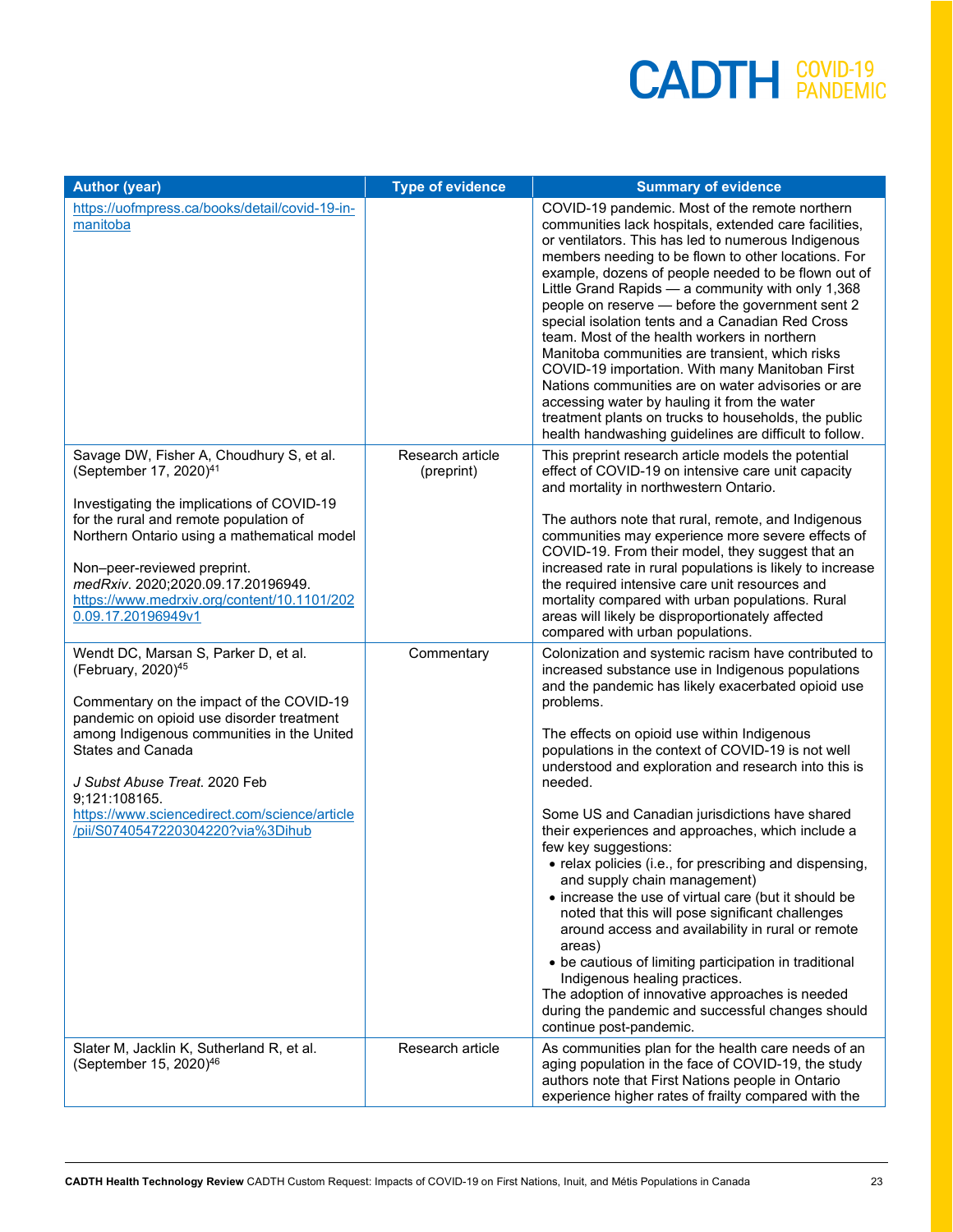| Author (year) | Type of evidence | Summary of evidence |
| --- | --- | --- |
| https://uofmpress.ca/books/detail/covid-19-in-manitoba | | COVID-19 pandemic. Most of the remote northern communities lack hospitals, extended care facilities, or ventilators. This has led to numerous Indigenous members needing to be flown to other locations. For example, dozens of people needed to be flown out of Little Grand Rapids — a community with only 1,368 people on reserve — before the government sent 2 special isolation tents and a Canadian Red Cross team. Most of the health workers in northern Manitoba communities are transient, which risks COVID-19 importation. With many Manitoban First Nations communities are on water advisories or are accessing water by hauling it from the water treatment plants on trucks to households, the public health handwashing guidelines are difficult to follow. |
| Savage DW, Fisher A, Choudhury S, et al. (September 17, 2020)[41]<br><br>Investigating the implications of COVID-19 for the rural and remote population of Northern Ontario using a mathematical model<br><br>Non–peer-reviewed preprint. *medRxiv*. 2020;2020.09.17.20196949. https://www.medrxiv.org/content/10.1101/2020.09.17.20196949v1 | Research article (preprint) | This preprint research article models the potential effect of COVID-19 on intensive care unit capacity and mortality in northwestern Ontario.<br><br>The authors note that rural, remote, and Indigenous communities may experience more severe effects of COVID-19. From their model, they suggest that an increased rate in rural populations is likely to increase the required intensive care unit resources and mortality compared with urban populations. Rural areas will likely be disproportionately affected compared with urban populations. |
| Wendt DC, Marsan S, Parker D, et al. (February, 2020)[45]<br><br>Commentary on the impact of the COVID-19 pandemic on opioid use disorder treatment among Indigenous communities in the United States and Canada<br><br>*J Subst Abuse Treat*. 2020 Feb 9;121:108165. https://www.sciencedirect.com/science/article/pii/S0740547220304220?via%3Dihub | Commentary | Colonization and systemic racism have contributed to increased substance use in Indigenous populations and the pandemic has likely exacerbated opioid use problems.<br><br>The effects on opioid use within Indigenous populations in the context of COVID-19 is not well understood and exploration and research into this is needed.<br><br>Some US and Canadian jurisdictions have shared their experiences and approaches, which include a few key suggestions:<br>• relax policies (i.e., for prescribing and dispensing, and supply chain management)<br>• increase the use of virtual care (but it should be noted that this will pose significant challenges around access and availability in rural or remote areas)<br>• be cautious of limiting participation in traditional Indigenous healing practices.<br>The adoption of innovative approaches is needed during the pandemic and successful changes should continue post-pandemic. |
| Slater M, Jacklin K, Sutherland R, et al. (September 15, 2020)[46] | Research article | As communities plan for the health care needs of an aging population in the face of COVID-19, the study authors note that First Nations people in Ontario experience higher rates of frailty compared with the |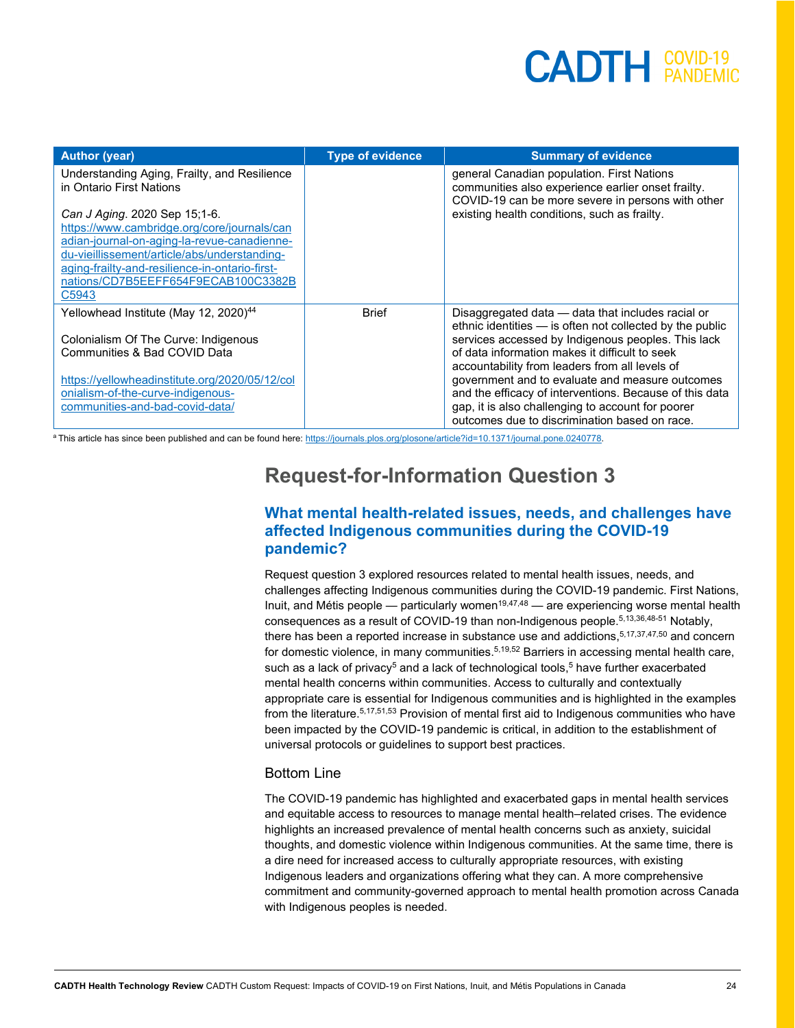| Author (year) | Type of evidence | Summary of evidence |
|---|---|---|
| Understanding Aging, Frailty, and Resilience in Ontario First Nations<br><br>*Can J Aging*. 2020 Sep 15;1-6.<br>https://www.cambridge.org/core/journals/canadian-journal-on-aging-la-revue-canadienne-du-vieillissement/article/abs/understanding-aging-frailty-and-resilience-in-ontario-first-nations/CD7B5EEFF654F9ECAB100C3382BC5943 | | general Canadian population. First Nations communities also experience earlier onset frailty. COVID-19 can be more severe in persons with other existing health conditions, such as frailty. |
| Yellowhead Institute (May 12, 2020)[44]<br><br>Colonialism Of The Curve: Indigenous Communities & Bad COVID Data<br><br>https://yellowheadinstitute.org/2020/05/12/colonialism-of-the-curve-indigenous-communities-and-bad-covid-data/ | Brief | Disaggregated data — data that includes racial or ethnic identities — is often not collected by the public services accessed by Indigenous peoples. This lack of data information makes it difficult to seek accountability from leaders from all levels of government and to evaluate and measure outcomes and the efficacy of interventions. Because of this data gap, it is also challenging to account for poorer outcomes due to discrimination based on race. |

[a] This article has since been published and can be found here: https://journals.plos.org/plosone/article?id=10.1371/journal.pone.0240778.

## Request-for-Information Question 3

### What mental health-related issues, needs, and challenges have affected Indigenous communities during the COVID-19 pandemic?

Request question 3 explored resources related to mental health issues, needs, and challenges affecting Indigenous communities during the COVID-19 pandemic. First Nations, Inuit, and Métis people — particularly women[19,47,48] — are experiencing worse mental health consequences as a result of COVID-19 than non-Indigenous people.[5,13,36,48-51] Notably, there has been a reported increase in substance use and addictions,[5,17,37,47,50] and concern for domestic violence, in many communities.[5,19,52] Barriers in accessing mental health care, such as a lack of privacy[5] and a lack of technological tools,[5] have further exacerbated mental health concerns within communities. Access to culturally and contextually appropriate care is essential for Indigenous communities and is highlighted in the examples from the literature.[5,17,51,53] Provision of mental first aid to Indigenous communities who have been impacted by the COVID-19 pandemic is critical, in addition to the establishment of universal protocols or guidelines to support best practices.

#### Bottom Line

The COVID-19 pandemic has highlighted and exacerbated gaps in mental health services and equitable access to resources to manage mental health–related crises. The evidence highlights an increased prevalence of mental health concerns such as anxiety, suicidal thoughts, and domestic violence within Indigenous communities. At the same time, there is a dire need for increased access to culturally appropriate resources, with existing Indigenous leaders and organizations offering what they can. A more comprehensive commitment and community-governed approach to mental health promotion across Canada with Indigenous peoples is needed.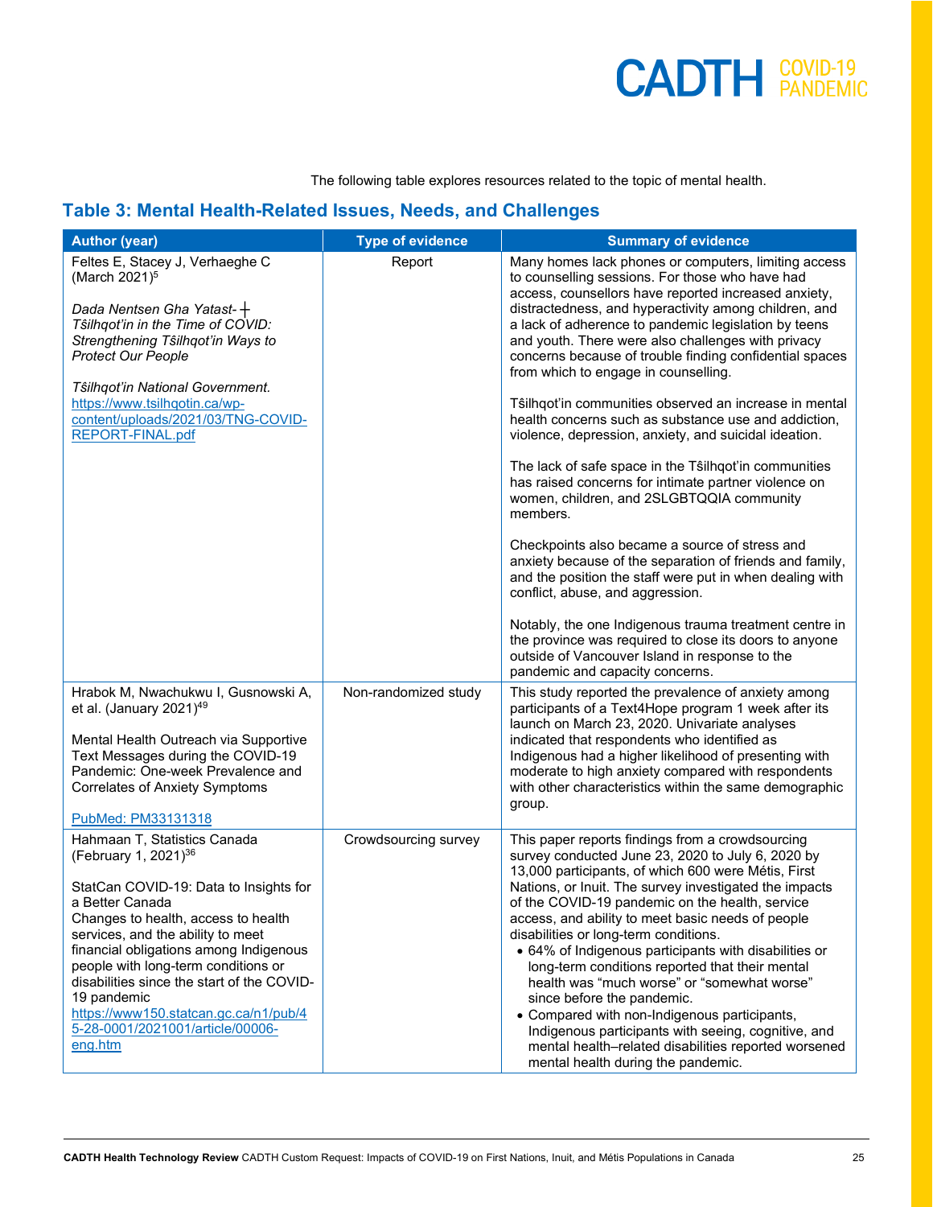The following table explores resources related to the topic of mental health.

## Table 3: Mental Health-Related Issues, Needs, and Challenges

| Author (year) | Type of evidence | Summary of evidence |
|---|---|---|
| Feltes E, Stacey J, Verhaeghe C (March 2021)[5]<br><br>*Dada Nentsen Gha Yatast-ᚆ Tŝilhqot'in in the Time of COVID: Strengthening Tŝilhqot'in Ways to Protect Our People*<br><br>*Tŝilhqot'in National Government.*<br>https://www.tsilhqotin.ca/wp-content/uploads/2021/03/TNG-COVID-REPORT-FINAL.pdf | Report | Many homes lack phones or computers, limiting access to counselling sessions. For those who have had access, counsellors have reported increased anxiety, distractedness, and hyperactivity among children, and a lack of adherence to pandemic legislation by teens and youth. There were also challenges with privacy concerns because of trouble finding confidential spaces from which to engage in counselling.<br><br>Tŝilhqot'in communities observed an increase in mental health concerns such as substance use and addiction, violence, depression, anxiety, and suicidal ideation.<br><br>The lack of safe space in the Tŝilhqot'in communities has raised concerns for intimate partner violence on women, children, and 2SLGBTQQIA community members.<br><br>Checkpoints also became a source of stress and anxiety because of the separation of friends and family, and the position the staff were put in when dealing with conflict, abuse, and aggression.<br><br>Notably, the one Indigenous trauma treatment centre in the province was required to close its doors to anyone outside of Vancouver Island in response to the pandemic and capacity concerns. |
| Hrabok M, Nwachukwu I, Gusnowski A, et al. (January 2021)[49]<br><br>Mental Health Outreach via Supportive Text Messages during the COVID-19 Pandemic: One-week Prevalence and Correlates of Anxiety Symptoms<br><br>PubMed: PM33131318 | Non-randomized study | This study reported the prevalence of anxiety among participants of a Text4Hope program 1 week after its launch on March 23, 2020. Univariate analyses indicated that respondents who identified as Indigenous had a higher likelihood of presenting with moderate to high anxiety compared with respondents with other characteristics within the same demographic group. |
| Hahmaan T, Statistics Canada (February 1, 2021)[36]<br><br>StatCan COVID-19: Data to Insights for a Better Canada<br>Changes to health, access to health services, and the ability to meet financial obligations among Indigenous people with long-term conditions or disabilities since the start of the COVID-19 pandemic<br>https://www150.statcan.gc.ca/n1/pub/45-28-0001/2021001/article/00006-eng.htm | Crowdsourcing survey | This paper reports findings from a crowdsourcing survey conducted June 23, 2020 to July 6, 2020 by 13,000 participants, of which 600 were Métis, First Nations, or Inuit. The survey investigated the impacts of the COVID-19 pandemic on the health, service access, and ability to meet basic needs of people disabilities or long-term conditions.<br>• 64% of Indigenous participants with disabilities or long-term conditions reported that their mental health was "much worse" or "somewhat worse" since before the pandemic.<br>• Compared with non-Indigenous participants, Indigenous participants with seeing, cognitive, and mental health–related disabilities reported worsened mental health during the pandemic. |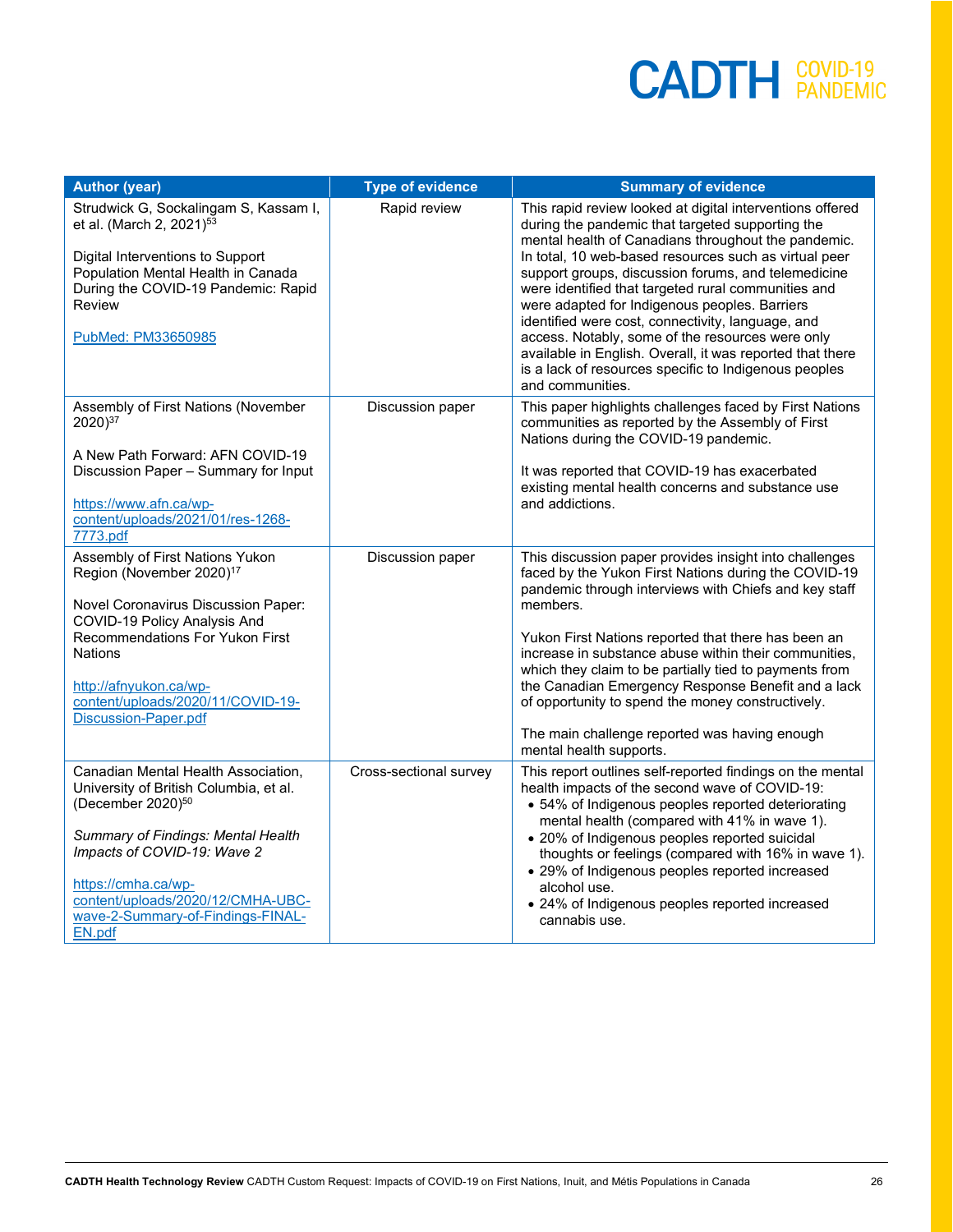| Author (year) | Type of evidence | Summary of evidence |
|---|---|---|
| Strudwick G, Sockalingam S, Kassam I, et al. (March 2, 2021)[53]<br><br>Digital Interventions to Support Population Mental Health in Canada During the COVID-19 Pandemic: Rapid Review<br><br>PubMed: PM33650985 | Rapid review | This rapid review looked at digital interventions offered during the pandemic that targeted supporting the mental health of Canadians throughout the pandemic. In total, 10 web-based resources such as virtual peer support groups, discussion forums, and telemedicine were identified that targeted rural communities and were adapted for Indigenous peoples. Barriers identified were cost, connectivity, language, and access. Notably, some of the resources were only available in English. Overall, it was reported that there is a lack of resources specific to Indigenous peoples and communities. |
| Assembly of First Nations (November 2020)[37]<br><br>A New Path Forward: AFN COVID-19 Discussion Paper – Summary for Input<br><br>https://www.afn.ca/wp-content/uploads/2021/01/res-1268-7773.pdf | Discussion paper | This paper highlights challenges faced by First Nations communities as reported by the Assembly of First Nations during the COVID-19 pandemic.<br><br>It was reported that COVID-19 has exacerbated existing mental health concerns and substance use and addictions. |
| Assembly of First Nations Yukon Region (November 2020)[17]<br><br>Novel Coronavirus Discussion Paper: COVID-19 Policy Analysis And Recommendations For Yukon First Nations<br><br>http://afnyukon.ca/wp-content/uploads/2020/11/COVID-19-Discussion-Paper.pdf | Discussion paper | This discussion paper provides insight into challenges faced by the Yukon First Nations during the COVID-19 pandemic through interviews with Chiefs and key staff members.<br><br>Yukon First Nations reported that there has been an increase in substance abuse within their communities, which they claim to be partially tied to payments from the Canadian Emergency Response Benefit and a lack of opportunity to spend the money constructively.<br><br>The main challenge reported was having enough mental health supports. |
| Canadian Mental Health Association, University of British Columbia, et al. (December 2020)[50]<br><br>*Summary of Findings: Mental Health Impacts of COVID-19: Wave 2*<br><br>https://cmha.ca/wp-content/uploads/2020/12/CMHA-UBC-wave-2-Summary-of-Findings-FINAL-EN.pdf | Cross-sectional survey | This report outlines self-reported findings on the mental health impacts of the second wave of COVID-19:<br>• 54% of Indigenous peoples reported deteriorating mental health (compared with 41% in wave 1).<br>• 20% of Indigenous peoples reported suicidal thoughts or feelings (compared with 16% in wave 1).<br>• 29% of Indigenous peoples reported increased alcohol use.<br>• 24% of Indigenous peoples reported increased cannabis use. |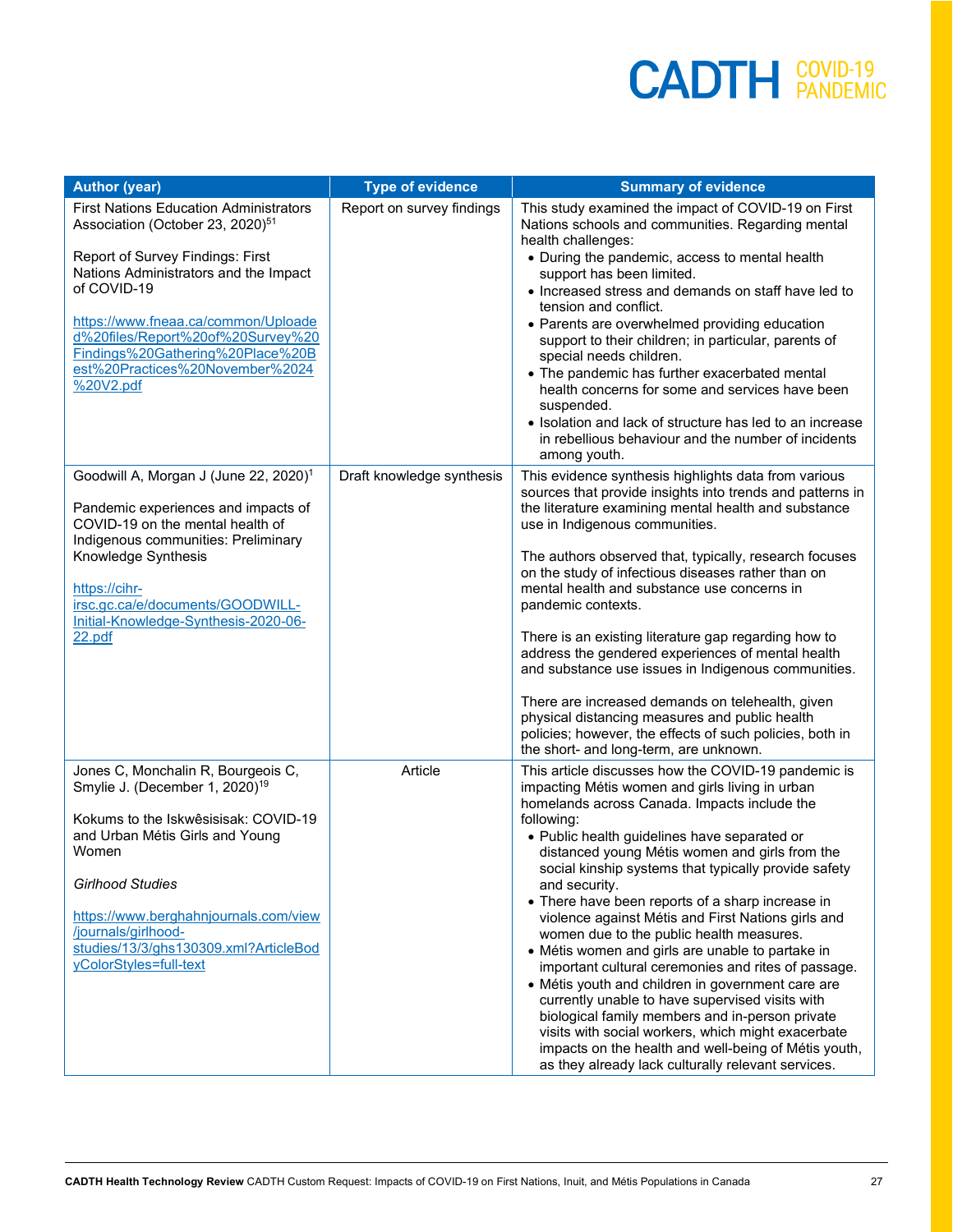| Author (year) | Type of evidence | Summary of evidence |
|---|---|---|
| First Nations Education Administrators Association (October 23, 2020)[51]<br><br>Report of Survey Findings: First Nations Administrators and the Impact of COVID-19<br><br>https://www.fneaa.ca/common/Uploaded%20files/Report%20of%20Survey%20Findings%20Gathering%20Place%20Best%20Practices%20November%2024%20V2.pdf | Report on survey findings | This study examined the impact of COVID-19 on First Nations schools and communities. Regarding mental health challenges:<br>• During the pandemic, access to mental health support has been limited.<br>• Increased stress and demands on staff have led to tension and conflict.<br>• Parents are overwhelmed providing education support to their children; in particular, parents of special needs children.<br>• The pandemic has further exacerbated mental health concerns for some and services have been suspended.<br>• Isolation and lack of structure has led to an increase in rebellious behaviour and the number of incidents among youth. |
| Goodwill A, Morgan J (June 22, 2020)[1]<br><br>Pandemic experiences and impacts of COVID-19 on the mental health of Indigenous communities: Preliminary Knowledge Synthesis<br><br>https://cihr-irsc.gc.ca/e/documents/GOODWILL-Initial-Knowledge-Synthesis-2020-06-22.pdf | Draft knowledge synthesis | This evidence synthesis highlights data from various sources that provide insights into trends and patterns in the literature examining mental health and substance use in Indigenous communities.<br><br>The authors observed that, typically, research focuses on the study of infectious diseases rather than on mental health and substance use concerns in pandemic contexts.<br><br>There is an existing literature gap regarding how to address the gendered experiences of mental health and substance use issues in Indigenous communities.<br><br>There are increased demands on telehealth, given physical distancing measures and public health policies; however, the effects of such policies, both in the short- and long-term, are unknown. |
| Jones C, Monchalin R, Bourgeois C, Smylie J. (December 1, 2020)[19]<br><br>Kokums to the Iskwêsisisak: COVID-19 and Urban Métis Girls and Young Women<br><br>*Girlhood Studies*<br><br>https://www.berghahnjournals.com/view/journals/girlhood-studies/13/3/ghs130309.xml?ArticleBodyColorStyles=full-text | Article | This article discusses how the COVID-19 pandemic is impacting Métis women and girls living in urban homelands across Canada. Impacts include the following:<br>• Public health guidelines have separated or distanced young Métis women and girls from the social kinship systems that typically provide safety and security.<br>• There have been reports of a sharp increase in violence against Métis and First Nations girls and women due to the public health measures.<br>• Métis women and girls are unable to partake in important cultural ceremonies and rites of passage.<br>• Métis youth and children in government care are currently unable to have supervised visits with biological family members and in-person private visits with social workers, which might exacerbate impacts on the health and well-being of Métis youth, as they already lack culturally relevant services. |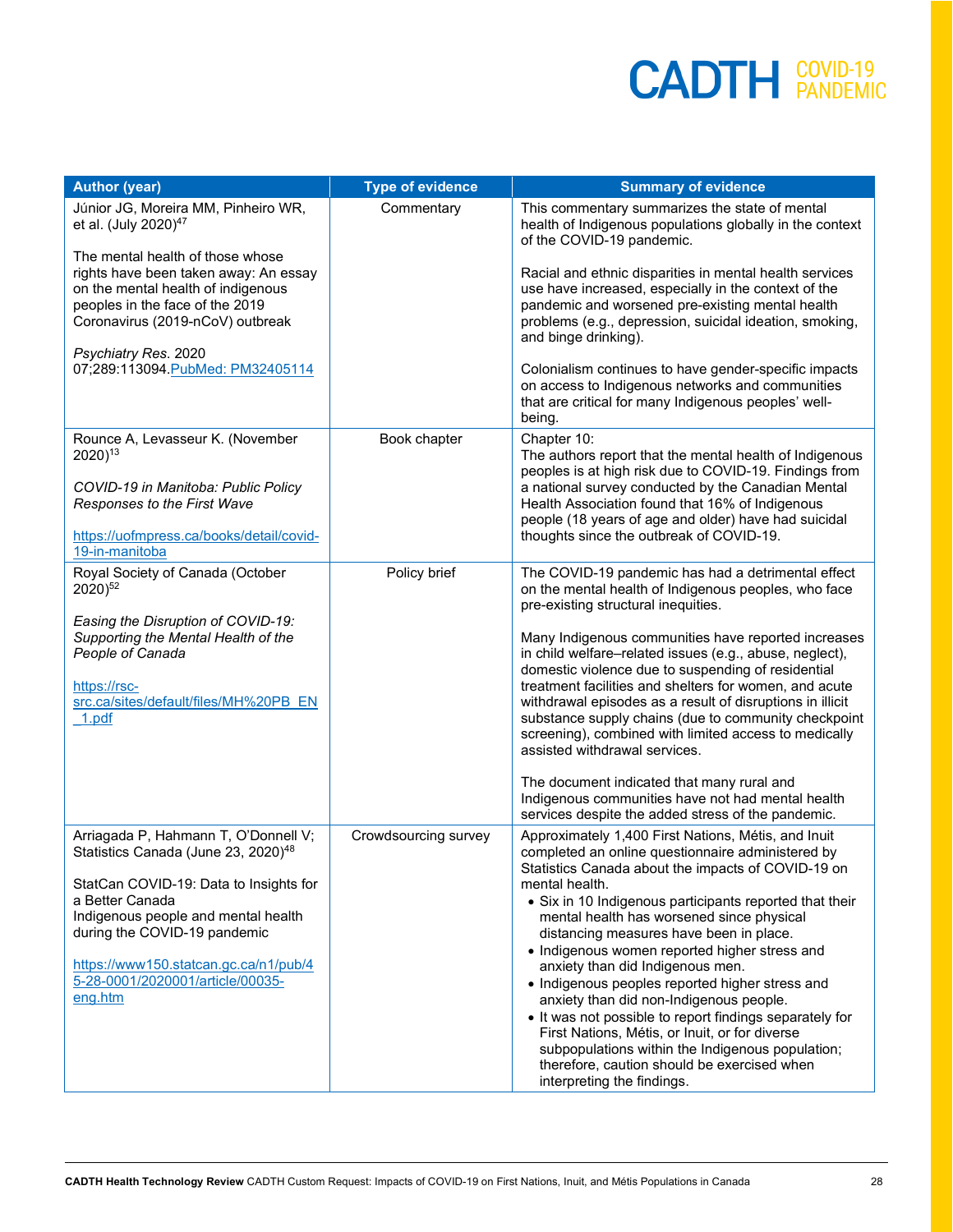| Author (year) | Type of evidence | Summary of evidence |
|---|---|---|
| Júnior JG, Moreira MM, Pinheiro WR, et al. (July 2020)[47]<br><br>The mental health of those whose rights have been taken away: An essay on the mental health of indigenous peoples in the face of the 2019 Coronavirus (2019-nCoV) outbreak<br><br>*Psychiatry Res*. 2020 07;289:113094.PubMed: PM32405114 | Commentary | This commentary summarizes the state of mental health of Indigenous populations globally in the context of the COVID-19 pandemic.<br><br>Racial and ethnic disparities in mental health services use have increased, especially in the context of the pandemic and worsened pre-existing mental health problems (e.g., depression, suicidal ideation, smoking, and binge drinking).<br><br>Colonialism continues to have gender-specific impacts on access to Indigenous networks and communities that are critical for many Indigenous peoples' well-being. |
| Rounce A, Levasseur K. (November 2020)[13]<br><br>*COVID-19 in Manitoba: Public Policy Responses to the First Wave*<br><br>https://uofmpress.ca/books/detail/covid-19-in-manitoba | Book chapter | Chapter 10:<br>The authors report that the mental health of Indigenous peoples is at high risk due to COVID-19. Findings from a national survey conducted by the Canadian Mental Health Association found that 16% of Indigenous people (18 years of age and older) have had suicidal thoughts since the outbreak of COVID-19. |
| Royal Society of Canada (October 2020)[52]<br><br>*Easing the Disruption of COVID-19: Supporting the Mental Health of the People of Canada*<br><br>https://rsc-src.ca/sites/default/files/MH%20PB_EN_1.pdf | Policy brief | The COVID-19 pandemic has had a detrimental effect on the mental health of Indigenous peoples, who face pre-existing structural inequities.<br><br>Many Indigenous communities have reported increases in child welfare–related issues (e.g., abuse, neglect), domestic violence due to suspending of residential treatment facilities and shelters for women, and acute withdrawal episodes as a result of disruptions in illicit substance supply chains (due to community checkpoint screening), combined with limited access to medically assisted withdrawal services.<br><br>The document indicated that many rural and Indigenous communities have not had mental health services despite the added stress of the pandemic. |
| Arriagada P, Hahmann T, O'Donnell V; Statistics Canada (June 23, 2020)[48]<br><br>StatCan COVID-19: Data to Insights for a Better Canada<br>Indigenous people and mental health during the COVID-19 pandemic<br><br>https://www150.statcan.gc.ca/n1/pub/45-28-0001/2020001/article/00035-eng.htm | Crowdsourcing survey | Approximately 1,400 First Nations, Métis, and Inuit completed an online questionnaire administered by Statistics Canada about the impacts of COVID-19 on mental health.<br>• Six in 10 Indigenous participants reported that their mental health has worsened since physical distancing measures have been in place.<br>• Indigenous women reported higher stress and anxiety than did Indigenous men.<br>• Indigenous peoples reported higher stress and anxiety than did non-Indigenous people.<br>• It was not possible to report findings separately for First Nations, Métis, or Inuit, or for diverse subpopulations within the Indigenous population; therefore, caution should be exercised when interpreting the findings. |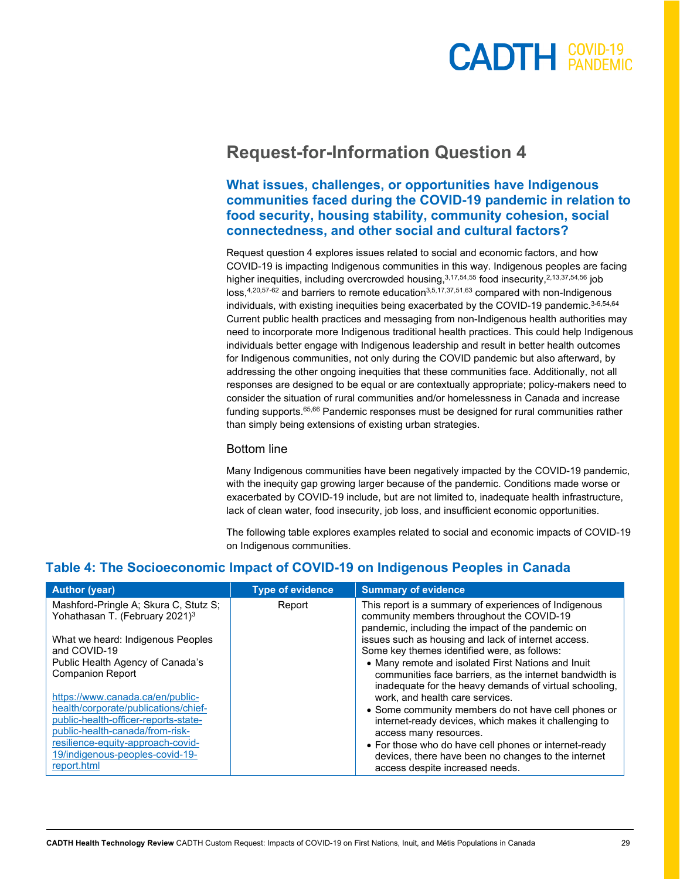## Request-for-Information Question 4

### What issues, challenges, or opportunities have Indigenous communities faced during the COVID-19 pandemic in relation to food security, housing stability, community cohesion, social connectedness, and other social and cultural factors?

Request question 4 explores issues related to social and economic factors, and how COVID-19 is impacting Indigenous communities in this way. Indigenous peoples are facing higher inequities, including overcrowded housing,[3,17,54,55] food insecurity,[2,13,37,54,56] job loss,[4,20,57-62] and barriers to remote education[3,5,17,37,51,63] compared with non-Indigenous individuals, with existing inequities being exacerbated by the COVID-19 pandemic.[3-6,54,64] Current public health practices and messaging from non-Indigenous health authorities may need to incorporate more Indigenous traditional health practices. This could help Indigenous individuals better engage with Indigenous leadership and result in better health outcomes for Indigenous communities, not only during the COVID pandemic but also afterward, by addressing the other ongoing inequities that these communities face. Additionally, not all responses are designed to be equal or are contextually appropriate; policy-makers need to consider the situation of rural communities and/or homelessness in Canada and increase funding supports.[65,66] Pandemic responses must be designed for rural communities rather than simply being extensions of existing urban strategies.

#### Bottom line

Many Indigenous communities have been negatively impacted by the COVID-19 pandemic, with the inequity gap growing larger because of the pandemic. Conditions made worse or exacerbated by COVID-19 include, but are not limited to, inadequate health infrastructure, lack of clean water, food insecurity, job loss, and insufficient economic opportunities.

The following table explores examples related to social and economic impacts of COVID-19 on Indigenous communities.

### Table 4: The Socioeconomic Impact of COVID-19 on Indigenous Peoples in Canada

| Author (year) | Type of evidence | Summary of evidence |
|---|---|---|
| Mashford-Pringle A; Skura C, Stutz S; Yohathasan T. (February 2021)[3]<br><br>What we heard: Indigenous Peoples and COVID-19<br>Public Health Agency of Canada's Companion Report<br><br>https://www.canada.ca/en/public-health/corporate/publications/chief-public-health-officer-reports-state-public-health-canada/from-risk-resilience-equity-approach-covid-19/indigenous-peoples-covid-19-report.html | Report | This report is a summary of experiences of Indigenous community members throughout the COVID-19 pandemic, including the impact of the pandemic on issues such as housing and lack of internet access. Some key themes identified were, as follows:<br>• Many remote and isolated First Nations and Inuit communities face barriers, as the internet bandwidth is inadequate for the heavy demands of virtual schooling, work, and health care services.<br>• Some community members do not have cell phones or internet-ready devices, which makes it challenging to access many resources.<br>• For those who do have cell phones or internet-ready devices, there have been no changes to the internet access despite increased needs. |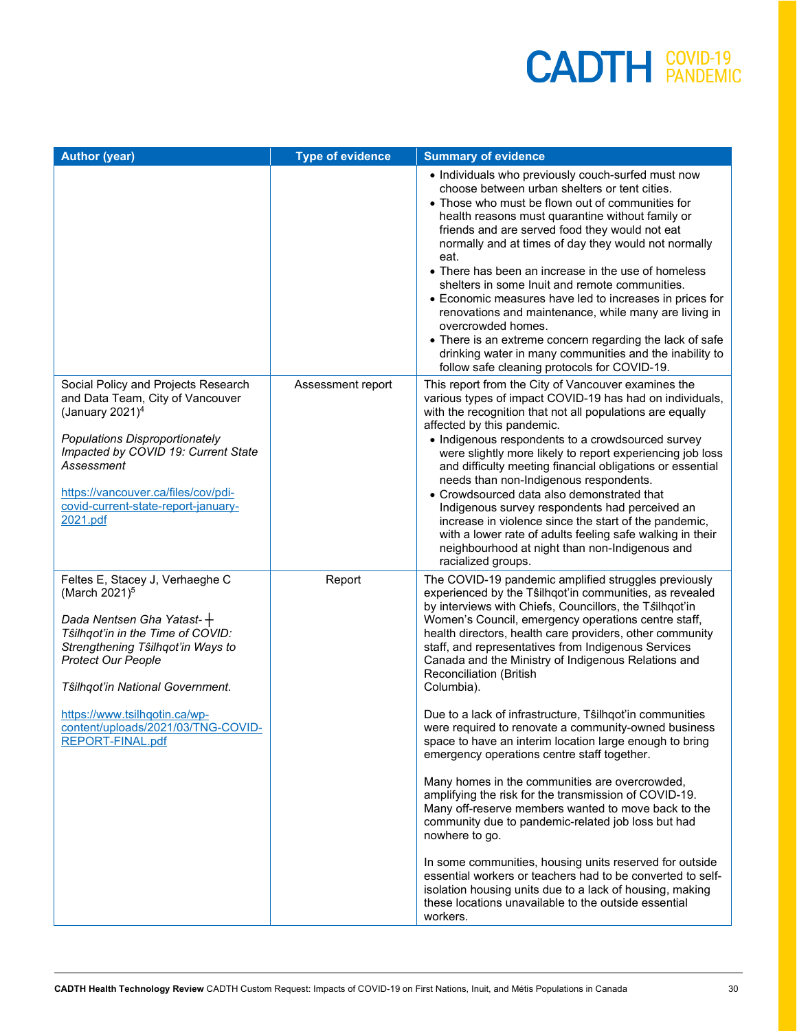| Author (year) | Type of evidence | Summary of evidence |
|---|---|---|
| | | • Individuals who previously couch-surfed must now choose between urban shelters or tent cities.<br>• Those who must be flown out of communities for health reasons must quarantine without family or friends and are served food they would not eat normally and at times of day they would not normally eat.<br>• There has been an increase in the use of homeless shelters in some Inuit and remote communities.<br>• Economic measures have led to increases in prices for renovations and maintenance, while many are living in overcrowded homes.<br>• There is an extreme concern regarding the lack of safe drinking water in many communities and the inability to follow safe cleaning protocols for COVID-19. |
| Social Policy and Projects Research and Data Team, City of Vancouver (January 2021)[4]<br><br>*Populations Disproportionately Impacted by COVID 19: Current State Assessment*<br><br>https://vancouver.ca/files/cov/pdi-covid-current-state-report-january-2021.pdf | Assessment report | This report from the City of Vancouver examines the various types of impact COVID-19 has had on individuals, with the recognition that not all populations are equally affected by this pandemic.<br>• Indigenous respondents to a crowdsourced survey were slightly more likely to report experiencing job loss and difficulty meeting financial obligations or essential needs than non-Indigenous respondents.<br>• Crowdsourced data also demonstrated that Indigenous survey respondents had perceived an increase in violence since the start of the pandemic, with a lower rate of adults feeling safe walking in their neighbourhood at night than non-Indigenous and racialized groups. |
| Feltes E, Stacey J, Verhaeghe C (March 2021)[5]<br><br>*Dada Nentsen Gha Yatast-ɫ Tŝilhqot'in in the Time of COVID: Strengthening Tŝilhqot'in Ways to Protect Our People*<br><br>*Tŝilhqot'in National Government.*<br><br>https://www.tsilhqotin.ca/wp-content/uploads/2021/03/TNG-COVID-REPORT-FINAL.pdf | Report | The COVID-19 pandemic amplified struggles previously experienced by the Tŝilhqot'in communities, as revealed by interviews with Chiefs, Councillors, the Tŝilhqot'in Women's Council, emergency operations centre staff, health directors, health care providers, other community staff, and representatives from Indigenous Services Canada and the Ministry of Indigenous Relations and Reconciliation (British Columbia).<br><br>Due to a lack of infrastructure, Tŝilhqot'in communities were required to renovate a community-owned business space to have an interim location large enough to bring emergency operations centre staff together.<br><br>Many homes in the communities are overcrowded, amplifying the risk for the transmission of COVID-19. Many off-reserve members wanted to move back to the community due to pandemic-related job loss but had nowhere to go.<br><br>In some communities, housing units reserved for outside essential workers or teachers had to be converted to self-isolation housing units due to a lack of housing, making these locations unavailable to the outside essential workers. |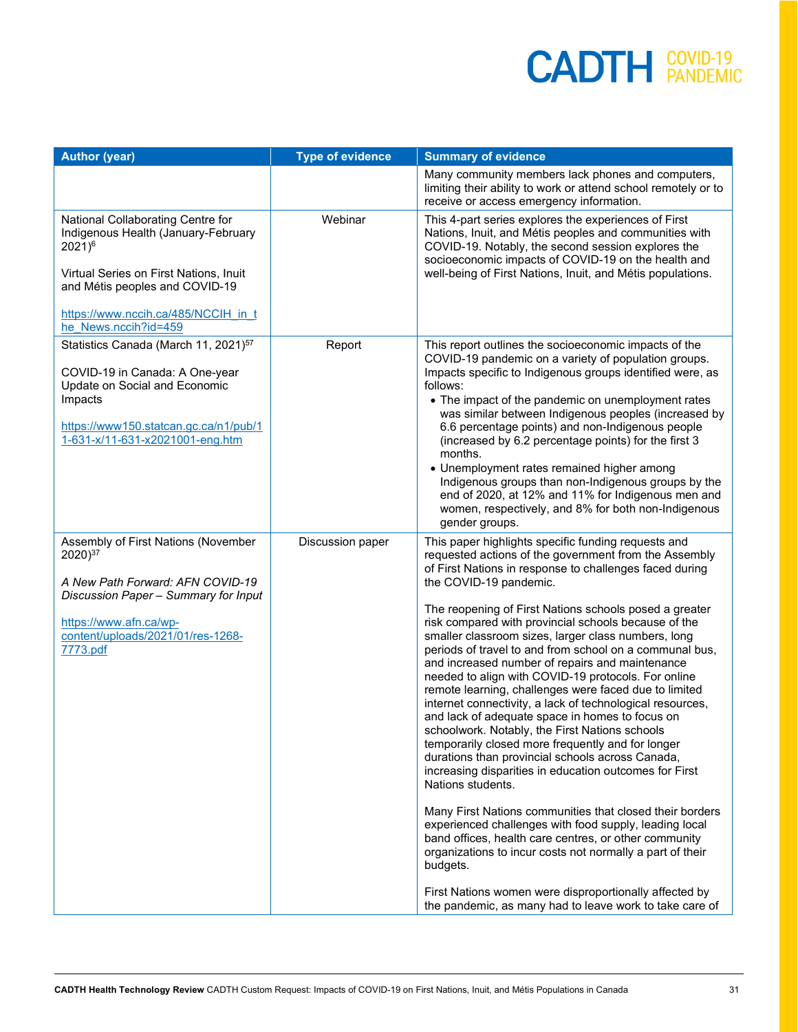| Author (year) | Type of evidence | Summary of evidence |
|---|---|---|
| | | Many community members lack phones and computers, limiting their ability to work or attend school remotely or to receive or access emergency information. |
| National Collaborating Centre for Indigenous Health (January-February 2021)[6]<br><br>Virtual Series on First Nations, Inuit and Métis peoples and COVID-19<br><br>https://www.nccih.ca/485/NCCIH_in_the_News.nccih?id=459 | Webinar | This 4-part series explores the experiences of First Nations, Inuit, and Métis peoples and communities with COVID-19. Notably, the second session explores the socioeconomic impacts of COVID-19 on the health and well-being of First Nations, Inuit, and Métis populations. |
| Statistics Canada (March 11, 2021)[57]<br><br>COVID-19 in Canada: A One-year Update on Social and Economic Impacts<br><br>https://www150.statcan.gc.ca/n1/pub/11-631-x/11-631-x2021001-eng.htm | Report | This report outlines the socioeconomic impacts of the COVID-19 pandemic on a variety of population groups. Impacts specific to Indigenous groups identified were, as follows:<br>• The impact of the pandemic on unemployment rates was similar between Indigenous peoples (increased by 6.6 percentage points) and non-Indigenous people (increased by 6.2 percentage points) for the first 3 months.<br>• Unemployment rates remained higher among Indigenous groups than non-Indigenous groups by the end of 2020, at 12% and 11% for Indigenous men and women, respectively, and 8% for both non-Indigenous gender groups. |
| Assembly of First Nations (November 2020)[37]<br><br>*A New Path Forward: AFN COVID-19 Discussion Paper – Summary for Input*<br><br>https://www.afn.ca/wp-content/uploads/2021/01/res-1268-7773.pdf | Discussion paper | This paper highlights specific funding requests and requested actions of the government from the Assembly of First Nations in response to challenges faced during the COVID-19 pandemic.<br><br>The reopening of First Nations schools posed a greater risk compared with provincial schools because of the smaller classroom sizes, larger class numbers, long periods of travel to and from school on a communal bus, and increased number of repairs and maintenance needed to align with COVID-19 protocols. For online remote learning, challenges were faced due to limited internet connectivity, a lack of technological resources, and lack of adequate space in homes to focus on schoolwork. Notably, the First Nations schools temporarily closed more frequently and for longer durations than provincial schools across Canada, increasing disparities in education outcomes for First Nations students.<br><br>Many First Nations communities that closed their borders experienced challenges with food supply, leading local band offices, health care centres, or other community organizations to incur costs not normally a part of their budgets.<br><br>First Nations women were disproportionally affected by the pandemic, as many had to leave work to take care of |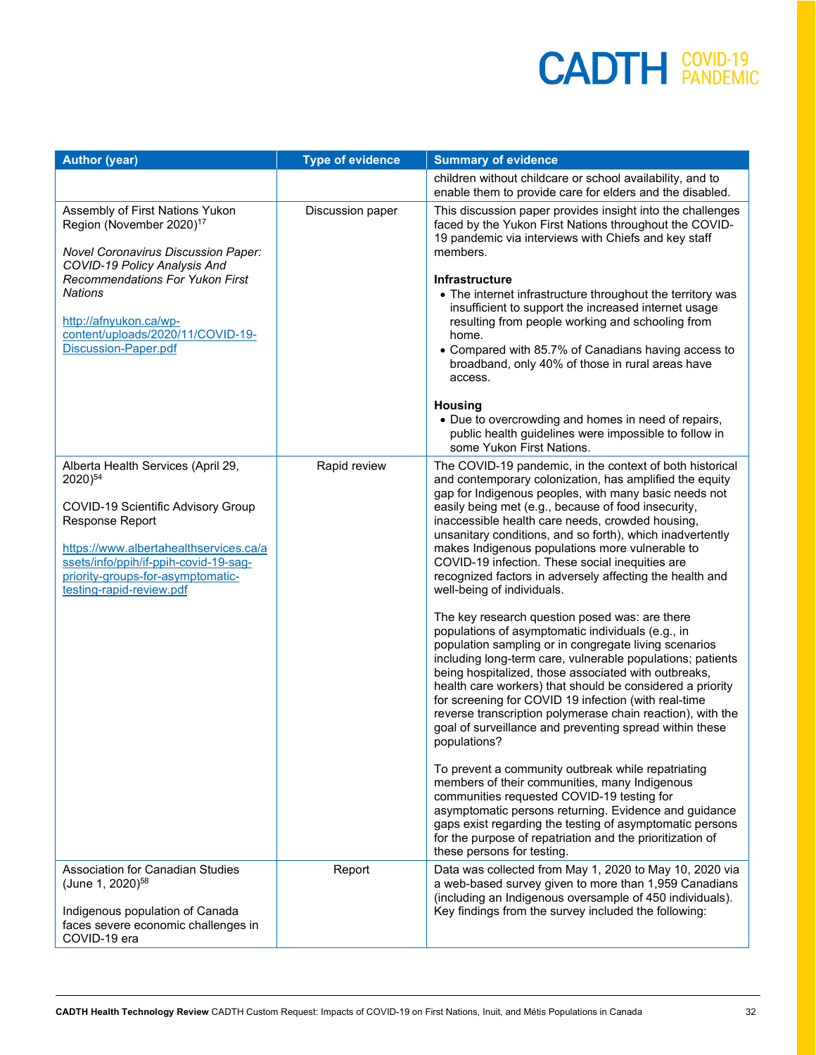| Author (year) | Type of evidence | Summary of evidence |
|---|---|---|
| | | children without childcare or school availability, and to enable them to provide care for elders and the disabled. |
| Assembly of First Nations Yukon Region (November 2020)[17]<br><br>*Novel Coronavirus Discussion Paper: COVID-19 Policy Analysis And Recommendations For Yukon First Nations*<br><br>http://afnyukon.ca/wp-content/uploads/2020/11/COVID-19-Discussion-Paper.pdf | Discussion paper | This discussion paper provides insight into the challenges faced by the Yukon First Nations throughout the COVID-19 pandemic via interviews with Chiefs and key staff members.<br><br>**Infrastructure**<br>• The internet infrastructure throughout the territory was insufficient to support the increased internet usage resulting from people working and schooling from home.<br>• Compared with 85.7% of Canadians having access to broadband, only 40% of those in rural areas have access.<br><br>**Housing**<br>• Due to overcrowding and homes in need of repairs, public health guidelines were impossible to follow in some Yukon First Nations. |
| Alberta Health Services (April 29, 2020)[54]<br><br>COVID-19 Scientific Advisory Group Response Report<br><br>https://www.albertahealthservices.ca/assets/info/ppih/if-ppih-covid-19-sag-priority-groups-for-asymptomatic-testing-rapid-review.pdf | Rapid review | The COVID-19 pandemic, in the context of both historical and contemporary colonization, has amplified the equity gap for Indigenous peoples, with many basic needs not easily being met (e.g., because of food insecurity, inaccessible health care needs, crowded housing, unsanitary conditions, and so forth), which inadvertently makes Indigenous populations more vulnerable to COVID-19 infection. These social inequities are recognized factors in adversely affecting the health and well-being of individuals.<br><br>The key research question posed was: are there populations of asymptomatic individuals (e.g., in population sampling or in congregate living scenarios including long-term care, vulnerable populations; patients being hospitalized, those associated with outbreaks, health care workers) that should be considered a priority for screening for COVID 19 infection (with real-time reverse transcription polymerase chain reaction), with the goal of surveillance and preventing spread within these populations?<br><br>To prevent a community outbreak while repatriating members of their communities, many Indigenous communities requested COVID-19 testing for asymptomatic persons returning. Evidence and guidance gaps exist regarding the testing of asymptomatic persons for the purpose of repatriation and the prioritization of these persons for testing. |
| Association for Canadian Studies (June 1, 2020)[58]<br><br>Indigenous population of Canada faces severe economic challenges in COVID-19 era | Report | Data was collected from May 1, 2020 to May 10, 2020 via a web-based survey given to more than 1,959 Canadians (including an Indigenous oversample of 450 individuals). Key findings from the survey included the following: |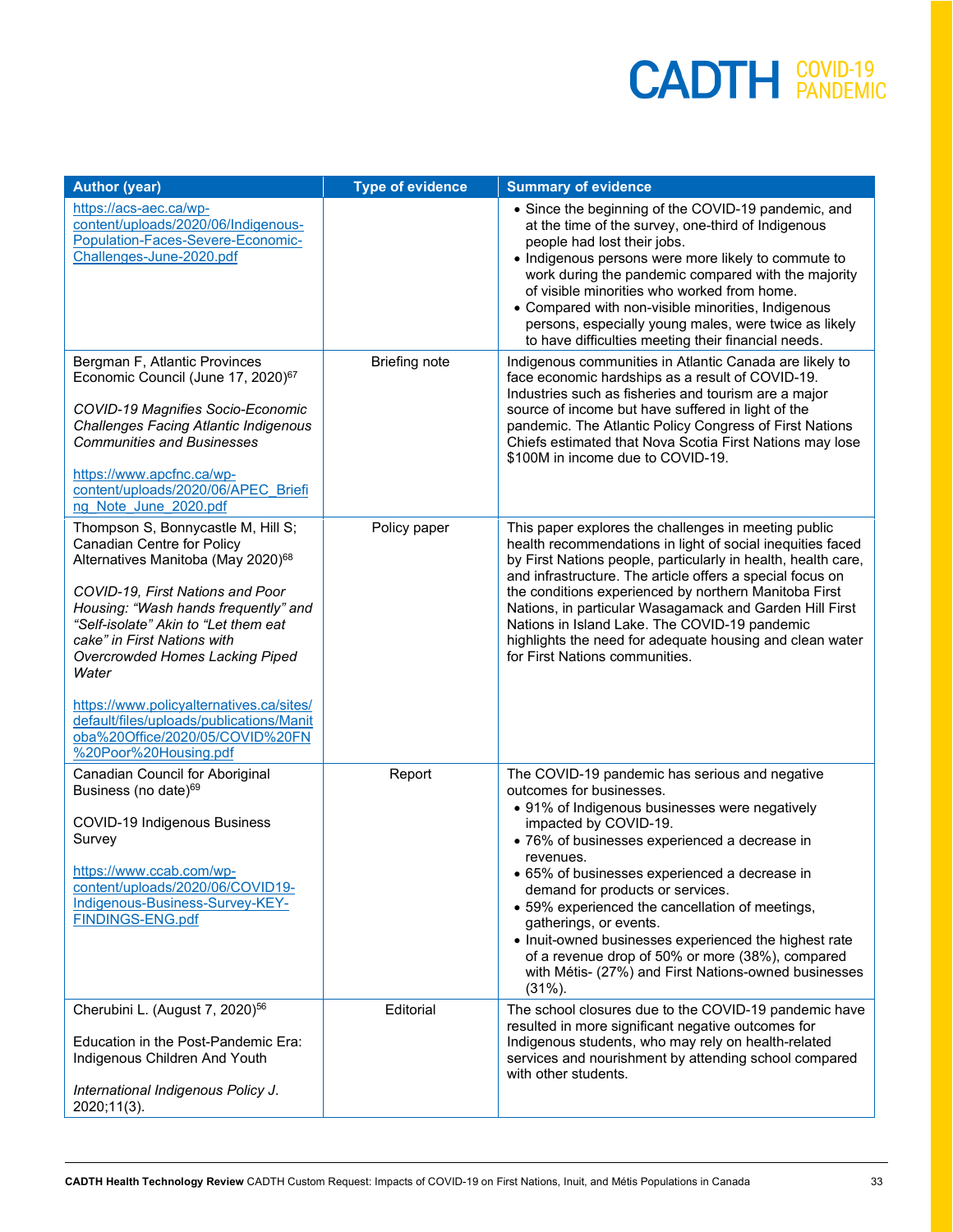| Author (year) | Type of evidence | Summary of evidence |
|---|---|---|
| https://acs-aec.ca/wp-content/uploads/2020/06/Indigenous-Population-Faces-Severe-Economic-Challenges-June-2020.pdf | | • Since the beginning of the COVID-19 pandemic, and at the time of the survey, one-third of Indigenous people had lost their jobs.<br>• Indigenous persons were more likely to commute to work during the pandemic compared with the majority of visible minorities who worked from home.<br>• Compared with non-visible minorities, Indigenous persons, especially young males, were twice as likely to have difficulties meeting their financial needs. |
| Bergman F, Atlantic Provinces Economic Council (June 17, 2020)[67]<br><br>*COVID-19 Magnifies Socio-Economic Challenges Facing Atlantic Indigenous Communities and Businesses*<br><br>https://www.apcfnc.ca/wp-content/uploads/2020/06/APEC_Briefing_Note_June_2020.pdf | Briefing note | Indigenous communities in Atlantic Canada are likely to face economic hardships as a result of COVID-19. Industries such as fisheries and tourism are a major source of income but have suffered in light of the pandemic. The Atlantic Policy Congress of First Nations Chiefs estimated that Nova Scotia First Nations may lose $100M in income due to COVID-19. |
| Thompson S, Bonnycastle M, Hill S; Canadian Centre for Policy Alternatives Manitoba (May 2020)[68]<br><br>*COVID-19, First Nations and Poor Housing: "Wash hands frequently" and "Self-isolate" Akin to "Let them eat cake" in First Nations with Overcrowded Homes Lacking Piped Water*<br><br>https://www.policyalternatives.ca/sites/default/files/uploads/publications/Manitoba%20Office/2020/05/COVID%20FN%20Poor%20Housing.pdf | Policy paper | This paper explores the challenges in meeting public health recommendations in light of social inequities faced by First Nations people, particularly in health, health care, and infrastructure. The article offers a special focus on the conditions experienced by northern Manitoba First Nations, in particular Wasagamack and Garden Hill First Nations in Island Lake. The COVID-19 pandemic highlights the need for adequate housing and clean water for First Nations communities. |
| Canadian Council for Aboriginal Business (no date)[69]<br><br>COVID-19 Indigenous Business Survey<br><br>https://www.ccab.com/wp-content/uploads/2020/06/COVID19-Indigenous-Business-Survey-KEY-FINDINGS-ENG.pdf | Report | The COVID-19 pandemic has serious and negative outcomes for businesses.<br>• 91% of Indigenous businesses were negatively impacted by COVID-19.<br>• 76% of businesses experienced a decrease in revenues.<br>• 65% of businesses experienced a decrease in demand for products or services.<br>• 59% experienced the cancellation of meetings, gatherings, or events.<br>• Inuit-owned businesses experienced the highest rate of a revenue drop of 50% or more (38%), compared with Métis- (27%) and First Nations-owned businesses (31%). |
| Cherubini L. (August 7, 2020)[56]<br><br>Education in the Post-Pandemic Era: Indigenous Children And Youth<br><br>*International Indigenous Policy J.* 2020;11(3). | Editorial | The school closures due to the COVID-19 pandemic have resulted in more significant negative outcomes for Indigenous students, who may rely on health-related services and nourishment by attending school compared with other students. |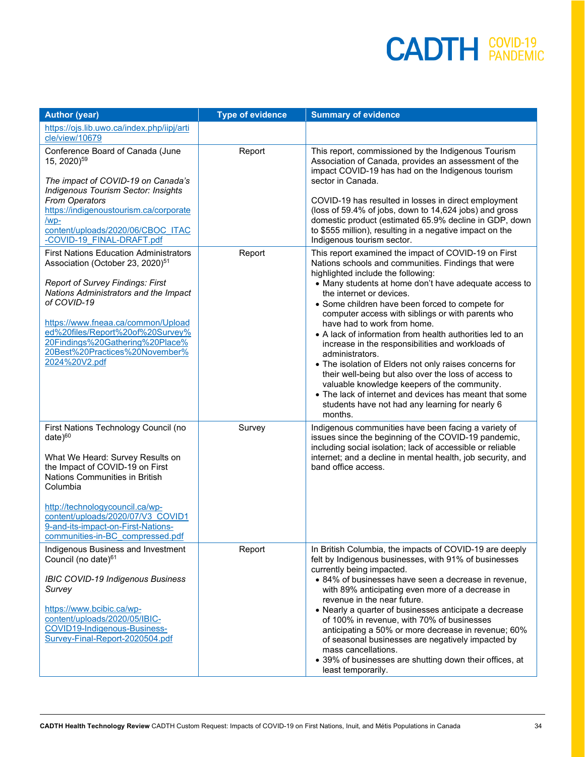| Author (year) | Type of evidence | Summary of evidence |
|---|---|---|
| https://ojs.lib.uwo.ca/index.php/iipj/article/view/10679 | | |
| Conference Board of Canada (June 15, 2020)[59]<br><br>*The impact of COVID-19 on Canada's Indigenous Tourism Sector: Insights From Operators*<br>https://indigenoustourism.ca/corporate/wp-content/uploads/2020/06/CBOC_ITAC-COVID-19_FINAL-DRAFT.pdf | Report | This report, commissioned by the Indigenous Tourism Association of Canada, provides an assessment of the impact COVID-19 has had on the Indigenous tourism sector in Canada.<br><br>COVID-19 has resulted in losses in direct employment (loss of 59.4% of jobs, down to 14,624 jobs) and gross domestic product (estimated 65.9% decline in GDP, down to $555 million), resulting in a negative impact on the Indigenous tourism sector. |
| First Nations Education Administrators Association (October 23, 2020)[51]<br><br>*Report of Survey Findings: First Nations Administrators and the Impact of COVID-19*<br><br>https://www.fneaa.ca/common/Uploaded%20files/Report%20of%20Survey%20Findings%20Gathering%20Place%20Best%20Practices%20November%2024%20V2.pdf | Report | This report examined the impact of COVID-19 on First Nations schools and communities. Findings that were highlighted include the following:<br>• Many students at home don't have adequate access to the internet or devices.<br>• Some children have been forced to compete for computer access with siblings or with parents who have had to work from home.<br>• A lack of information from health authorities led to an increase in the responsibilities and workloads of administrators.<br>• The isolation of Elders not only raises concerns for their well-being but also over the loss of access to valuable knowledge keepers of the community.<br>• The lack of internet and devices has meant that some students have not had any learning for nearly 6 months. |
| First Nations Technology Council (no date)[60]<br><br>What We Heard: Survey Results on the Impact of COVID-19 on First Nations Communities in British Columbia<br><br>http://technologycouncil.ca/wp-content/uploads/2020/07/V3_COVID19-and-its-impact-on-First-Nations-communities-in-BC_compressed.pdf | Survey | Indigenous communities have been facing a variety of issues since the beginning of the COVID-19 pandemic, including social isolation; lack of accessible or reliable internet; and a decline in mental health, job security, and band office access. |
| Indigenous Business and Investment Council (no date)[61]<br><br>*IBIC COVID-19 Indigenous Business Survey*<br><br>https://www.bcibic.ca/wp-content/uploads/2020/05/IBIC-COVID19-Indigenous-Business-Survey-Final-Report-2020504.pdf | Report | In British Columbia, the impacts of COVID-19 are deeply felt by Indigenous businesses, with 91% of businesses currently being impacted.<br>• 84% of businesses have seen a decrease in revenue, with 89% anticipating even more of a decrease in revenue in the near future.<br>• Nearly a quarter of businesses anticipate a decrease of 100% in revenue, with 70% of businesses anticipating a 50% or more decrease in revenue; 60% of seasonal businesses are negatively impacted by mass cancellations.<br>• 39% of businesses are shutting down their offices, at least temporarily. |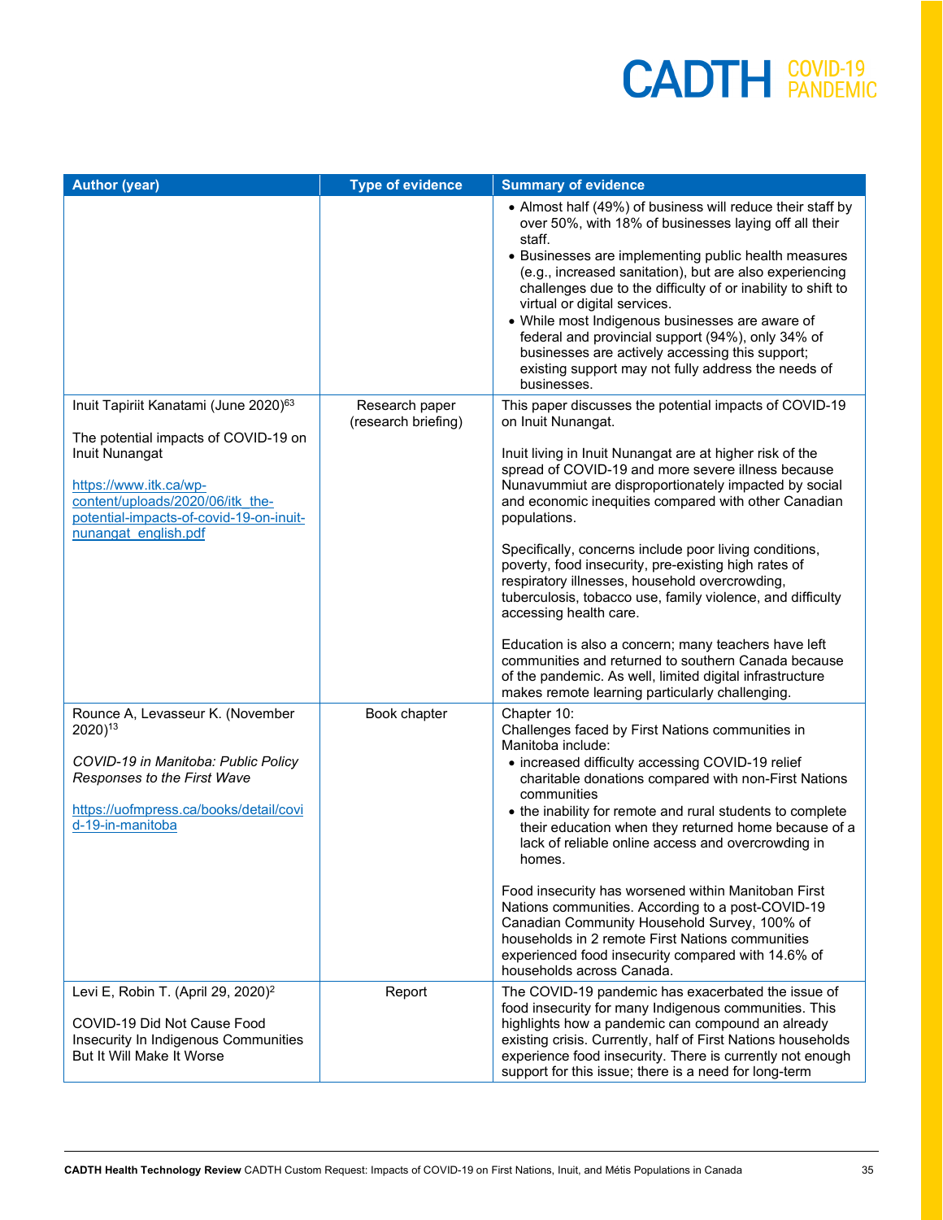| Author (year) | Type of evidence | Summary of evidence |
|---|---|---|
| | | • Almost half (49%) of business will reduce their staff by over 50%, with 18% of businesses laying off all their staff.<br>• Businesses are implementing public health measures (e.g., increased sanitation), but are also experiencing challenges due to the difficulty of or inability to shift to virtual or digital services.<br>• While most Indigenous businesses are aware of federal and provincial support (94%), only 34% of businesses are actively accessing this support; existing support may not fully address the needs of businesses. |
| Inuit Tapiriit Kanatami (June 2020)[63]<br><br>The potential impacts of COVID-19 on Inuit Nunangat<br><br>[https://www.itk.ca/wp-content/uploads/2020/06/itk_the-potential-impacts-of-covid-19-on-inuit-nunangat_english.pdf](https://www.itk.ca/wp-content/uploads/2020/06/itk_the-potential-impacts-of-covid-19-on-inuit-nunangat_english.pdf) | Research paper (research briefing) | This paper discusses the potential impacts of COVID-19 on Inuit Nunangat.<br><br>Inuit living in Inuit Nunangat are at higher risk of the spread of COVID-19 and more severe illness because Nunavummiut are disproportionately impacted by social and economic inequities compared with other Canadian populations.<br><br>Specifically, concerns include poor living conditions, poverty, food insecurity, pre-existing high rates of respiratory illnesses, household overcrowding, tuberculosis, tobacco use, family violence, and difficulty accessing health care.<br><br>Education is also a concern; many teachers have left communities and returned to southern Canada because of the pandemic. As well, limited digital infrastructure makes remote learning particularly challenging. |
| Rounce A, Levasseur K. (November 2020)[13]<br><br>*COVID-19 in Manitoba: Public Policy Responses to the First Wave*<br><br>[https://uofmpress.ca/books/detail/covid-19-in-manitoba](https://uofmpress.ca/books/detail/covid-19-in-manitoba) | Book chapter | Chapter 10:<br>Challenges faced by First Nations communities in Manitoba include:<br>• increased difficulty accessing COVID-19 relief charitable donations compared with non-First Nations communities<br>• the inability for remote and rural students to complete their education when they returned home because of a lack of reliable online access and overcrowding in homes.<br><br>Food insecurity has worsened within Manitoban First Nations communities. According to a post-COVID-19 Canadian Community Household Survey, 100% of households in 2 remote First Nations communities experienced food insecurity compared with 14.6% of households across Canada. |
| Levi E, Robin T. (April 29, 2020)[2]<br><br>COVID-19 Did Not Cause Food Insecurity In Indigenous Communities But It Will Make It Worse | Report | The COVID-19 pandemic has exacerbated the issue of food insecurity for many Indigenous communities. This highlights how a pandemic can compound an already existing crisis. Currently, half of First Nations households experience food insecurity. There is currently not enough support for this issue; there is a need for long-term |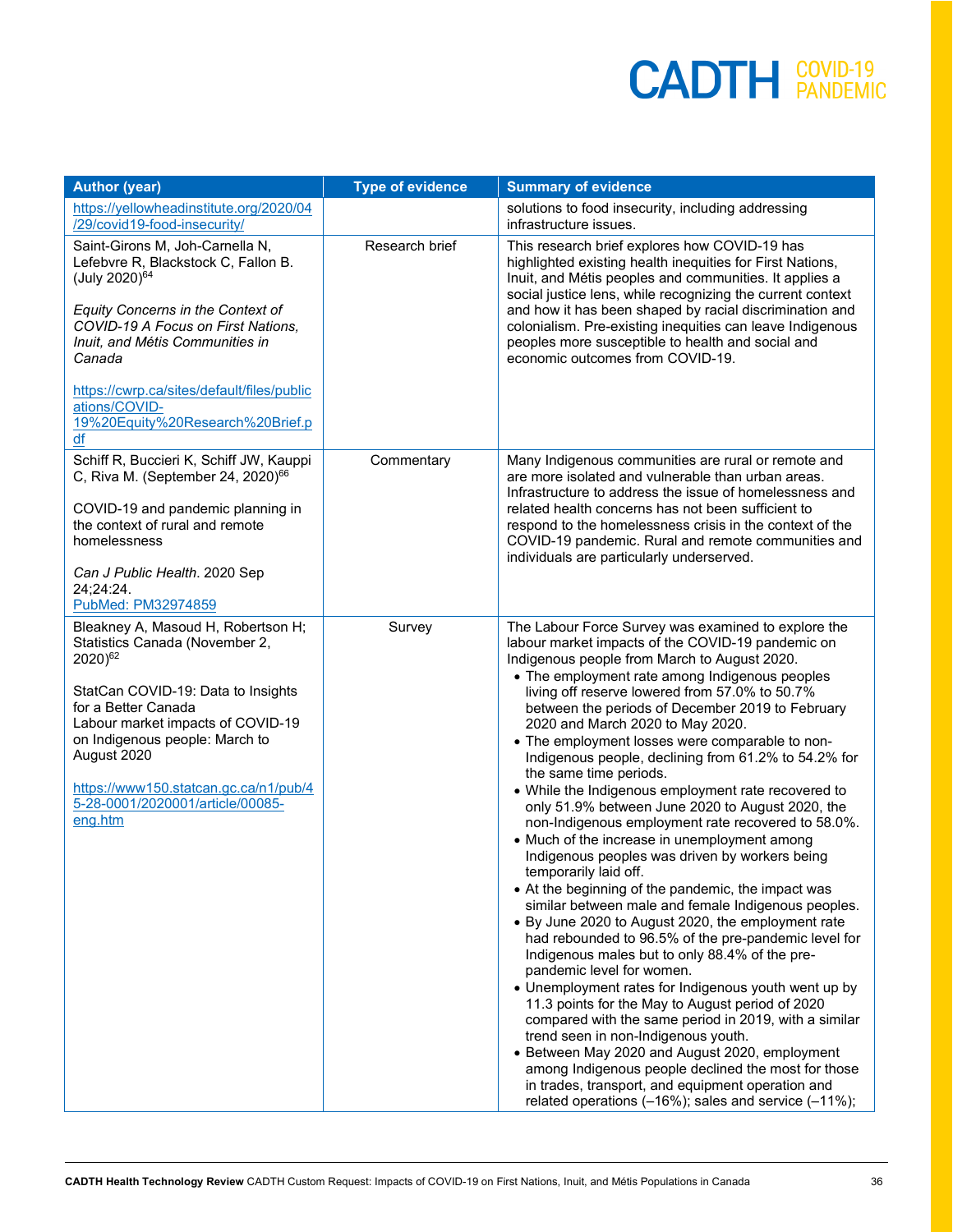| Author (year) | Type of evidence | Summary of evidence |
|---|---|---|
| https://yellowheadinstitute.org/2020/04/29/covid19-food-insecurity/ | | solutions to food insecurity, including addressing infrastructure issues. |
| Saint-Girons M, Joh-Carnella N, Lefebvre R, Blackstock C, Fallon B. (July 2020)[64]<br><br>*Equity Concerns in the Context of COVID-19 A Focus on First Nations, Inuit, and Métis Communities in Canada*<br><br>https://cwrp.ca/sites/default/files/publications/COVID-19%20Equity%20Research%20Brief.pdf | Research brief | This research brief explores how COVID-19 has highlighted existing health inequities for First Nations, Inuit, and Métis peoples and communities. It applies a social justice lens, while recognizing the current context and how it has been shaped by racial discrimination and colonialism. Pre-existing inequities can leave Indigenous peoples more susceptible to health and social and economic outcomes from COVID-19. |
| Schiff R, Buccieri K, Schiff JW, Kauppi C, Riva M. (September 24, 2020)[66]<br><br>COVID-19 and pandemic planning in the context of rural and remote homelessness<br><br>*Can J Public Health*. 2020 Sep 24;24:24.<br>PubMed: PM32974859 | Commentary | Many Indigenous communities are rural or remote and are more isolated and vulnerable than urban areas. Infrastructure to address the issue of homelessness and related health concerns has not been sufficient to respond to the homelessness crisis in the context of the COVID-19 pandemic. Rural and remote communities and individuals are particularly underserved. |
| Bleakney A, Masoud H, Robertson H; Statistics Canada (November 2, 2020)[62]<br><br>StatCan COVID-19: Data to Insights for a Better Canada<br>Labour market impacts of COVID-19 on Indigenous people: March to August 2020<br><br>https://www150.statcan.gc.ca/n1/pub/45-28-0001/2020001/article/00085-eng.htm | Survey | The Labour Force Survey was examined to explore the labour market impacts of the COVID-19 pandemic on Indigenous people from March to August 2020.<br>• The employment rate among Indigenous peoples living off reserve lowered from 57.0% to 50.7% between the periods of December 2019 to February 2020 and March 2020 to May 2020.<br>• The employment losses were comparable to non-Indigenous people, declining from 61.2% to 54.2% for the same time periods.<br>• While the Indigenous employment rate recovered to only 51.9% between June 2020 to August 2020, the non-Indigenous employment rate recovered to 58.0%.<br>• Much of the increase in unemployment among Indigenous peoples was driven by workers being temporarily laid off.<br>• At the beginning of the pandemic, the impact was similar between male and female Indigenous peoples.<br>• By June 2020 to August 2020, the employment rate had rebounded to 96.5% of the pre-pandemic level for Indigenous males but to only 88.4% of the pre-pandemic level for women.<br>• Unemployment rates for Indigenous youth went up by 11.3 points for the May to August period of 2020 compared with the same period in 2019, with a similar trend seen in non-Indigenous youth.<br>• Between May 2020 and August 2020, employment among Indigenous people declined the most for those in trades, transport, and equipment operation and related operations (–16%); sales and service (–11%); |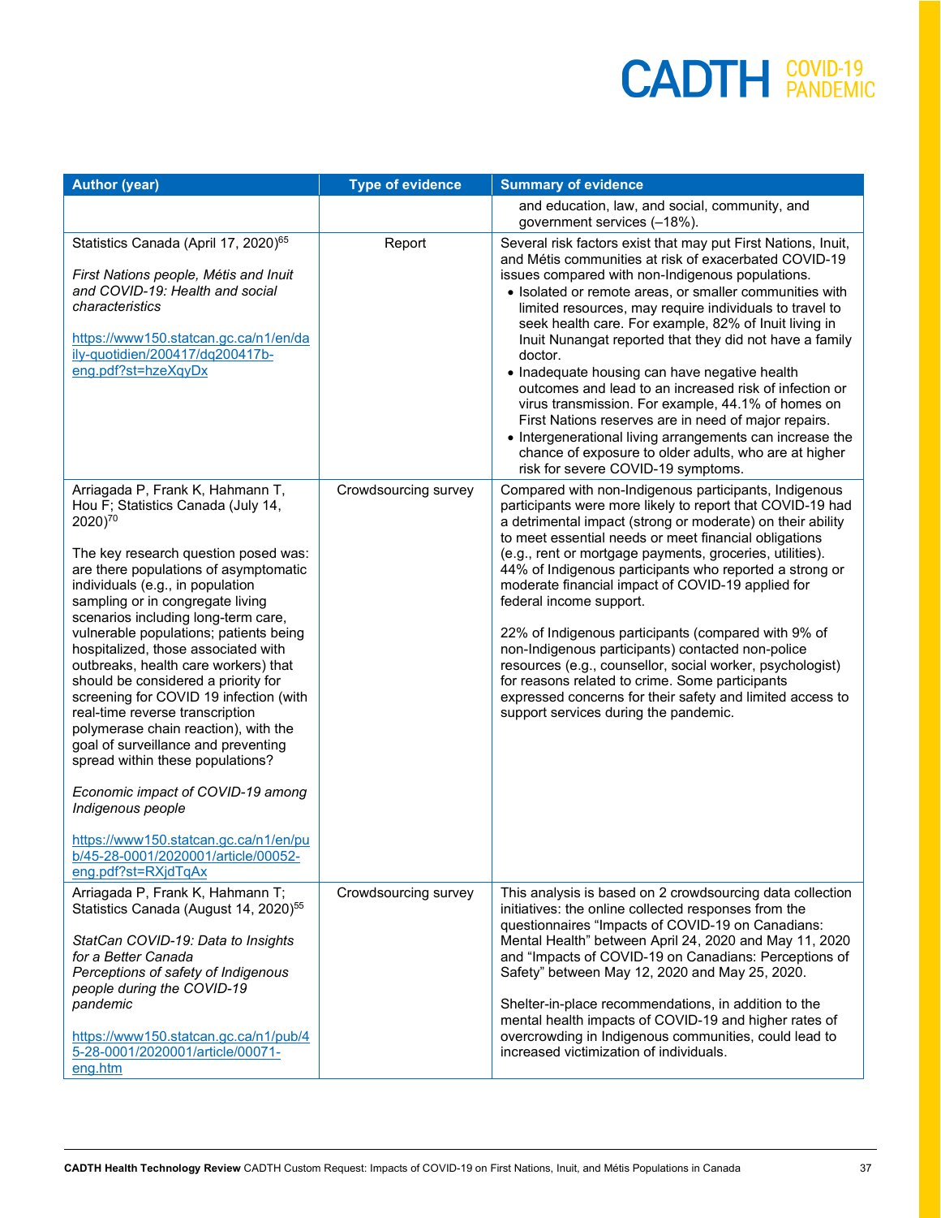| Author (year) | Type of evidence | Summary of evidence |
|---|---|---|
| | | and education, law, and social, community, and government services (–18%). |
| Statistics Canada (April 17, 2020)[65]<br><br>*First Nations people, Métis and Inuit and COVID-19: Health and social characteristics*<br><br>https://www150.statcan.gc.ca/n1/en/daily-quotidien/200417/dq200417b-eng.pdf?st=hzeXqyDx | Report | Several risk factors exist that may put First Nations, Inuit, and Métis communities at risk of exacerbated COVID-19 issues compared with non-Indigenous populations.<br>• Isolated or remote areas, or smaller communities with limited resources, may require individuals to travel to seek health care. For example, 82% of Inuit living in Inuit Nunangat reported that they did not have a family doctor.<br>• Inadequate housing can have negative health outcomes and lead to an increased risk of infection or virus transmission. For example, 44.1% of homes on First Nations reserves are in need of major repairs.<br>• Intergenerational living arrangements can increase the chance of exposure to older adults, who are at higher risk for severe COVID-19 symptoms. |
| Arriagada P, Frank K, Hahmann T, Hou F; Statistics Canada (July 14, 2020)[70]<br><br>The key research question posed was: are there populations of asymptomatic individuals (e.g., in population sampling or in congregate living scenarios including long-term care, vulnerable populations; patients being hospitalized, those associated with outbreaks, health care workers) that should be considered a priority for screening for COVID 19 infection (with real-time reverse transcription polymerase chain reaction), with the goal of surveillance and preventing spread within these populations?<br><br>*Economic impact of COVID-19 among Indigenous people*<br><br>https://www150.statcan.gc.ca/n1/en/pub/45-28-0001/2020001/article/00052-eng.pdf?st=RXjdTqAx | Crowdsourcing survey | Compared with non-Indigenous participants, Indigenous participants were more likely to report that COVID-19 had a detrimental impact (strong or moderate) on their ability to meet essential needs or meet financial obligations (e.g., rent or mortgage payments, groceries, utilities). 44% of Indigenous participants who reported a strong or moderate financial impact of COVID-19 applied for federal income support.<br><br>22% of Indigenous participants (compared with 9% of non-Indigenous participants) contacted non-police resources (e.g., counsellor, social worker, psychologist) for reasons related to crime. Some participants expressed concerns for their safety and limited access to support services during the pandemic. |
| Arriagada P, Frank K, Hahmann T; Statistics Canada (August 14, 2020)[55]<br><br>*StatCan COVID-19: Data to Insights for a Better Canada*<br>*Perceptions of safety of Indigenous people during the COVID-19 pandemic*<br><br>https://www150.statcan.gc.ca/n1/pub/45-28-0001/2020001/article/00071-eng.htm | Crowdsourcing survey | This analysis is based on 2 crowdsourcing data collection initiatives: the online collected responses from the questionnaires "Impacts of COVID-19 on Canadians: Mental Health" between April 24, 2020 and May 11, 2020 and "Impacts of COVID-19 on Canadians: Perceptions of Safety" between May 12, 2020 and May 25, 2020.<br><br>Shelter-in-place recommendations, in addition to the mental health impacts of COVID-19 and higher rates of overcrowding in Indigenous communities, could lead to increased victimization of individuals. |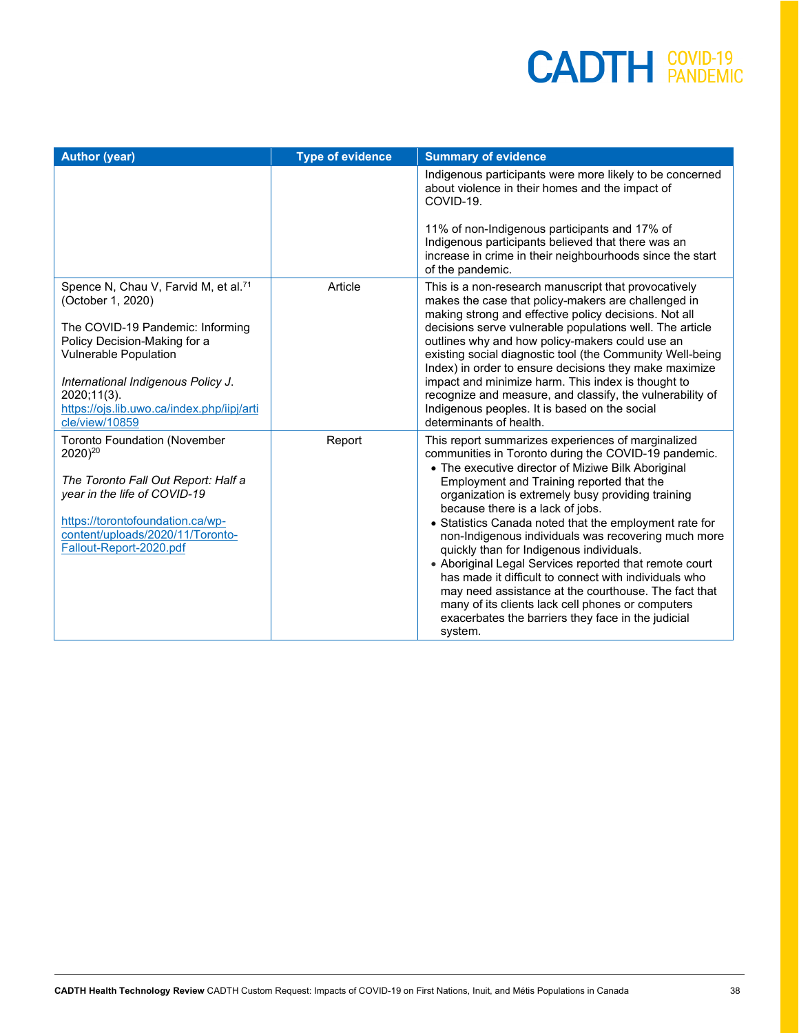| Author (year) | Type of evidence | Summary of evidence |
| --- | --- | --- |
| | | Indigenous participants were more likely to be concerned about violence in their homes and the impact of COVID-19.<br><br>11% of non-Indigenous participants and 17% of Indigenous participants believed that there was an increase in crime in their neighbourhoods since the start of the pandemic. |
| Spence N, Chau V, Farvid M, et al.[71] (October 1, 2020)<br><br>The COVID-19 Pandemic: Informing Policy Decision-Making for a Vulnerable Population<br><br>*International Indigenous Policy J.* 2020;11(3). https://ojs.lib.uwo.ca/index.php/iipj/article/view/10859 | Article | This is a non-research manuscript that provocatively makes the case that policy-makers are challenged in making strong and effective policy decisions. Not all decisions serve vulnerable populations well. The article outlines why and how policy-makers could use an existing social diagnostic tool (the Community Well-being Index) in order to ensure decisions they make maximize impact and minimize harm. This index is thought to recognize and measure, and classify, the vulnerability of Indigenous peoples. It is based on the social determinants of health. |
| Toronto Foundation (November 2020)[20]<br><br>*The Toronto Fall Out Report: Half a year in the life of COVID-19*<br><br>https://torontofoundation.ca/wp-content/uploads/2020/11/Toronto-Fallout-Report-2020.pdf | Report | This report summarizes experiences of marginalized communities in Toronto during the COVID-19 pandemic.<br>• The executive director of Miziwe Bilk Aboriginal Employment and Training reported that the organization is extremely busy providing training because there is a lack of jobs.<br>• Statistics Canada noted that the employment rate for non-Indigenous individuals was recovering much more quickly than for Indigenous individuals.<br>• Aboriginal Legal Services reported that remote court has made it difficult to connect with individuals who may need assistance at the courthouse. The fact that many of its clients lack cell phones or computers exacerbates the barriers they face in the judicial system. |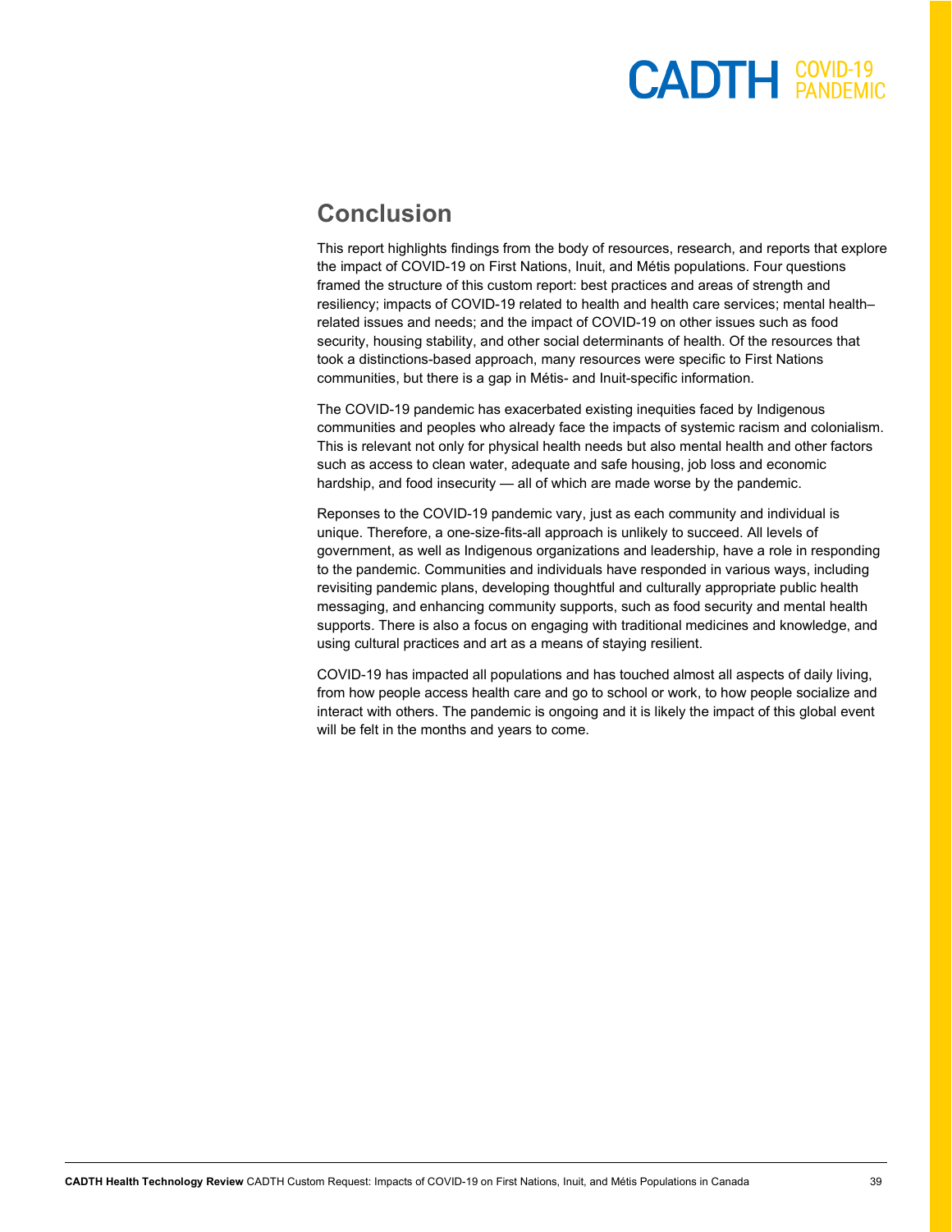## Conclusion

This report highlights findings from the body of resources, research, and reports that explore the impact of COVID-19 on First Nations, Inuit, and Métis populations. Four questions framed the structure of this custom report: best practices and areas of strength and resiliency; impacts of COVID-19 related to health and health care services; mental health–related issues and needs; and the impact of COVID-19 on other issues such as food security, housing stability, and other social determinants of health. Of the resources that took a distinctions-based approach, many resources were specific to First Nations communities, but there is a gap in Métis- and Inuit-specific information.

The COVID-19 pandemic has exacerbated existing inequities faced by Indigenous communities and peoples who already face the impacts of systemic racism and colonialism. This is relevant not only for physical health needs but also mental health and other factors such as access to clean water, adequate and safe housing, job loss and economic hardship, and food insecurity — all of which are made worse by the pandemic.

Reponses to the COVID-19 pandemic vary, just as each community and individual is unique. Therefore, a one-size-fits-all approach is unlikely to succeed. All levels of government, as well as Indigenous organizations and leadership, have a role in responding to the pandemic. Communities and individuals have responded in various ways, including revisiting pandemic plans, developing thoughtful and culturally appropriate public health messaging, and enhancing community supports, such as food security and mental health supports. There is also a focus on engaging with traditional medicines and knowledge, and using cultural practices and art as a means of staying resilient.

COVID-19 has impacted all populations and has touched almost all aspects of daily living, from how people access health care and go to school or work, to how people socialize and interact with others. The pandemic is ongoing and it is likely the impact of this global event will be felt in the months and years to come.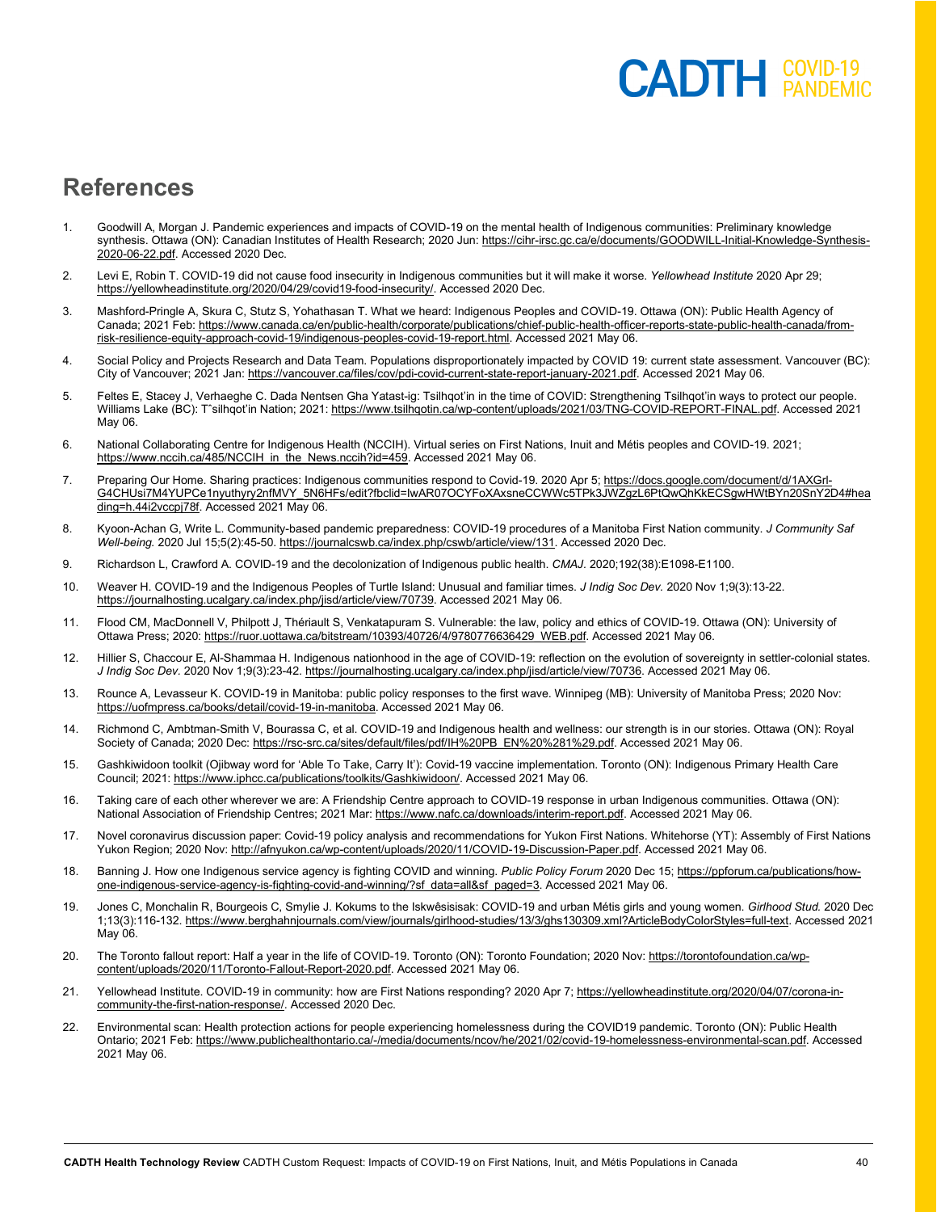## References

1. Goodwill A, Morgan J. Pandemic experiences and impacts of COVID-19 on the mental health of Indigenous communities: Preliminary knowledge synthesis. Ottawa (ON): Canadian Institutes of Health Research; 2020 Jun: https://cihr-irsc.gc.ca/e/documents/GOODWILL-Initial-Knowledge-Synthesis-2020-06-22.pdf. Accessed 2020 Dec.
2. Levi E, Robin T. COVID-19 did not cause food insecurity in Indigenous communities but it will make it worse. *Yellowhead Institute* 2020 Apr 29; https://yellowheadinstitute.org/2020/04/29/covid19-food-insecurity/. Accessed 2020 Dec.
3. Mashford-Pringle A, Skura C, Stutz S, Yohathasan T. What we heard: Indigenous Peoples and COVID-19. Ottawa (ON): Public Health Agency of Canada; 2021 Feb: https://www.canada.ca/en/public-health/corporate/publications/chief-public-health-officer-reports-state-public-health-canada/from-risk-resilience-equity-approach-covid-19/indigenous-peoples-covid-19-report.html. Accessed 2021 May 06.
4. Social Policy and Projects Research and Data Team. Populations disproportionately impacted by COVID 19: current state assessment. Vancouver (BC): City of Vancouver; 2021 Jan: https://vancouver.ca/files/cov/pdi-covid-current-state-report-january-2021.pdf. Accessed 2021 May 06.
5. Feltes E, Stacey J, Verhaeghe C. Dada Nentsen Gha Yatast-ig: Tsilhqot'in in the time of COVID: Strengthening Tsilhqot'in ways to protect our people. Williams Lake (BC): T'silhqot'in Nation; 2021: https://www.tsilhqotin.ca/wp-content/uploads/2021/03/TNG-COVID-REPORT-FINAL.pdf. Accessed 2021 May 06.
6. National Collaborating Centre for Indigenous Health (NCCIH). Virtual series on First Nations, Inuit and Métis peoples and COVID-19. 2021; https://www.nccih.ca/485/NCCIH_in_the_News.nccih?id=459. Accessed 2021 May 06.
7. Preparing Our Home. Sharing practices: Indigenous communities respond to Covid-19. 2020 Apr 5; https://docs.google.com/document/d/1AXGrl-G4CHUsi7M4YUPCe1nyuthyry2nfMVY_5N6HFs/edit?fbclid=IwAR07OCYFoXAxsneCCWWc5TPk3JWZgzL6PtQwQhKkECSgwHWtBYn20SnY2D4#heading=h.44i2vccpj78f. Accessed 2021 May 06.
8. Kyoon-Achan G, Write L. Community-based pandemic preparedness: COVID-19 procedures of a Manitoba First Nation community. *J Community Saf Well-being.* 2020 Jul 15;5(2):45-50. https://journalcswb.ca/index.php/cswb/article/view/131. Accessed 2020 Dec.
9. Richardson L, Crawford A. COVID-19 and the decolonization of Indigenous public health. *CMAJ*. 2020;192(38):E1098-E1100.
10. Weaver H. COVID-19 and the Indigenous Peoples of Turtle Island: Unusual and familiar times. *J Indig Soc Dev.* 2020 Nov 1;9(3):13-22. https://journalhosting.ucalgary.ca/index.php/jisd/article/view/70739. Accessed 2021 May 06.
11. Flood CM, MacDonnell V, Philpott J, Thériault S, Venkatapuram S. Vulnerable: the law, policy and ethics of COVID-19. Ottawa (ON): University of Ottawa Press; 2020: https://ruor.uottawa.ca/bitstream/10393/40726/4/9780776636429_WEB.pdf. Accessed 2021 May 06.
12. Hillier S, Chaccour E, Al-Shammaa H. Indigenous nationhood in the age of COVID-19: reflection on the evolution of sovereignty in settler-colonial states. *J Indig Soc Dev.* 2020 Nov 1;9(3):23-42. https://journalhosting.ucalgary.ca/index.php/jisd/article/view/70736. Accessed 2021 May 06.
13. Rounce A, Levasseur K. COVID-19 in Manitoba: public policy responses to the first wave. Winnipeg (MB): University of Manitoba Press; 2020 Nov: https://uofmpress.ca/books/detail/covid-19-in-manitoba. Accessed 2021 May 06.
14. Richmond C, Ambtman-Smith V, Bourassa C, et al. COVID-19 and Indigenous health and wellness: our strength is in our stories. Ottawa (ON): Royal Society of Canada; 2020 Dec: https://rsc-src.ca/sites/default/files/pdf/IH%20PB_EN%20%281%29.pdf. Accessed 2021 May 06.
15. Gashkiwidoon toolkit (Ojibway word for 'Able To Take, Carry It'): Covid-19 vaccine implementation. Toronto (ON): Indigenous Primary Health Care Council; 2021: https://www.iphcc.ca/publications/toolkits/Gashkiwidoon/. Accessed 2021 May 06.
16. Taking care of each other wherever we are: A Friendship Centre approach to COVID-19 response in urban Indigenous communities. Ottawa (ON): National Association of Friendship Centres; 2021 Mar: https://www.nafc.ca/downloads/interim-report.pdf. Accessed 2021 May 06.
17. Novel coronavirus discussion paper: Covid-19 policy analysis and recommendations for Yukon First Nations. Whitehorse (YT): Assembly of First Nations Yukon Region; 2020 Nov: http://afnyukon.ca/wp-content/uploads/2020/11/COVID-19-Discussion-Paper.pdf. Accessed 2021 May 06.
18. Banning J. How one Indigenous service agency is fighting COVID and winning. *Public Policy Forum* 2020 Dec 15; https://ppforum.ca/publications/how-one-indigenous-service-agency-is-fighting-covid-and-winning/?sf_data=all&sf_paged=3. Accessed 2021 May 06.
19. Jones C, Monchalin R, Bourgeois C, Smylie J. Kokums to the Iskwêsisisak: COVID-19 and urban Métis girls and young women. *Girlhood Stud.* 2020 Dec 1;13(3):116-132. https://www.berghahnjournals.com/view/journals/girlhood-studies/13/3/ghs130309.xml?ArticleBodyColorStyles=full-text. Accessed 2021 May 06.
20. The Toronto fallout report: Half a year in the life of COVID-19. Toronto (ON): Toronto Foundation; 2020 Nov: https://torontofoundation.ca/wp-content/uploads/2020/11/Toronto-Fallout-Report-2020.pdf. Accessed 2021 May 06.
21. Yellowhead Institute. COVID-19 in community: how are First Nations responding? 2020 Apr 7; https://yellowheadinstitute.org/2020/04/07/corona-in-community-the-first-nation-response/. Accessed 2020 Dec.
22. Environmental scan: Health protection actions for people experiencing homelessness during the COVID19 pandemic. Toronto (ON): Public Health Ontario; 2021 Feb: https://www.publichealthontario.ca/-/media/documents/ncov/he/2021/02/covid-19-homelessness-environmental-scan.pdf. Accessed 2021 May 06.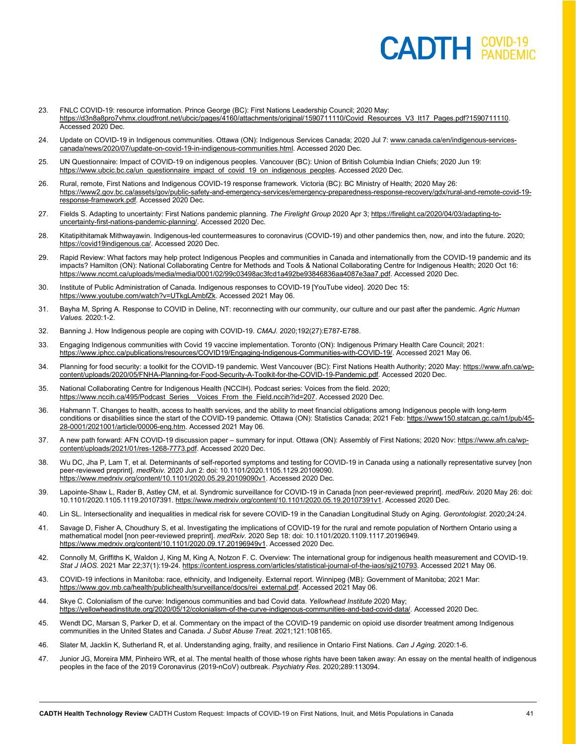23. FNLC COVID-19: resource information. Prince George (BC): First Nations Leadership Council; 2020 May: https://d3n8a8pro7vhmx.cloudfront.net/ubcic/pages/4160/attachments/original/1590711110/Covid_Resources_V3_lt17_Pages.pdf?1590711110. Accessed 2020 Dec.

24. Update on COVID-19 in Indigenous communities. Ottawa (ON): Indigenous Services Canada; 2020 Jul 7: www.canada.ca/en/indigenous-services-canada/news/2020/07/update-on-covid-19-in-indigenous-communities.html. Accessed 2020 Dec.

25. UN Questionnaire: Impact of COVID-19 on indigenous peoples. Vancouver (BC): Union of British Columbia Indian Chiefs; 2020 Jun 19: https://www.ubcic.bc.ca/un_questionnaire_impact_of_covid_19_on_indigenous_peoples. Accessed 2020 Dec.

26. Rural, remote, First Nations and Indigenous COVID-19 response framework. Victoria (BC): BC Ministry of Health; 2020 May 26: https://www2.gov.bc.ca/assets/gov/public-safety-and-emergency-services/emergency-preparedness-response-recovery/gdx/rural-and-remote-covid-19-response-framework.pdf. Accessed 2020 Dec.

27. Fields S. Adapting to uncertainty: First Nations pandemic planning. *The Firelight Group* 2020 Apr 3; https://firelight.ca/2020/04/03/adapting-to-uncertainty-first-nations-pandemic-planning/. Accessed 2020 Dec.

28. Kitatipithitamak Mithwayawin. Indigenous-led countermeasures to coronavirus (COVID-19) and other pandemics then, now, and into the future. 2020; https://covid19indigenous.ca/. Accessed 2020 Dec.

29. Rapid Review: What factors may help protect Indigenous Peoples and communities in Canada and internationally from the COVID-19 pandemic and its impacts? Hamilton (ON): National Collaborating Centre for Methods and Tools & National Collaborating Centre for Indigenous Health; 2020 Oct 16: https://www.nccmt.ca/uploads/media/media/0001/02/99c03498ac3fcd1a492be93846836aa4087e3aa7.pdf. Accessed 2020 Dec.

30. Institute of Public Administration of Canada. Indigenous responses to COVID-19 [YouTube video]. 2020 Dec 15: https://www.youtube.com/watch?v=UTkgLAmbfZk. Accessed 2021 May 06.

31. Bayha M, Spring A. Response to COVID in Deline, NT: reconnecting with our community, our culture and our past after the pandemic. *Agric Human Values.* 2020:1-2.

32. Banning J. How Indigenous people are coping with COVID-19. *CMAJ.* 2020;192(27):E787-E788.

33. Engaging Indigenous communities with Covid 19 vaccine implementation. Toronto (ON): Indigenous Primary Health Care Council; 2021: https://www.iphcc.ca/publications/resources/COVID19/Engaging-Indigenous-Communities-with-COVID-19/. Accessed 2021 May 06.

34. Planning for food security: a toolkit for the COVID-19 pandemic. West Vancouver (BC): First Nations Health Authority; 2020 May: https://www.afn.ca/wp-content/uploads/2020/05/FNHA-Planning-for-Food-Security-A-Toolkit-for-the-COVID-19-Pandemic.pdf. Accessed 2020 Dec.

35. National Collaborating Centre for Indigenous Health (NCCIH). Podcast series: Voices from the field. 2020; https://www.nccih.ca/495/Podcast_Series__Voices_From_the_Field.nccih?id=207. Accessed 2020 Dec.

36. Hahmann T. Changes to health, access to health services, and the ability to meet financial obligations among Indigenous people with long-term conditions or disabilities since the start of the COVID-19 pandemic. Ottawa (ON): Statistics Canada; 2021 Feb: https://www150.statcan.gc.ca/n1/pub/45-28-0001/2021001/article/00006-eng.htm. Accessed 2021 May 06.

37. A new path forward: AFN COVID-19 discussion paper – summary for input. Ottawa (ON): Assembly of First Nations; 2020 Nov: https://www.afn.ca/wp-content/uploads/2021/01/res-1268-7773.pdf. Accessed 2020 Dec.

38. Wu DC, Jha P, Lam T, et al. Determinants of self-reported symptoms and testing for COVID-19 in Canada using a nationally representative survey [non peer-reviewed preprint]. *medRxiv.* 2020 Jun 2: doi: 10.1101/2020.1105.1129.20109090. https://www.medrxiv.org/content/10.1101/2020.05.29.20109090v1. Accessed 2020 Dec.

39. Lapointe-Shaw L, Rader B, Astley CM, et al. Syndromic surveillance for COVID-19 in Canada [non peer-reviewed preprint]. *medRxiv.* 2020 May 26: doi: 10.1101/2020.1105.1119.20107391. https://www.medrxiv.org/content/10.1101/2020.05.19.20107391v1. Accessed 2020 Dec.

40. Lin SL. Intersectionality and inequalities in medical risk for severe COVID-19 in the Canadian Longitudinal Study on Aging. *Gerontologist.* 2020;24:24.

41. Savage D, Fisher A, Choudhury S, et al. Investigating the implications of COVID-19 for the rural and remote population of Northern Ontario using a mathematical model [non peer-reviewed preprint]. *medRxiv.* 2020 Sep 18: doi: 10.1101/2020.1109.1117.20196949. https://www.medrxiv.org/content/10.1101/2020.09.17.20196949v1. Accessed 2020 Dec.

42. Connolly M, Griffiths K, Waldon J, King M, King A, Notzon F. C. Overview: The international group for indigenous health measurement and COVID-19. *Stat J IAOS.* 2021 Mar 22;37(1):19-24. https://content.iospress.com/articles/statistical-journal-of-the-iaos/sji210793. Accessed 2021 May 06.

43. COVID-19 infections in Manitoba: race, ethnicity, and Indigeneity. External report. Winnipeg (MB): Government of Manitoba; 2021 Mar: https://www.gov.mb.ca/health/publichealth/surveillance/docs/rei_external.pdf. Accessed 2021 May 06.

44. Skye C. Colonialism of the curve: Indigenous communities and bad Covid data. *Yellowhead Institute* 2020 May; https://yellowheadinstitute.org/2020/05/12/colonialism-of-the-curve-indigenous-communities-and-bad-covid-data/. Accessed 2020 Dec.

45. Wendt DC, Marsan S, Parker D, et al. Commentary on the impact of the COVID-19 pandemic on opioid use disorder treatment among Indigenous communities in the United States and Canada. *J Subst Abuse Treat.* 2021;121:108165.

46. Slater M, Jacklin K, Sutherland R, et al. Understanding aging, frailty, and resilience in Ontario First Nations. *Can J Aging.* 2020:1-6.

47. Junior JG, Moreira MM, Pinheiro WR, et al. The mental health of those whose rights have been taken away: An essay on the mental health of indigenous peoples in the face of the 2019 Coronavirus (2019-nCoV) outbreak. *Psychiatry Res.* 2020;289:113094.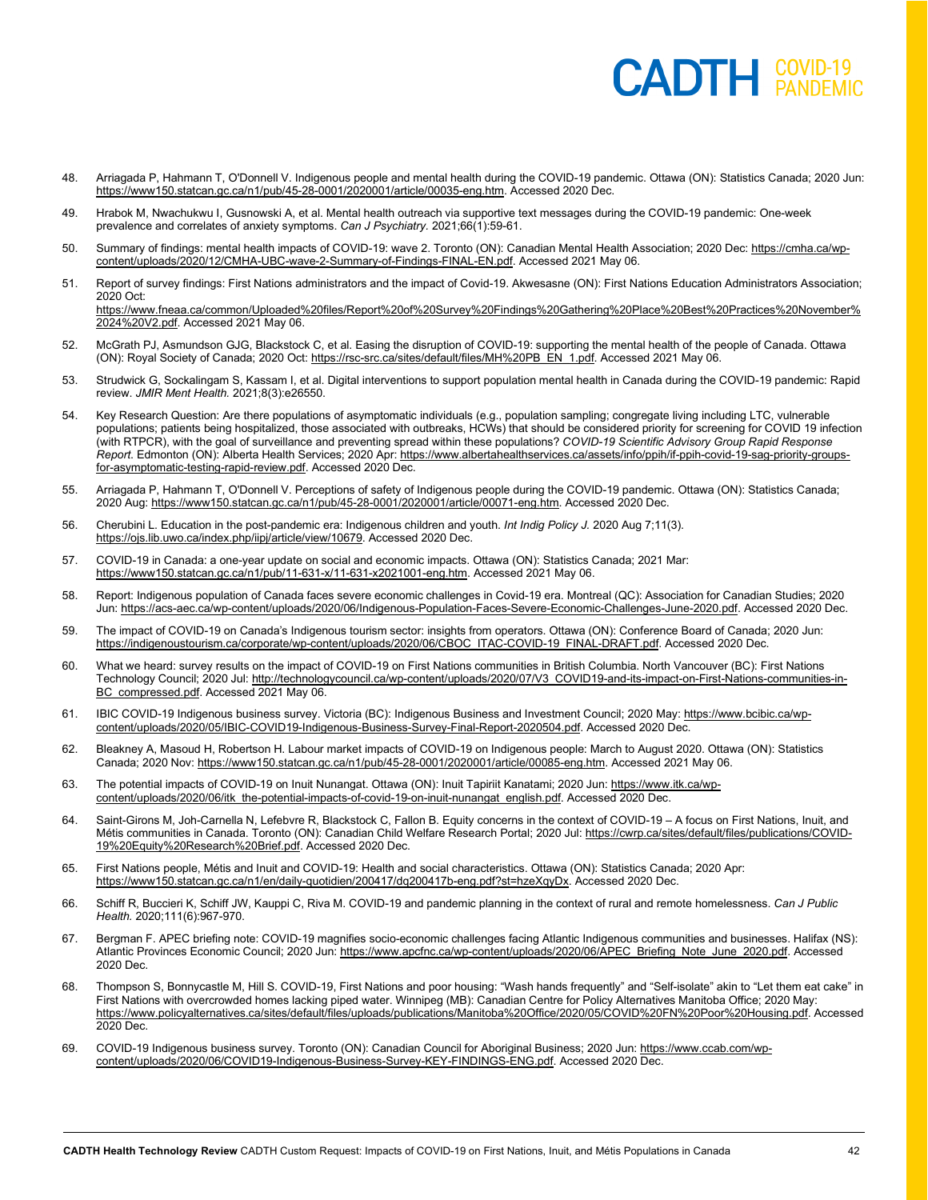48. Arriagada P, Hahmann T, O'Donnell V. Indigenous people and mental health during the COVID-19 pandemic. Ottawa (ON): Statistics Canada; 2020 Jun: https://www150.statcan.gc.ca/n1/pub/45-28-0001/2020001/article/00035-eng.htm. Accessed 2020 Dec.

49. Hrabok M, Nwachukwu I, Gusnowski A, et al. Mental health outreach via supportive text messages during the COVID-19 pandemic: One-week prevalence and correlates of anxiety symptoms. *Can J Psychiatry.* 2021;66(1):59-61.

50. Summary of findings: mental health impacts of COVID-19: wave 2. Toronto (ON): Canadian Mental Health Association; 2020 Dec: https://cmha.ca/wp-content/uploads/2020/12/CMHA-UBC-wave-2-Summary-of-Findings-FINAL-EN.pdf. Accessed 2021 May 06.

51. Report of survey findings: First Nations administrators and the impact of Covid-19. Akwesasne (ON): First Nations Education Administrators Association; 2020 Oct: https://www.fneaa.ca/common/Uploaded%20files/Report%20of%20Survey%20Findings%20Gathering%20Place%20Best%20Practices%20November%2024%20V2.pdf. Accessed 2021 May 06.

52. McGrath PJ, Asmundson GJG, Blackstock C, et al. Easing the disruption of COVID-19: supporting the mental health of the people of Canada. Ottawa (ON): Royal Society of Canada; 2020 Oct: https://rsc-src.ca/sites/default/files/MH%20PB_EN_1.pdf. Accessed 2021 May 06.

53. Strudwick G, Sockalingam S, Kassam I, et al. Digital interventions to support population mental health in Canada during the COVID-19 pandemic: Rapid review. *JMIR Ment Health.* 2021;8(3):e26550.

54. Key Research Question: Are there populations of asymptomatic individuals (e.g., population sampling; congregate living including LTC, vulnerable populations; patients being hospitalized, those associated with outbreaks, HCWs) that should be considered priority for screening for COVID 19 infection (with RTPCR), with the goal of surveillance and preventing spread within these populations? *COVID-19 Scientific Advisory Group Rapid Response Report.* Edmonton (ON): Alberta Health Services; 2020 Apr: https://www.albertahealthservices.ca/assets/info/ppih/if-ppih-covid-19-sag-priority-groups-for-asymptomatic-testing-rapid-review.pdf. Accessed 2020 Dec.

55. Arriagada P, Hahmann T, O'Donnell V. Perceptions of safety of Indigenous people during the COVID-19 pandemic. Ottawa (ON): Statistics Canada; 2020 Aug: https://www150.statcan.gc.ca/n1/pub/45-28-0001/2020001/article/00071-eng.htm. Accessed 2020 Dec.

56. Cherubini L. Education in the post-pandemic era: Indigenous children and youth. *Int Indig Policy J.* 2020 Aug 7;11(3). https://ojs.lib.uwo.ca/index.php/iipj/article/view/10679. Accessed 2020 Dec.

57. COVID-19 in Canada: a one-year update on social and economic impacts. Ottawa (ON): Statistics Canada; 2021 Mar: https://www150.statcan.gc.ca/n1/pub/11-631-x/11-631-x2021001-eng.htm. Accessed 2021 May 06.

58. Report: Indigenous population of Canada faces severe economic challenges in Covid-19 era. Montreal (QC): Association for Canadian Studies; 2020 Jun: https://acs-aec.ca/wp-content/uploads/2020/06/Indigenous-Population-Faces-Severe-Economic-Challenges-June-2020.pdf. Accessed 2020 Dec.

59. The impact of COVID-19 on Canada's Indigenous tourism sector: insights from operators. Ottawa (ON): Conference Board of Canada; 2020 Jun: https://indigenoustourism.ca/corporate/wp-content/uploads/2020/06/CBOC_ITAC-COVID-19_FINAL-DRAFT.pdf. Accessed 2020 Dec.

60. What we heard: survey results on the impact of COVID-19 on First Nations communities in British Columbia. North Vancouver (BC): First Nations Technology Council; 2020 Jul: http://technologycouncil.ca/wp-content/uploads/2020/07/V3_COVID19-and-its-impact-on-First-Nations-communities-in-BC_compressed.pdf. Accessed 2021 May 06.

61. IBIC COVID-19 Indigenous business survey. Victoria (BC): Indigenous Business and Investment Council; 2020 May: https://www.bcibic.ca/wp-content/uploads/2020/05/IBIC-COVID19-Indigenous-Business-Survey-Final-Report-2020504.pdf. Accessed 2020 Dec.

62. Bleakney A, Masoud H, Robertson H. Labour market impacts of COVID-19 on Indigenous people: March to August 2020. Ottawa (ON): Statistics Canada; 2020 Nov: https://www150.statcan.gc.ca/n1/pub/45-28-0001/2020001/article/00085-eng.htm. Accessed 2021 May 06.

63. The potential impacts of COVID-19 on Inuit Nunangat. Ottawa (ON): Inuit Tapiriit Kanatami; 2020 Jun: https://www.itk.ca/wp-content/uploads/2020/06/itk_the-potential-impacts-of-covid-19-on-inuit-nunangat_english.pdf. Accessed 2020 Dec.

64. Saint-Girons M, Joh-Carnella N, Lefebvre R, Blackstock C, Fallon B. Equity concerns in the context of COVID-19 – A focus on First Nations, Inuit, and Métis communities in Canada. Toronto (ON): Canadian Child Welfare Research Portal; 2020 Jul: https://cwrp.ca/sites/default/files/publications/COVID-19%20Equity%20Research%20Brief.pdf. Accessed 2020 Dec.

65. First Nations people, Métis and Inuit and COVID-19: Health and social characteristics. Ottawa (ON): Statistics Canada; 2020 Apr: https://www150.statcan.gc.ca/n1/en/daily-quotidien/200417/dq200417b-eng.pdf?st=hzeXqyDx. Accessed 2020 Dec.

66. Schiff R, Buccieri K, Schiff JW, Kauppi C, Riva M. COVID-19 and pandemic planning in the context of rural and remote homelessness. *Can J Public Health.* 2020;111(6):967-970.

67. Bergman F. APEC briefing note: COVID-19 magnifies socio-economic challenges facing Atlantic Indigenous communities and businesses. Halifax (NS): Atlantic Provinces Economic Council; 2020 Jun: https://www.apcfnc.ca/wp-content/uploads/2020/06/APEC_Briefing_Note_June_2020.pdf. Accessed 2020 Dec.

68. Thompson S, Bonnycastle M, Hill S. COVID-19, First Nations and poor housing: "Wash hands frequently" and "Self-isolate" akin to "Let them eat cake" in First Nations with overcrowded homes lacking piped water. Winnipeg (MB): Canadian Centre for Policy Alternatives Manitoba Office; 2020 May: https://www.policyalternatives.ca/sites/default/files/uploads/publications/Manitoba%20Office/2020/05/COVID%20FN%20Poor%20Housing.pdf. Accessed 2020 Dec.

69. COVID-19 Indigenous business survey. Toronto (ON): Canadian Council for Aboriginal Business; 2020 Jun: https://www.ccab.com/wp-content/uploads/2020/06/COVID19-Indigenous-Business-Survey-KEY-FINDINGS-ENG.pdf. Accessed 2020 Dec.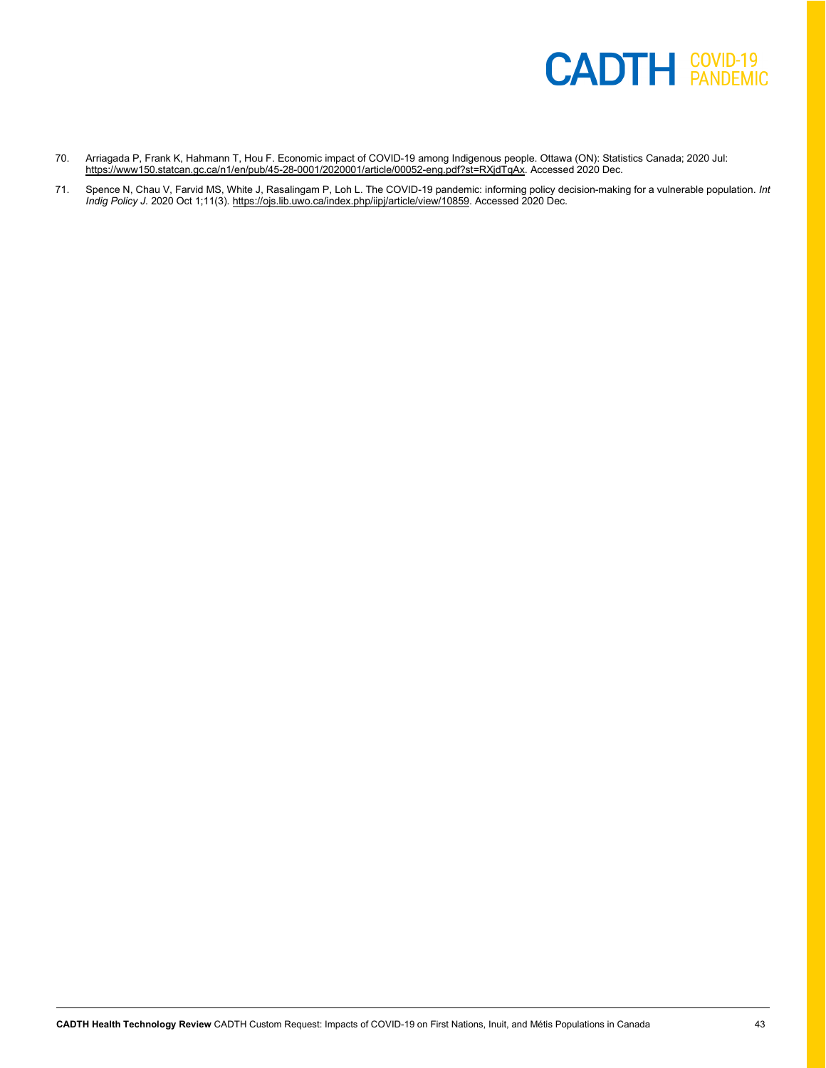70. Arriagada P, Frank K, Hahmann T, Hou F. Economic impact of COVID-19 among Indigenous people. Ottawa (ON): Statistics Canada; 2020 Jul: https://www150.statcan.gc.ca/n1/en/pub/45-28-0001/2020001/article/00052-eng.pdf?st=RXjdTqAx. Accessed 2020 Dec.

71. Spence N, Chau V, Farvid MS, White J, Rasalingam P, Loh L. The COVID-19 pandemic: informing policy decision-making for a vulnerable population. *Int Indig Policy J.* 2020 Oct 1;11(3). https://ojs.lib.uwo.ca/index.php/iipj/article/view/10859. Accessed 2020 Dec.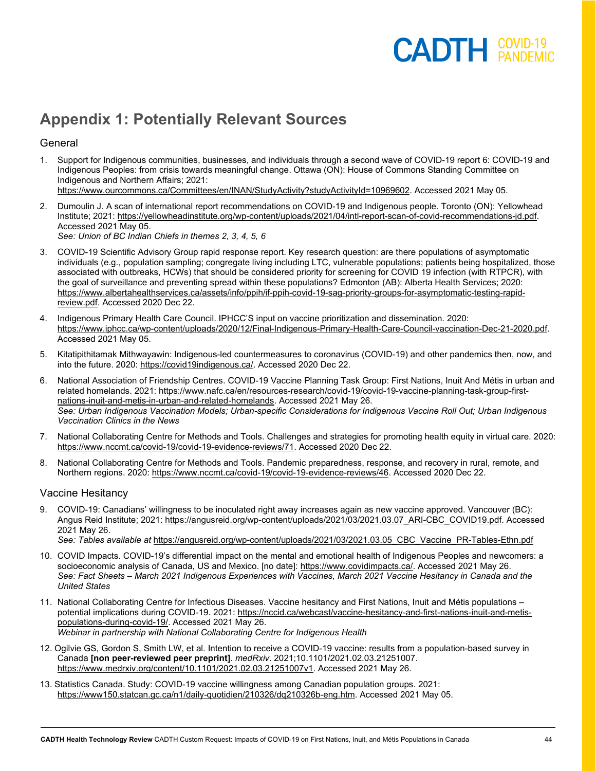# Appendix 1: Potentially Relevant Sources

## General

1. Support for Indigenous communities, businesses, and individuals through a second wave of COVID-19 report 6: COVID-19 and Indigenous Peoples: from crisis towards meaningful change. Ottawa (ON): House of Commons Standing Committee on Indigenous and Northern Affairs; 2021: https://www.ourcommons.ca/Committees/en/INAN/StudyActivity?studyActivityId=10969602. Accessed 2021 May 05.

2. Dumoulin J. A scan of international report recommendations on COVID-19 and Indigenous people. Toronto (ON): Yellowhead Institute; 2021: https://yellowheadinstitute.org/wp-content/uploads/2021/04/intl-report-scan-of-covid-recommendations-jd.pdf. Accessed 2021 May 05.
   *See: Union of BC Indian Chiefs in themes 2, 3, 4, 5, 6*

3. COVID-19 Scientific Advisory Group rapid response report. Key research question: are there populations of asymptomatic individuals (e.g., population sampling; congregate living including LTC, vulnerable populations; patients being hospitalized, those associated with outbreaks, HCWs) that should be considered priority for screening for COVID 19 infection (with RTPCR), with the goal of surveillance and preventing spread within these populations? Edmonton (AB): Alberta Health Services; 2020: https://www.albertahealthservices.ca/assets/info/ppih/if-ppih-covid-19-sag-priority-groups-for-asymptomatic-testing-rapid-review.pdf. Accessed 2020 Dec 22.

4. Indigenous Primary Health Care Council. IPHCC'S input on vaccine prioritization and dissemination. 2020: https://www.iphcc.ca/wp-content/uploads/2020/12/Final-Indigenous-Primary-Health-Care-Council-vaccination-Dec-21-2020.pdf. Accessed 2021 May 05.

5. Kitatipithitamak Mithwayawin: Indigenous-led countermeasures to coronavirus (COVID-19) and other pandemics then, now, and into the future. 2020: https://covid19indigenous.ca/. Accessed 2020 Dec 22.

6. National Association of Friendship Centres. COVID-19 Vaccine Planning Task Group: First Nations, Inuit And Métis in urban and related homelands. 2021: https://www.nafc.ca/en/resources-research/covid-19/covid-19-vaccine-planning-task-group-first-nations-inuit-and-metis-in-urban-and-related-homelands. Accessed 2021 May 26.
   *See: Urban Indigenous Vaccination Models; Urban-specific Considerations for Indigenous Vaccine Roll Out; Urban Indigenous Vaccination Clinics in the News*

7. National Collaborating Centre for Methods and Tools. Challenges and strategies for promoting health equity in virtual care. 2020: https://www.nccmt.ca/covid-19/covid-19-evidence-reviews/71. Accessed 2020 Dec 22.

8. National Collaborating Centre for Methods and Tools. Pandemic preparedness, response, and recovery in rural, remote, and Northern regions. 2020: https://www.nccmt.ca/covid-19/covid-19-evidence-reviews/46. Accessed 2020 Dec 22.

## Vaccine Hesitancy

9. COVID-19: Canadians' willingness to be inoculated right away increases again as new vaccine approved. Vancouver (BC): Angus Reid Institute; 2021: https://angusreid.org/wp-content/uploads/2021/03/2021.03.07_ARI-CBC_COVID19.pdf. Accessed 2021 May 26.
   *See: Tables available at* https://angusreid.org/wp-content/uploads/2021/03/2021.03.05_CBC_Vaccine_PR-Tables-Ethn.pdf

10. COVID Impacts. COVID-19's differential impact on the mental and emotional health of Indigenous Peoples and newcomers: a socioeconomic analysis of Canada, US and Mexico. [no date]: https://www.covidimpacts.ca/. Accessed 2021 May 26.
    *See: Fact Sheets – March 2021 Indigenous Experiences with Vaccines, March 2021 Vaccine Hesitancy in Canada and the United States*

11. National Collaborating Centre for Infectious Diseases. Vaccine hesitancy and First Nations, Inuit and Métis populations – potential implications during COVID-19. 2021: https://nccid.ca/webcast/vaccine-hesitancy-and-first-nations-inuit-and-metis-populations-during-covid-19/. Accessed 2021 May 26.
    *Webinar in partnership with National Collaborating Centre for Indigenous Health*

12. Ogilvie GS, Gordon S, Smith LW, et al. Intention to receive a COVID-19 vaccine: results from a population-based survey in Canada **[non peer-reviewed peer preprint]**. *medRxiv*. 2021;10.1101/2021.02.03.21251007. https://www.medrxiv.org/content/10.1101/2021.02.03.21251007v1. Accessed 2021 May 26.

13. Statistics Canada. Study: COVID-19 vaccine willingness among Canadian population groups. 2021: https://www150.statcan.gc.ca/n1/daily-quotidien/210326/dq210326b-eng.htm. Accessed 2021 May 05.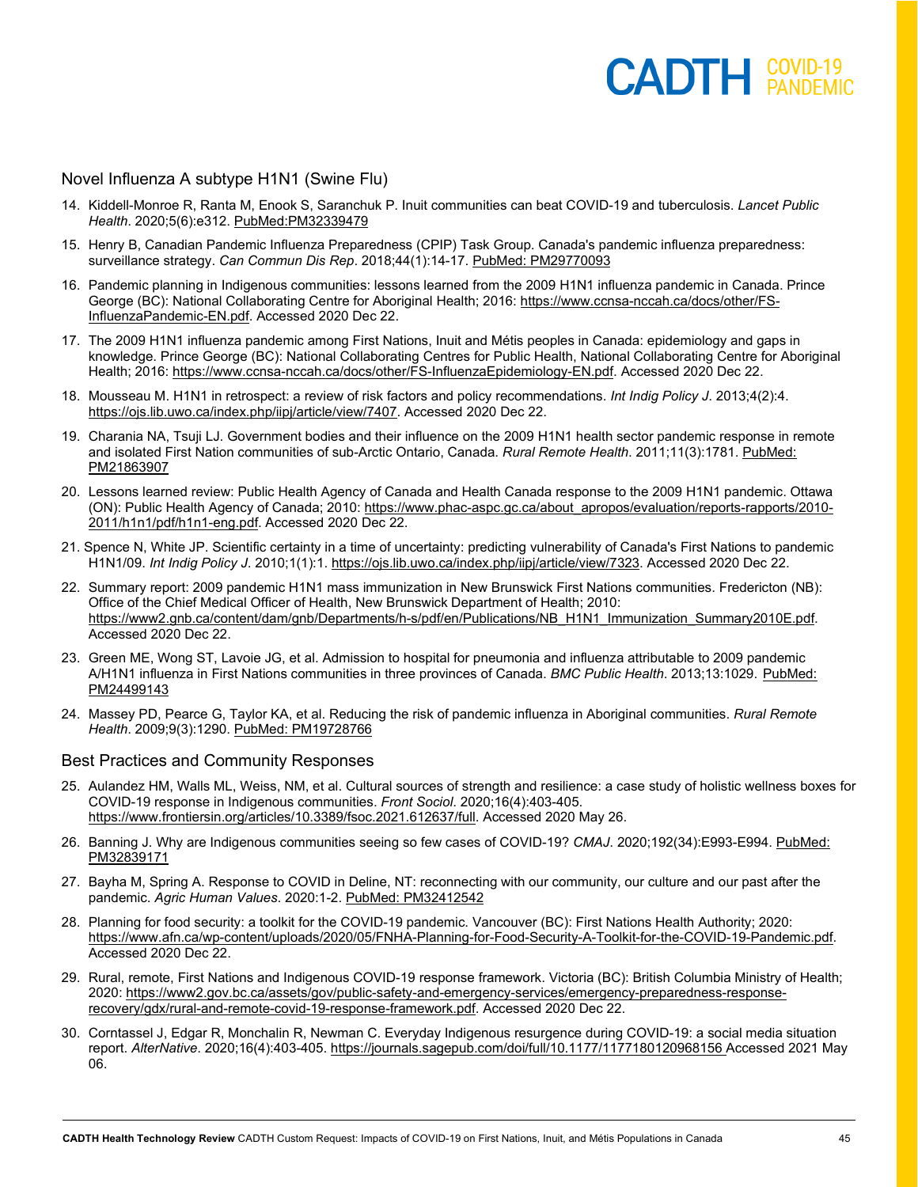## Novel Influenza A subtype H1N1 (Swine Flu)

14. Kiddell-Monroe R, Ranta M, Enook S, Saranchuk P. Inuit communities can beat COVID-19 and tuberculosis. *Lancet Public Health*. 2020;5(6):e312. PubMed:PM32339479

15. Henry B, Canadian Pandemic Influenza Preparedness (CPIP) Task Group. Canada's pandemic influenza preparedness: surveillance strategy. *Can Commun Dis Rep*. 2018;44(1):14-17. PubMed: PM29770093

16. Pandemic planning in Indigenous communities: lessons learned from the 2009 H1N1 influenza pandemic in Canada. Prince George (BC): National Collaborating Centre for Aboriginal Health; 2016: https://www.ccnsa-nccah.ca/docs/other/FS-InfluenzaPandemic-EN.pdf. Accessed 2020 Dec 22.

17. The 2009 H1N1 influenza pandemic among First Nations, Inuit and Métis peoples in Canada: epidemiology and gaps in knowledge. Prince George (BC): National Collaborating Centres for Public Health, National Collaborating Centre for Aboriginal Health; 2016: https://www.ccnsa-nccah.ca/docs/other/FS-InfluenzaEpidemiology-EN.pdf. Accessed 2020 Dec 22.

18. Mousseau M. H1N1 in retrospect: a review of risk factors and policy recommendations. *Int Indig Policy J*. 2013;4(2):4. https://ojs.lib.uwo.ca/index.php/iipj/article/view/7407. Accessed 2020 Dec 22.

19. Charania NA, Tsuji LJ. Government bodies and their influence on the 2009 H1N1 health sector pandemic response in remote and isolated First Nation communities of sub-Arctic Ontario, Canada. *Rural Remote Health*. 2011;11(3):1781. PubMed: PM21863907

20. Lessons learned review: Public Health Agency of Canada and Health Canada response to the 2009 H1N1 pandemic. Ottawa (ON): Public Health Agency of Canada; 2010: https://www.phac-aspc.gc.ca/about_apropos/evaluation/reports-rapports/2010-2011/h1n1/pdf/h1n1-eng.pdf. Accessed 2020 Dec 22.

21. Spence N, White JP. Scientific certainty in a time of uncertainty: predicting vulnerability of Canada's First Nations to pandemic H1N1/09. *Int Indig Policy J*. 2010;1(1):1. https://ojs.lib.uwo.ca/index.php/iipj/article/view/7323. Accessed 2020 Dec 22.

22. Summary report: 2009 pandemic H1N1 mass immunization in New Brunswick First Nations communities. Fredericton (NB): Office of the Chief Medical Officer of Health, New Brunswick Department of Health; 2010: https://www2.gnb.ca/content/dam/gnb/Departments/h-s/pdf/en/Publications/NB_H1N1_Immunization_Summary2010E.pdf. Accessed 2020 Dec 22.

23. Green ME, Wong ST, Lavoie JG, et al. Admission to hospital for pneumonia and influenza attributable to 2009 pandemic A/H1N1 influenza in First Nations communities in three provinces of Canada. *BMC Public Health*. 2013;13:1029. PubMed: PM24499143

24. Massey PD, Pearce G, Taylor KA, et al. Reducing the risk of pandemic influenza in Aboriginal communities. *Rural Remote Health*. 2009;9(3):1290. PubMed: PM19728766

## Best Practices and Community Responses

25. Aulandez HM, Walls ML, Weiss, NM, et al. Cultural sources of strength and resilience: a case study of holistic wellness boxes for COVID-19 response in Indigenous communities. *Front Sociol*. 2020;16(4):403-405. https://www.frontiersin.org/articles/10.3389/fsoc.2021.612637/full. Accessed 2020 May 26.

26. Banning J. Why are Indigenous communities seeing so few cases of COVID-19? *CMAJ*. 2020;192(34):E993-E994. PubMed: PM32839171

27. Bayha M, Spring A. Response to COVID in Deline, NT: reconnecting with our community, our culture and our past after the pandemic. *Agric Human Values*. 2020:1-2. PubMed: PM32412542

28. Planning for food security: a toolkit for the COVID-19 pandemic. Vancouver (BC): First Nations Health Authority; 2020: https://www.afn.ca/wp-content/uploads/2020/05/FNHA-Planning-for-Food-Security-A-Toolkit-for-the-COVID-19-Pandemic.pdf. Accessed 2020 Dec 22.

29. Rural, remote, First Nations and Indigenous COVID-19 response framework. Victoria (BC): British Columbia Ministry of Health; 2020: https://www2.gov.bc.ca/assets/gov/public-safety-and-emergency-services/emergency-preparedness-response-recovery/gdx/rural-and-remote-covid-19-response-framework.pdf. Accessed 2020 Dec 22.

30. Corntassel J, Edgar R, Monchalin R, Newman C. Everyday Indigenous resurgence during COVID-19: a social media situation report. *AlterNative*. 2020;16(4):403-405. https://journals.sagepub.com/doi/full/10.1177/1177180120968156 Accessed 2021 May 06.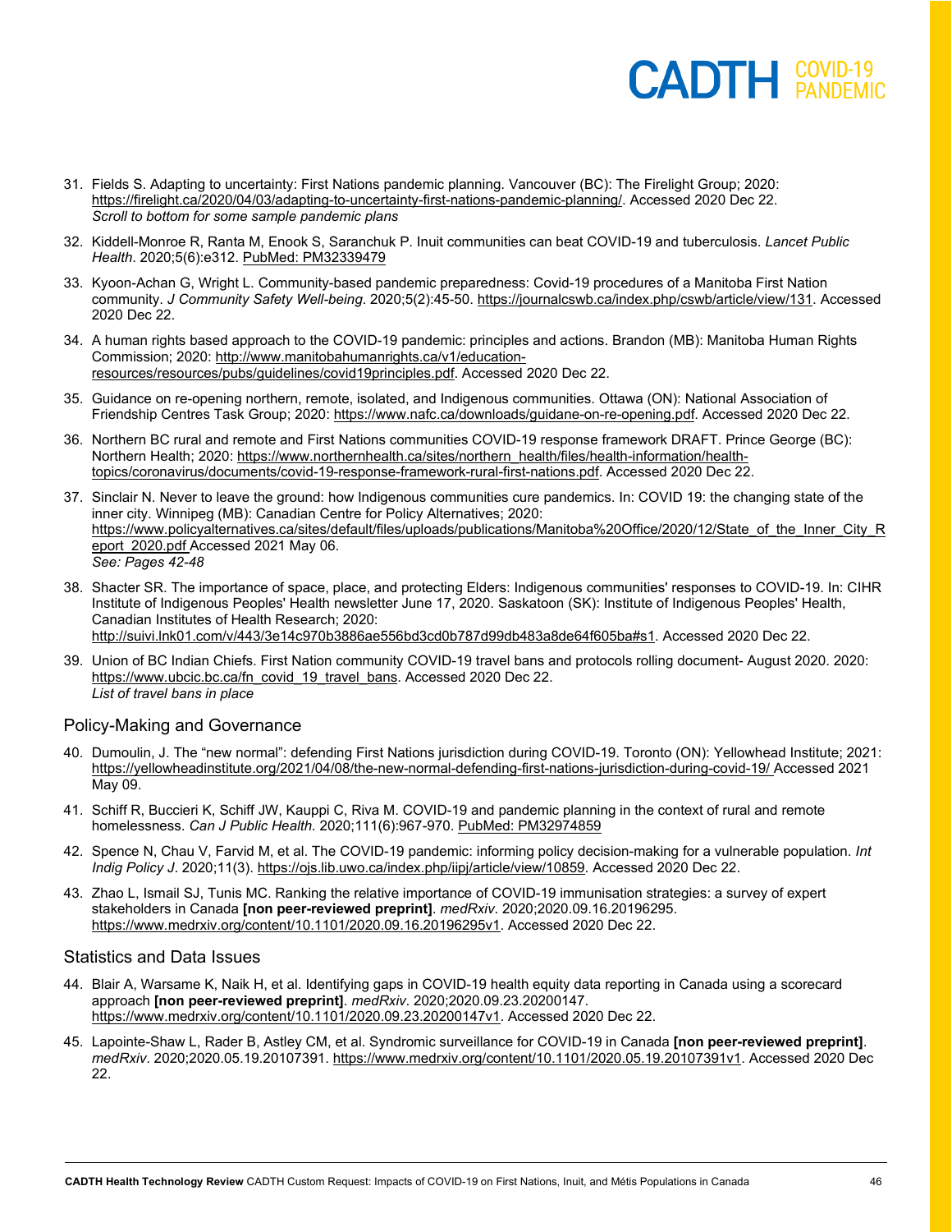31. Fields S. Adapting to uncertainty: First Nations pandemic planning. Vancouver (BC): The Firelight Group; 2020: https://firelight.ca/2020/04/03/adapting-to-uncertainty-first-nations-pandemic-planning/. Accessed 2020 Dec 22.
    *Scroll to bottom for some sample pandemic plans*

32. Kiddell-Monroe R, Ranta M, Enook S, Saranchuk P. Inuit communities can beat COVID-19 and tuberculosis. *Lancet Public Health*. 2020;5(6):e312. PubMed: PM32339479

33. Kyoon-Achan G, Wright L. Community-based pandemic preparedness: Covid-19 procedures of a Manitoba First Nation community. *J Community Safety Well-being*. 2020;5(2):45-50. https://journalcswb.ca/index.php/cswb/article/view/131. Accessed 2020 Dec 22.

34. A human rights based approach to the COVID-19 pandemic: principles and actions. Brandon (MB): Manitoba Human Rights Commission; 2020: http://www.manitobahumanrights.ca/v1/education-resources/resources/pubs/guidelines/covid19principles.pdf. Accessed 2020 Dec 22.

35. Guidance on re-opening northern, remote, isolated, and Indigenous communities. Ottawa (ON): National Association of Friendship Centres Task Group; 2020: https://www.nafc.ca/downloads/guidane-on-re-opening.pdf. Accessed 2020 Dec 22.

36. Northern BC rural and remote and First Nations communities COVID-19 response framework DRAFT. Prince George (BC): Northern Health; 2020: https://www.northernhealth.ca/sites/northern_health/files/health-information/health-topics/coronavirus/documents/covid-19-response-framework-rural-first-nations.pdf. Accessed 2020 Dec 22.

37. Sinclair N. Never to leave the ground: how Indigenous communities cure pandemics. In: COVID 19: the changing state of the inner city. Winnipeg (MB): Canadian Centre for Policy Alternatives; 2020: https://www.policyalternatives.ca/sites/default/files/uploads/publications/Manitoba%20Office/2020/12/State_of_the_Inner_City_Report_2020.pdf Accessed 2021 May 06.
    *See: Pages 42-48*

38. Shacter SR. The importance of space, place, and protecting Elders: Indigenous communities' responses to COVID-19. In: CIHR Institute of Indigenous Peoples' Health newsletter June 17, 2020. Saskatoon (SK): Institute of Indigenous Peoples' Health, Canadian Institutes of Health Research; 2020: http://suivi.lnk01.com/v/443/3e14c970b3886ae556bd3cd0b787d99db483a8de64f605ba#s1. Accessed 2020 Dec 22.

39. Union of BC Indian Chiefs. First Nation community COVID-19 travel bans and protocols rolling document- August 2020. 2020: https://www.ubcic.bc.ca/fn_covid_19_travel_bans. Accessed 2020 Dec 22.
    *List of travel bans in place*

## Policy-Making and Governance

40. Dumoulin, J. The "new normal": defending First Nations jurisdiction during COVID-19. Toronto (ON): Yellowhead Institute; 2021: https://yellowheadinstitute.org/2021/04/08/the-new-normal-defending-first-nations-jurisdiction-during-covid-19/ Accessed 2021 May 09.

41. Schiff R, Buccieri K, Schiff JW, Kauppi C, Riva M. COVID-19 and pandemic planning in the context of rural and remote homelessness. *Can J Public Health.* 2020;111(6):967-970. PubMed: PM32974859

42. Spence N, Chau V, Farvid M, et al. The COVID-19 pandemic: informing policy decision-making for a vulnerable population. *Int Indig Policy J*. 2020;11(3). https://ojs.lib.uwo.ca/index.php/iipj/article/view/10859. Accessed 2020 Dec 22.

43. Zhao L, Ismail SJ, Tunis MC. Ranking the relative importance of COVID-19 immunisation strategies: a survey of expert stakeholders in Canada **[non peer-reviewed preprint]**. *medRxiv*. 2020;2020.09.16.20196295. https://www.medrxiv.org/content/10.1101/2020.09.16.20196295v1. Accessed 2020 Dec 22.

## Statistics and Data Issues

44. Blair A, Warsame K, Naik H, et al. Identifying gaps in COVID-19 health equity data reporting in Canada using a scorecard approach **[non peer-reviewed preprint]**. *medRxiv*. 2020;2020.09.23.20200147. https://www.medrxiv.org/content/10.1101/2020.09.23.20200147v1. Accessed 2020 Dec 22.

45. Lapointe-Shaw L, Rader B, Astley CM, et al. Syndromic surveillance for COVID-19 in Canada **[non peer-reviewed preprint]**. *medRxiv*. 2020;2020.05.19.20107391. https://www.medrxiv.org/content/10.1101/2020.05.19.20107391v1. Accessed 2020 Dec 22.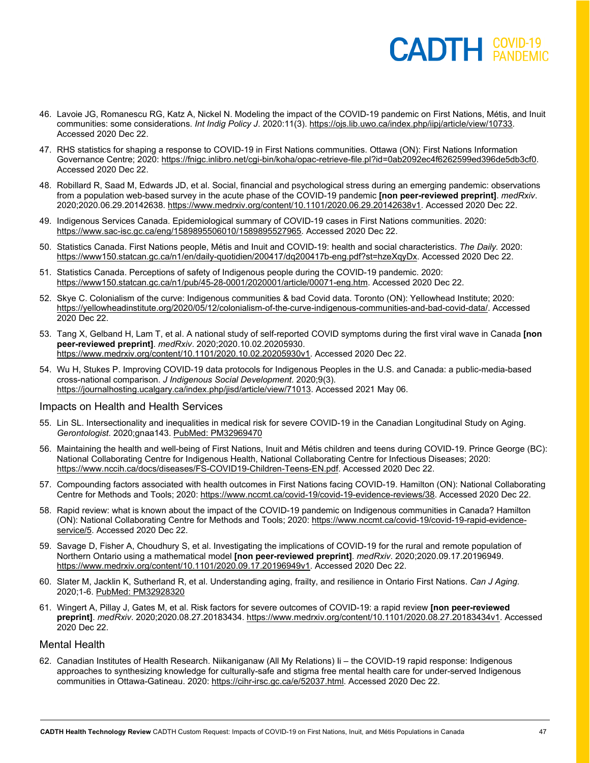46. Lavoie JG, Romanescu RG, Katz A, Nickel N. Modeling the impact of the COVID-19 pandemic on First Nations, Métis, and Inuit communities: some considerations. *Int Indig Policy J*. 2020:11(3). https://ojs.lib.uwo.ca/index.php/iipj/article/view/10733. Accessed 2020 Dec 22.

47. RHS statistics for shaping a response to COVID-19 in First Nations communities. Ottawa (ON): First Nations Information Governance Centre; 2020: https://fnigc.inlibro.net/cgi-bin/koha/opac-retrieve-file.pl?id=0ab2092ec4f6262599ed396de5db3cf0. Accessed 2020 Dec 22.

48. Robillard R, Saad M, Edwards JD, et al. Social, financial and psychological stress during an emerging pandemic: observations from a population web-based survey in the acute phase of the COVID-19 pandemic **[non peer-reviewed preprint]**. *medRxiv*. 2020;2020.06.29.20142638. https://www.medrxiv.org/content/10.1101/2020.06.29.20142638v1. Accessed 2020 Dec 22.

49. Indigenous Services Canada. Epidemiological summary of COVID-19 cases in First Nations communities. 2020: https://www.sac-isc.gc.ca/eng/1589895506010/1589895527965. Accessed 2020 Dec 22.

50. Statistics Canada. First Nations people, Métis and Inuit and COVID-19: health and social characteristics. *The Daily*. 2020: https://www150.statcan.gc.ca/n1/en/daily-quotidien/200417/dq200417b-eng.pdf?st=hzeXqyDx. Accessed 2020 Dec 22.

51. Statistics Canada. Perceptions of safety of Indigenous people during the COVID-19 pandemic. 2020: https://www150.statcan.gc.ca/n1/pub/45-28-0001/2020001/article/00071-eng.htm. Accessed 2020 Dec 22.

52. Skye C. Colonialism of the curve: Indigenous communities & bad Covid data. Toronto (ON): Yellowhead Institute; 2020: https://yellowheadinstitute.org/2020/05/12/colonialism-of-the-curve-indigenous-communities-and-bad-covid-data/. Accessed 2020 Dec 22.

53. Tang X, Gelband H, Lam T, et al. A national study of self-reported COVID symptoms during the first viral wave in Canada **[non peer-reviewed preprint]**. *medRxiv*. 2020;2020.10.02.20205930. https://www.medrxiv.org/content/10.1101/2020.10.02.20205930v1. Accessed 2020 Dec 22.

54. Wu H, Stukes P. Improving COVID-19 data protocols for Indigenous Peoples in the U.S. and Canada: a public-media-based cross-national comparison. *J Indigenous Social Development*. 2020;9(3). https://journalhosting.ucalgary.ca/index.php/jisd/article/view/71013. Accessed 2021 May 06.

## Impacts on Health and Health Services

55. Lin SL. Intersectionality and inequalities in medical risk for severe COVID-19 in the Canadian Longitudinal Study on Aging. *Gerontologist*. 2020;gnaa143. PubMed: PM32969470

56. Maintaining the health and well-being of First Nations, Inuit and Métis children and teens during COVID-19. Prince George (BC): National Collaborating Centre for Indigenous Health, National Collaborating Centre for Infectious Diseases; 2020: https://www.nccih.ca/docs/diseases/FS-COVID19-Children-Teens-EN.pdf. Accessed 2020 Dec 22.

57. Compounding factors associated with health outcomes in First Nations facing COVID-19. Hamilton (ON): National Collaborating Centre for Methods and Tools; 2020: https://www.nccmt.ca/covid-19/covid-19-evidence-reviews/38. Accessed 2020 Dec 22.

58. Rapid review: what is known about the impact of the COVID-19 pandemic on Indigenous communities in Canada? Hamilton (ON): National Collaborating Centre for Methods and Tools; 2020: https://www.nccmt.ca/covid-19/covid-19-rapid-evidence-service/5. Accessed 2020 Dec 22.

59. Savage D, Fisher A, Choudhury S, et al. Investigating the implications of COVID-19 for the rural and remote population of Northern Ontario using a mathematical model **[non peer-reviewed preprint]**. *medRxiv*. 2020;2020.09.17.20196949. https://www.medrxiv.org/content/10.1101/2020.09.17.20196949v1. Accessed 2020 Dec 22.

60. Slater M, Jacklin K, Sutherland R, et al. Understanding aging, frailty, and resilience in Ontario First Nations. *Can J Aging*. 2020;1-6. PubMed: PM32928320

61. Wingert A, Pillay J, Gates M, et al. Risk factors for severe outcomes of COVID-19: a rapid review **[non peer-reviewed preprint]**. *medRxiv*. 2020;2020.08.27.20183434. https://www.medrxiv.org/content/10.1101/2020.08.27.20183434v1. Accessed 2020 Dec 22.

## Mental Health

62. Canadian Institutes of Health Research. Niikaniganaw (All My Relations) Ii – the COVID-19 rapid response: Indigenous approaches to synthesizing knowledge for culturally-safe and stigma free mental health care for under-served Indigenous communities in Ottawa-Gatineau. 2020: https://cihr-irsc.gc.ca/e/52037.html. Accessed 2020 Dec 22.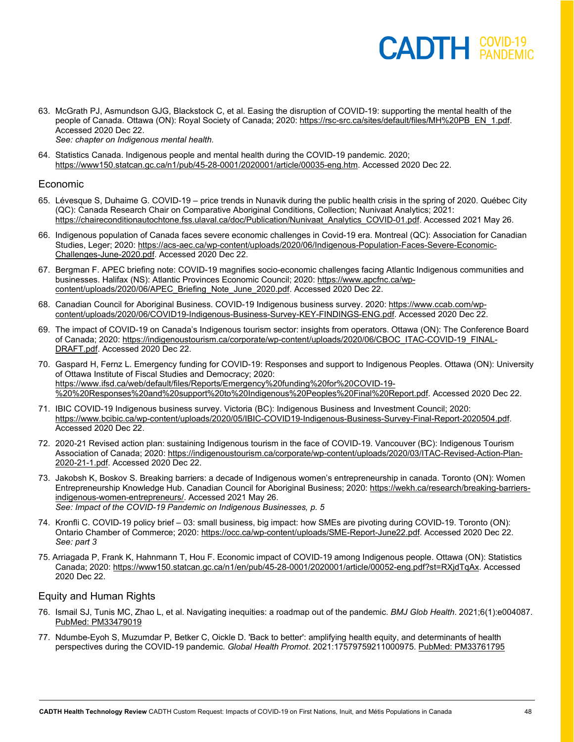63. McGrath PJ, Asmundson GJG, Blackstock C, et al. Easing the disruption of COVID-19: supporting the mental health of the people of Canada. Ottawa (ON): Royal Society of Canada; 2020: https://rsc-src.ca/sites/default/files/MH%20PB_EN_1.pdf. Accessed 2020 Dec 22.
*See: chapter on Indigenous mental health.*

64. Statistics Canada. Indigenous people and mental health during the COVID-19 pandemic. 2020; https://www150.statcan.gc.ca/n1/pub/45-28-0001/2020001/article/00035-eng.htm. Accessed 2020 Dec 22.

## Economic

65. Lévesque S, Duhaime G. COVID-19 – price trends in Nunavik during the public health crisis in the spring of 2020. Québec City (QC): Canada Research Chair on Comparative Aboriginal Conditions, Collection; Nunivaat Analytics; 2021: https://chaireconditionautochtone.fss.ulaval.ca/doc/Publication/Nunivaat_Analytics_COVID-01.pdf. Accessed 2021 May 26.

66. Indigenous population of Canada faces severe economic challenges in Covid-19 era. Montreal (QC): Association for Canadian Studies, Leger; 2020: https://acs-aec.ca/wp-content/uploads/2020/06/Indigenous-Population-Faces-Severe-Economic-Challenges-June-2020.pdf. Accessed 2020 Dec 22.

67. Bergman F. APEC briefing note: COVID-19 magnifies socio-economic challenges facing Atlantic Indigenous communities and businesses. Halifax (NS): Atlantic Provinces Economic Council; 2020: https://www.apcfnc.ca/wp-content/uploads/2020/06/APEC_Briefing_Note_June_2020.pdf. Accessed 2020 Dec 22.

68. Canadian Council for Aboriginal Business. COVID-19 Indigenous business survey. 2020: https://www.ccab.com/wp-content/uploads/2020/06/COVID19-Indigenous-Business-Survey-KEY-FINDINGS-ENG.pdf. Accessed 2020 Dec 22.

69. The impact of COVID-19 on Canada's Indigenous tourism sector: insights from operators. Ottawa (ON): The Conference Board of Canada; 2020: https://indigenoustourism.ca/corporate/wp-content/uploads/2020/06/CBOC_ITAC-COVID-19_FINAL-DRAFT.pdf. Accessed 2020 Dec 22.

70. Gaspard H, Fernz L. Emergency funding for COVID-19: Responses and support to Indigenous Peoples. Ottawa (ON): University of Ottawa Institute of Fiscal Studies and Democracy; 2020: https://www.ifsd.ca/web/default/files/Reports/Emergency%20funding%20for%20COVID-19-%20%20Responses%20and%20support%20to%20Indigenous%20Peoples%20Final%20Report.pdf. Accessed 2020 Dec 22.

71. IBIC COVID-19 Indigenous business survey. Victoria (BC): Indigenous Business and Investment Council; 2020: https://www.bcibic.ca/wp-content/uploads/2020/05/IBIC-COVID19-Indigenous-Business-Survey-Final-Report-2020504.pdf. Accessed 2020 Dec 22.

72. 2020-21 Revised action plan: sustaining Indigenous tourism in the face of COVID-19. Vancouver (BC): Indigenous Tourism Association of Canada; 2020: https://indigenoustourism.ca/corporate/wp-content/uploads/2020/03/ITAC-Revised-Action-Plan-2020-21-1.pdf. Accessed 2020 Dec 22.

73. Jakobsh K, Boskov S. Breaking barriers: a decade of Indigenous women's entrepreneurship in canada. Toronto (ON): Women Entrepreneurship Knowledge Hub. Canadian Council for Aboriginal Business; 2020: https://wekh.ca/research/breaking-barriers-indigenous-women-entrepreneurs/. Accessed 2021 May 26.
*See: Impact of the COVID-19 Pandemic on Indigenous Businesses, p. 5*

74. Kronfli C. COVID-19 policy brief – 03: small business, big impact: how SMEs are pivoting during COVID-19. Toronto (ON): Ontario Chamber of Commerce; 2020: https://occ.ca/wp-content/uploads/SME-Report-June22.pdf. Accessed 2020 Dec 22.
*See: part 3*

75. Arriagada P, Frank K, Hahnmann T, Hou F. Economic impact of COVID-19 among Indigenous people. Ottawa (ON): Statistics Canada; 2020: https://www150.statcan.gc.ca/n1/en/pub/45-28-0001/2020001/article/00052-eng.pdf?st=RXjdTqAx. Accessed 2020 Dec 22.

## Equity and Human Rights

76. Ismail SJ, Tunis MC, Zhao L, et al. Navigating inequities: a roadmap out of the pandemic. *BMJ Glob Health*. 2021;6(1):e004087. PubMed: PM33479019

77. Ndumbe-Eyoh S, Muzumdar P, Betker C, Oickle D. 'Back to better': amplifying health equity, and determinants of health perspectives during the COVID-19 pandemic. *Global Health Promot*. 2021:17579759211000975. PubMed: PM33761795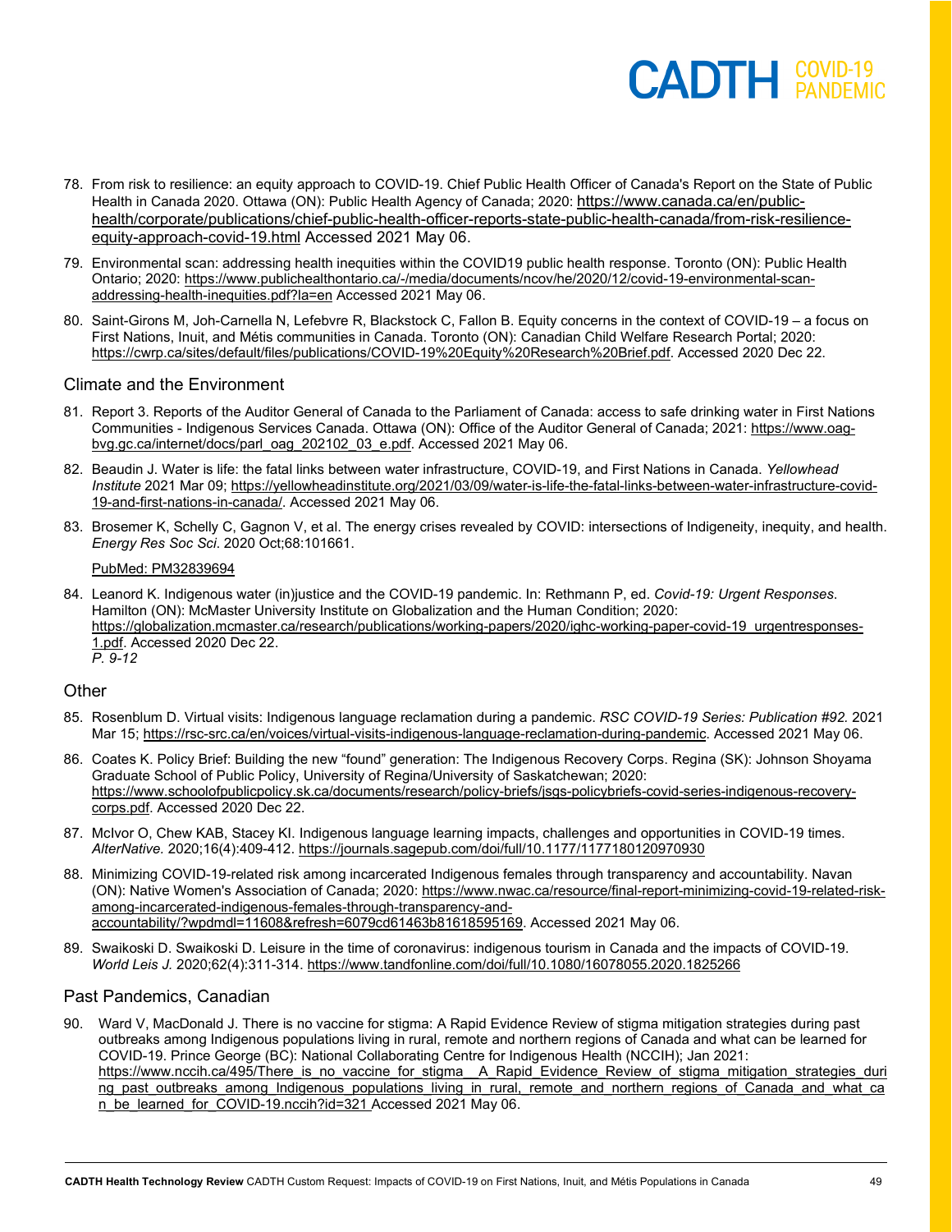78. From risk to resilience: an equity approach to COVID-19. Chief Public Health Officer of Canada's Report on the State of Public Health in Canada 2020. Ottawa (ON): Public Health Agency of Canada; 2020: https://www.canada.ca/en/public-health/corporate/publications/chief-public-health-officer-reports-state-public-health-canada/from-risk-resilience-equity-approach-covid-19.html Accessed 2021 May 06.

79. Environmental scan: addressing health inequities within the COVID19 public health response. Toronto (ON): Public Health Ontario; 2020: https://www.publichealthontario.ca/-/media/documents/ncov/he/2020/12/covid-19-environmental-scan-addressing-health-inequities.pdf?la=en Accessed 2021 May 06.

80. Saint-Girons M, Joh-Carnella N, Lefebvre R, Blackstock C, Fallon B. Equity concerns in the context of COVID-19 – a focus on First Nations, Inuit, and Métis communities in Canada. Toronto (ON): Canadian Child Welfare Research Portal; 2020: https://cwrp.ca/sites/default/files/publications/COVID-19%20Equity%20Research%20Brief.pdf. Accessed 2020 Dec 22.

## Climate and the Environment

81. Report 3. Reports of the Auditor General of Canada to the Parliament of Canada: access to safe drinking water in First Nations Communities - Indigenous Services Canada. Ottawa (ON): Office of the Auditor General of Canada; 2021: https://www.oag-bvg.gc.ca/internet/docs/parl_oag_202102_03_e.pdf. Accessed 2021 May 06.

82. Beaudin J. Water is life: the fatal links between water infrastructure, COVID-19, and First Nations in Canada. *Yellowhead Institute* 2021 Mar 09; https://yellowheadinstitute.org/2021/03/09/water-is-life-the-fatal-links-between-water-infrastructure-covid-19-and-first-nations-in-canada/. Accessed 2021 May 06.

83. Brosemer K, Schelly C, Gagnon V, et al. The energy crises revealed by COVID: intersections of Indigeneity, inequity, and health. *Energy Res Soc Sci*. 2020 Oct;68:101661.

    PubMed: PM32839694

84. Leanord K. Indigenous water (in)justice and the COVID-19 pandemic. In: Rethmann P, ed. *Covid-19: Urgent Responses*. Hamilton (ON): McMaster University Institute on Globalization and the Human Condition; 2020: https://globalization.mcmaster.ca/research/publications/working-papers/2020/ighc-working-paper-covid-19_urgentresponses-1.pdf. Accessed 2020 Dec 22.
    *P. 9-12*

## Other

85. Rosenblum D. Virtual visits: Indigenous language reclamation during a pandemic. *RSC COVID-19 Series: Publication #92.* 2021 Mar 15; https://rsc-src.ca/en/voices/virtual-visits-indigenous-language-reclamation-during-pandemic. Accessed 2021 May 06.

86. Coates K. Policy Brief: Building the new "found" generation: The Indigenous Recovery Corps. Regina (SK): Johnson Shoyama Graduate School of Public Policy, University of Regina/University of Saskatchewan; 2020: https://www.schoolofpublicpolicy.sk.ca/documents/research/policy-briefs/jsgs-policybriefs-covid-series-indigenous-recovery-corps.pdf. Accessed 2020 Dec 22.

87. McIvor O, Chew KAB, Stacey KI. Indigenous language learning impacts, challenges and opportunities in COVID-19 times. *AlterNative.* 2020;16(4):409-412. https://journals.sagepub.com/doi/full/10.1177/1177180120970930

88. Minimizing COVID-19-related risk among incarcerated Indigenous females through transparency and accountability. Navan (ON): Native Women's Association of Canada; 2020: https://www.nwac.ca/resource/final-report-minimizing-covid-19-related-risk-among-incarcerated-indigenous-females-through-transparency-and-accountability/?wpdmdl=11608&refresh=6079cd61463b81618595169. Accessed 2021 May 06.

89. Swaikoski D. Swaikoski D. Leisure in the time of coronavirus: indigenous tourism in Canada and the impacts of COVID-19. *World Leis J.* 2020;62(4):311-314. https://www.tandfonline.com/doi/full/10.1080/16078055.2020.1825266

## Past Pandemics, Canadian

90. Ward V, MacDonald J. There is no vaccine for stigma: A Rapid Evidence Review of stigma mitigation strategies during past outbreaks among Indigenous populations living in rural, remote and northern regions of Canada and what can be learned for COVID-19. Prince George (BC): National Collaborating Centre for Indigenous Health (NCCIH); Jan 2021: https://www.nccih.ca/495/There_is_no_vaccine_for_stigma__A_Rapid_Evidence_Review_of_stigma_mitigation_strategies_during_past_outbreaks_among_Indigenous_populations_living_in_rural,_remote_and_northern_regions_of_Canada_and_what_can_be_learned_for_COVID-19.nccih?id=321 Accessed 2021 May 06.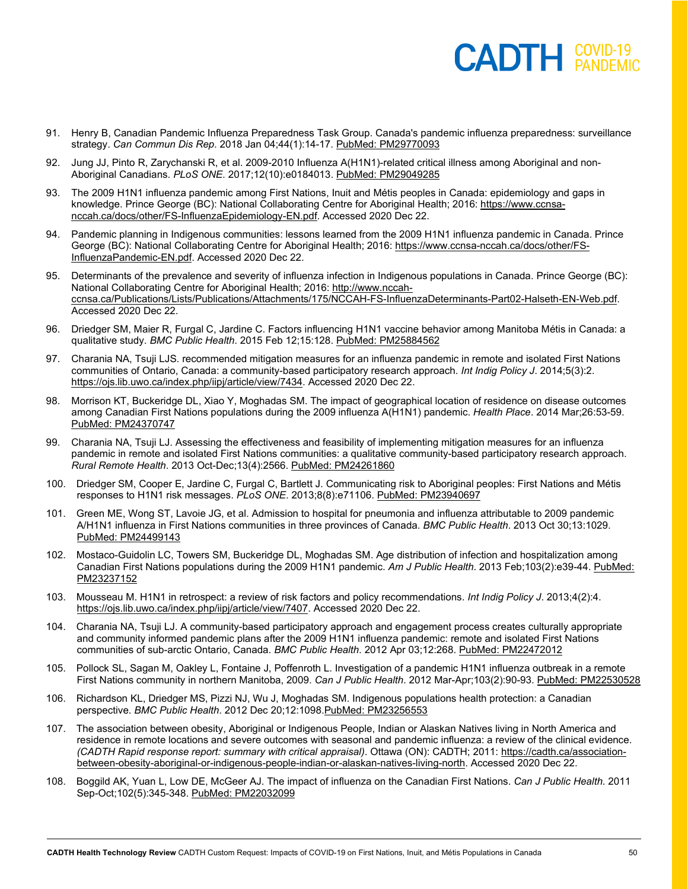91. Henry B, Canadian Pandemic Influenza Preparedness Task Group. Canada's pandemic influenza preparedness: surveillance strategy. *Can Commun Dis Rep*. 2018 Jan 04;44(1):14-17. PubMed: PM29770093

92. Jung JJ, Pinto R, Zarychanski R, et al. 2009-2010 Influenza A(H1N1)-related critical illness among Aboriginal and non-Aboriginal Canadians. *PLoS ONE*. 2017;12(10):e0184013. PubMed: PM29049285

93. The 2009 H1N1 influenza pandemic among First Nations, Inuit and Métis peoples in Canada: epidemiology and gaps in knowledge. Prince George (BC): National Collaborating Centre for Aboriginal Health; 2016: https://www.ccnsa-nccah.ca/docs/other/FS-InfluenzaEpidemiology-EN.pdf. Accessed 2020 Dec 22.

94. Pandemic planning in Indigenous communities: lessons learned from the 2009 H1N1 influenza pandemic in Canada. Prince George (BC): National Collaborating Centre for Aboriginal Health; 2016: https://www.ccnsa-nccah.ca/docs/other/FS-InfluenzaPandemic-EN.pdf. Accessed 2020 Dec 22.

95. Determinants of the prevalence and severity of influenza infection in Indigenous populations in Canada. Prince George (BC): National Collaborating Centre for Aboriginal Health; 2016: http://www.nccah-ccnsa.ca/Publications/Lists/Publications/Attachments/175/NCCAH-FS-InfluenzaDeterminants-Part02-Halseth-EN-Web.pdf. Accessed 2020 Dec 22.

96. Driedger SM, Maier R, Furgal C, Jardine C. Factors influencing H1N1 vaccine behavior among Manitoba Métis in Canada: a qualitative study. *BMC Public Health*. 2015 Feb 12;15:128. PubMed: PM25884562

97. Charania NA, Tsuji LJS. recommended mitigation measures for an influenza pandemic in remote and isolated First Nations communities of Ontario, Canada: a community-based participatory research approach. *Int Indig Policy J*. 2014;5(3):2. https://ojs.lib.uwo.ca/index.php/iipj/article/view/7434. Accessed 2020 Dec 22.

98. Morrison KT, Buckeridge DL, Xiao Y, Moghadas SM. The impact of geographical location of residence on disease outcomes among Canadian First Nations populations during the 2009 influenza A(H1N1) pandemic. *Health Place*. 2014 Mar;26:53-59. PubMed: PM24370747

99. Charania NA, Tsuji LJ. Assessing the effectiveness and feasibility of implementing mitigation measures for an influenza pandemic in remote and isolated First Nations communities: a qualitative community-based participatory research approach. *Rural Remote Health*. 2013 Oct-Dec;13(4):2566. PubMed: PM24261860

100. Driedger SM, Cooper E, Jardine C, Furgal C, Bartlett J. Communicating risk to Aboriginal peoples: First Nations and Métis responses to H1N1 risk messages. *PLoS ONE*. 2013;8(8):e71106. PubMed: PM23940697

101. Green ME, Wong ST, Lavoie JG, et al. Admission to hospital for pneumonia and influenza attributable to 2009 pandemic A/H1N1 influenza in First Nations communities in three provinces of Canada. *BMC Public Health*. 2013 Oct 30;13:1029. PubMed: PM24499143

102. Mostaco-Guidolin LC, Towers SM, Buckeridge DL, Moghadas SM. Age distribution of infection and hospitalization among Canadian First Nations populations during the 2009 H1N1 pandemic. *Am J Public Health*. 2013 Feb;103(2):e39-44. PubMed: PM23237152

103. Mousseau M. H1N1 in retrospect: a review of risk factors and policy recommendations. *Int Indig Policy J*. 2013;4(2):4. https://ojs.lib.uwo.ca/index.php/iipj/article/view/7407. Accessed 2020 Dec 22.

104. Charania NA, Tsuji LJ. A community-based participatory approach and engagement process creates culturally appropriate and community informed pandemic plans after the 2009 H1N1 influenza pandemic: remote and isolated First Nations communities of sub-arctic Ontario, Canada. *BMC Public Health*. 2012 Apr 03;12:268. PubMed: PM22472012

105. Pollock SL, Sagan M, Oakley L, Fontaine J, Poffenroth L. Investigation of a pandemic H1N1 influenza outbreak in a remote First Nations community in northern Manitoba, 2009. *Can J Public Health*. 2012 Mar-Apr;103(2):90-93. PubMed: PM22530528

106. Richardson KL, Driedger MS, Pizzi NJ, Wu J, Moghadas SM. Indigenous populations health protection: a Canadian perspective. *BMC Public Health*. 2012 Dec 20;12:1098.PubMed: PM23256553

107. The association between obesity, Aboriginal or Indigenous People, Indian or Alaskan Natives living in North America and residence in remote locations and severe outcomes with seasonal and pandemic influenza: a review of the clinical evidence. *(CADTH Rapid response report: summary with critical appraisal)*. Ottawa (ON): CADTH; 2011: https://cadth.ca/association-between-obesity-aboriginal-or-indigenous-people-indian-or-alaskan-natives-living-north. Accessed 2020 Dec 22.

108. Boggild AK, Yuan L, Low DE, McGeer AJ. The impact of influenza on the Canadian First Nations. *Can J Public Health*. 2011 Sep-Oct;102(5):345-348. PubMed: PM22032099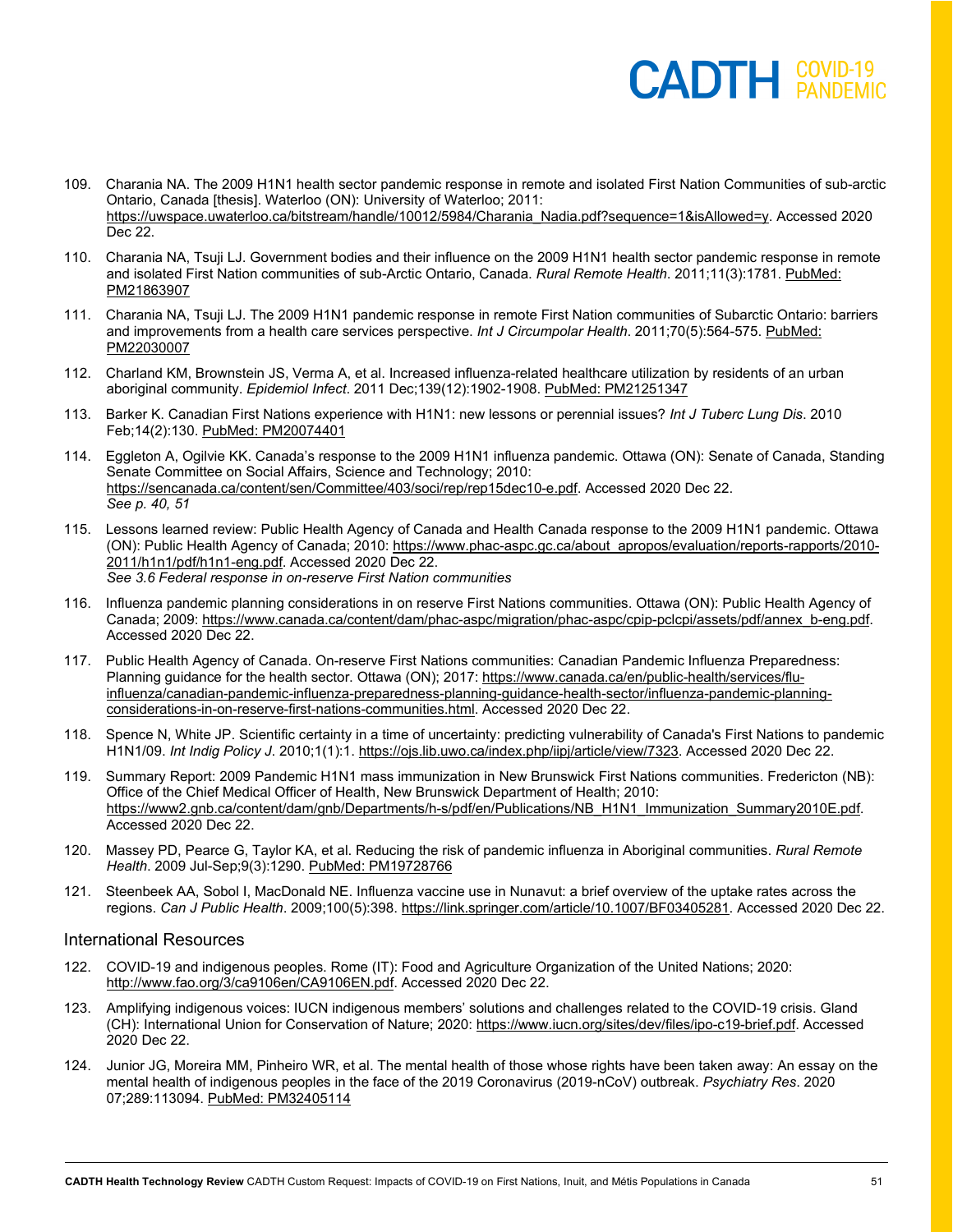109. Charania NA. The 2009 H1N1 health sector pandemic response in remote and isolated First Nation Communities of sub-arctic Ontario, Canada [thesis]. Waterloo (ON): University of Waterloo; 2011: https://uwspace.uwaterloo.ca/bitstream/handle/10012/5984/Charania_Nadia.pdf?sequence=1&isAllowed=y. Accessed 2020 Dec 22.

110. Charania NA, Tsuji LJ. Government bodies and their influence on the 2009 H1N1 health sector pandemic response in remote and isolated First Nation communities of sub-Arctic Ontario, Canada. *Rural Remote Health*. 2011;11(3):1781. PubMed: PM21863907

111. Charania NA, Tsuji LJ. The 2009 H1N1 pandemic response in remote First Nation communities of Subarctic Ontario: barriers and improvements from a health care services perspective. *Int J Circumpolar Health*. 2011;70(5):564-575. PubMed: PM22030007

112. Charland KM, Brownstein JS, Verma A, et al. Increased influenza-related healthcare utilization by residents of an urban aboriginal community. *Epidemiol Infect*. 2011 Dec;139(12):1902-1908. PubMed: PM21251347

113. Barker K. Canadian First Nations experience with H1N1: new lessons or perennial issues? *Int J Tuberc Lung Dis*. 2010 Feb;14(2):130. PubMed: PM20074401

114. Eggleton A, Ogilvie KK. Canada's response to the 2009 H1N1 influenza pandemic. Ottawa (ON): Senate of Canada, Standing Senate Committee on Social Affairs, Science and Technology; 2010: https://sencanada.ca/content/sen/Committee/403/soci/rep/rep15dec10-e.pdf. Accessed 2020 Dec 22.
*See p. 40, 51*

115. Lessons learned review: Public Health Agency of Canada and Health Canada response to the 2009 H1N1 pandemic. Ottawa (ON): Public Health Agency of Canada; 2010: https://www.phac-aspc.gc.ca/about_apropos/evaluation/reports-rapports/2010-2011/h1n1/pdf/h1n1-eng.pdf. Accessed 2020 Dec 22.
*See 3.6 Federal response in on-reserve First Nation communities*

116. Influenza pandemic planning considerations in on reserve First Nations communities. Ottawa (ON): Public Health Agency of Canada; 2009: https://www.canada.ca/content/dam/phac-aspc/migration/phac-aspc/cpip-pclcpi/assets/pdf/annex_b-eng.pdf. Accessed 2020 Dec 22.

117. Public Health Agency of Canada. On-reserve First Nations communities: Canadian Pandemic Influenza Preparedness: Planning guidance for the health sector. Ottawa (ON); 2017: https://www.canada.ca/en/public-health/services/flu-influenza/canadian-pandemic-influenza-preparedness-planning-guidance-health-sector/influenza-pandemic-planning-considerations-in-on-reserve-first-nations-communities.html. Accessed 2020 Dec 22.

118. Spence N, White JP. Scientific certainty in a time of uncertainty: predicting vulnerability of Canada's First Nations to pandemic H1N1/09. *Int Indig Policy J*. 2010;1(1):1. https://ojs.lib.uwo.ca/index.php/iipj/article/view/7323. Accessed 2020 Dec 22.

119. Summary Report: 2009 Pandemic H1N1 mass immunization in New Brunswick First Nations communities. Fredericton (NB): Office of the Chief Medical Officer of Health, New Brunswick Department of Health; 2010: https://www2.gnb.ca/content/dam/gnb/Departments/h-s/pdf/en/Publications/NB_H1N1_Immunization_Summary2010E.pdf. Accessed 2020 Dec 22.

120. Massey PD, Pearce G, Taylor KA, et al. Reducing the risk of pandemic influenza in Aboriginal communities. *Rural Remote Health*. 2009 Jul-Sep;9(3):1290. PubMed: PM19728766

121. Steenbeek AA, Sobol I, MacDonald NE. Influenza vaccine use in Nunavut: a brief overview of the uptake rates across the regions. *Can J Public Health*. 2009;100(5):398. https://link.springer.com/article/10.1007/BF03405281. Accessed 2020 Dec 22.

## International Resources

122. COVID-19 and indigenous peoples. Rome (IT): Food and Agriculture Organization of the United Nations; 2020: http://www.fao.org/3/ca9106en/CA9106EN.pdf. Accessed 2020 Dec 22.

123. Amplifying indigenous voices: IUCN indigenous members' solutions and challenges related to the COVID-19 crisis. Gland (CH): International Union for Conservation of Nature; 2020: https://www.iucn.org/sites/dev/files/ipo-c19-brief.pdf. Accessed 2020 Dec 22.

124. Junior JG, Moreira MM, Pinheiro WR, et al. The mental health of those whose rights have been taken away: An essay on the mental health of indigenous peoples in the face of the 2019 Coronavirus (2019-nCoV) outbreak. *Psychiatry Res*. 2020 07;289:113094. PubMed: PM32405114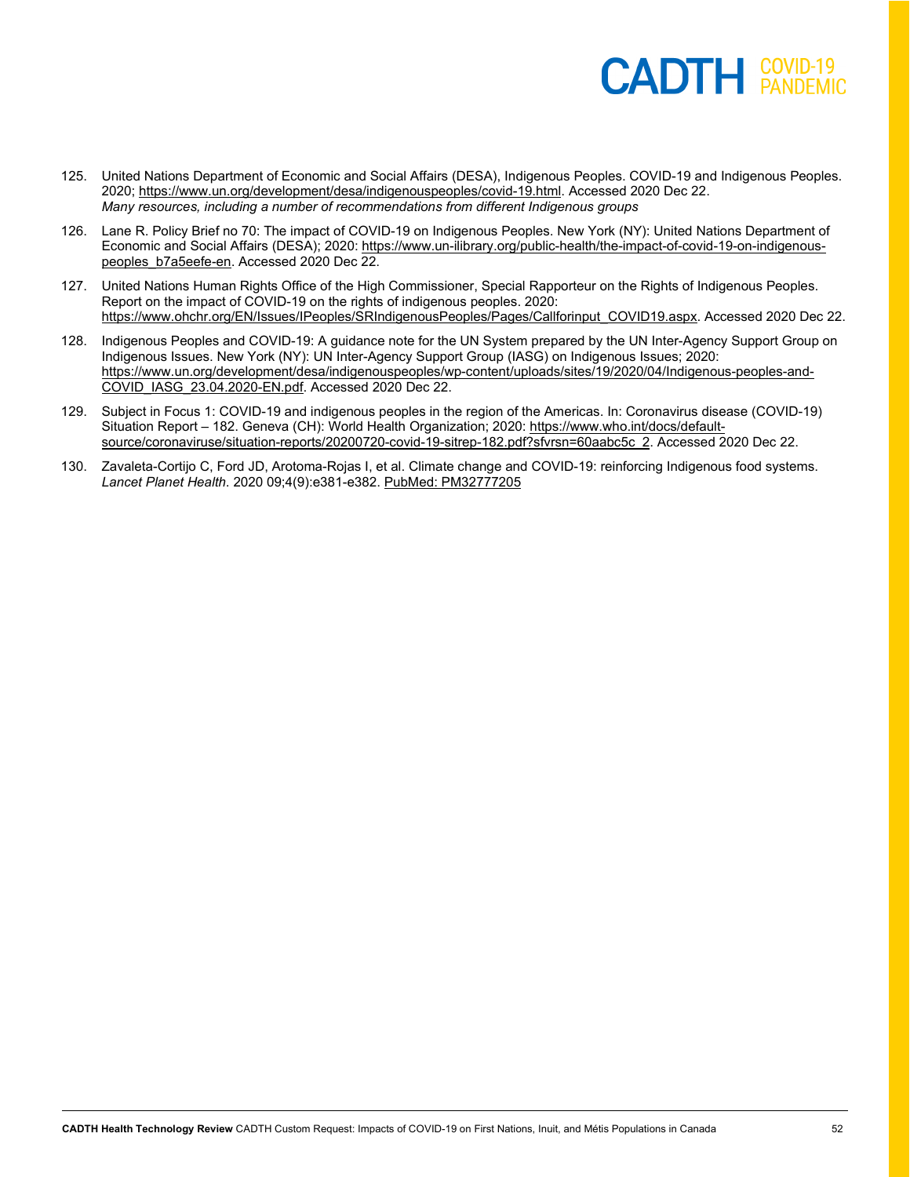125. United Nations Department of Economic and Social Affairs (DESA), Indigenous Peoples. COVID-19 and Indigenous Peoples. 2020; https://www.un.org/development/desa/indigenouspeoples/covid-19.html. Accessed 2020 Dec 22.
*Many resources, including a number of recommendations from different Indigenous groups*

126. Lane R. Policy Brief no 70: The impact of COVID-19 on Indigenous Peoples. New York (NY): United Nations Department of Economic and Social Affairs (DESA); 2020: https://www.un-ilibrary.org/public-health/the-impact-of-covid-19-on-indigenous-peoples_b7a5eefe-en. Accessed 2020 Dec 22.

127. United Nations Human Rights Office of the High Commissioner, Special Rapporteur on the Rights of Indigenous Peoples. Report on the impact of COVID-19 on the rights of indigenous peoples. 2020: https://www.ohchr.org/EN/Issues/IPeoples/SRIndigenousPeoples/Pages/Callforinput_COVID19.aspx. Accessed 2020 Dec 22.

128. Indigenous Peoples and COVID-19: A guidance note for the UN System prepared by the UN Inter-Agency Support Group on Indigenous Issues. New York (NY): UN Inter-Agency Support Group (IASG) on Indigenous Issues; 2020: https://www.un.org/development/desa/indigenouspeoples/wp-content/uploads/sites/19/2020/04/Indigenous-peoples-and-COVID_IASG_23.04.2020-EN.pdf. Accessed 2020 Dec 22.

129. Subject in Focus 1: COVID-19 and indigenous peoples in the region of the Americas. In: Coronavirus disease (COVID-19) Situation Report – 182. Geneva (CH): World Health Organization; 2020: https://www.who.int/docs/default-source/coronaviruse/situation-reports/20200720-covid-19-sitrep-182.pdf?sfvrsn=60aabc5c_2. Accessed 2020 Dec 22.

130. Zavaleta-Cortijo C, Ford JD, Arotoma-Rojas I, et al. Climate change and COVID-19: reinforcing Indigenous food systems. *Lancet Planet Health*. 2020 09;4(9):e381-e382. PubMed: PM32777205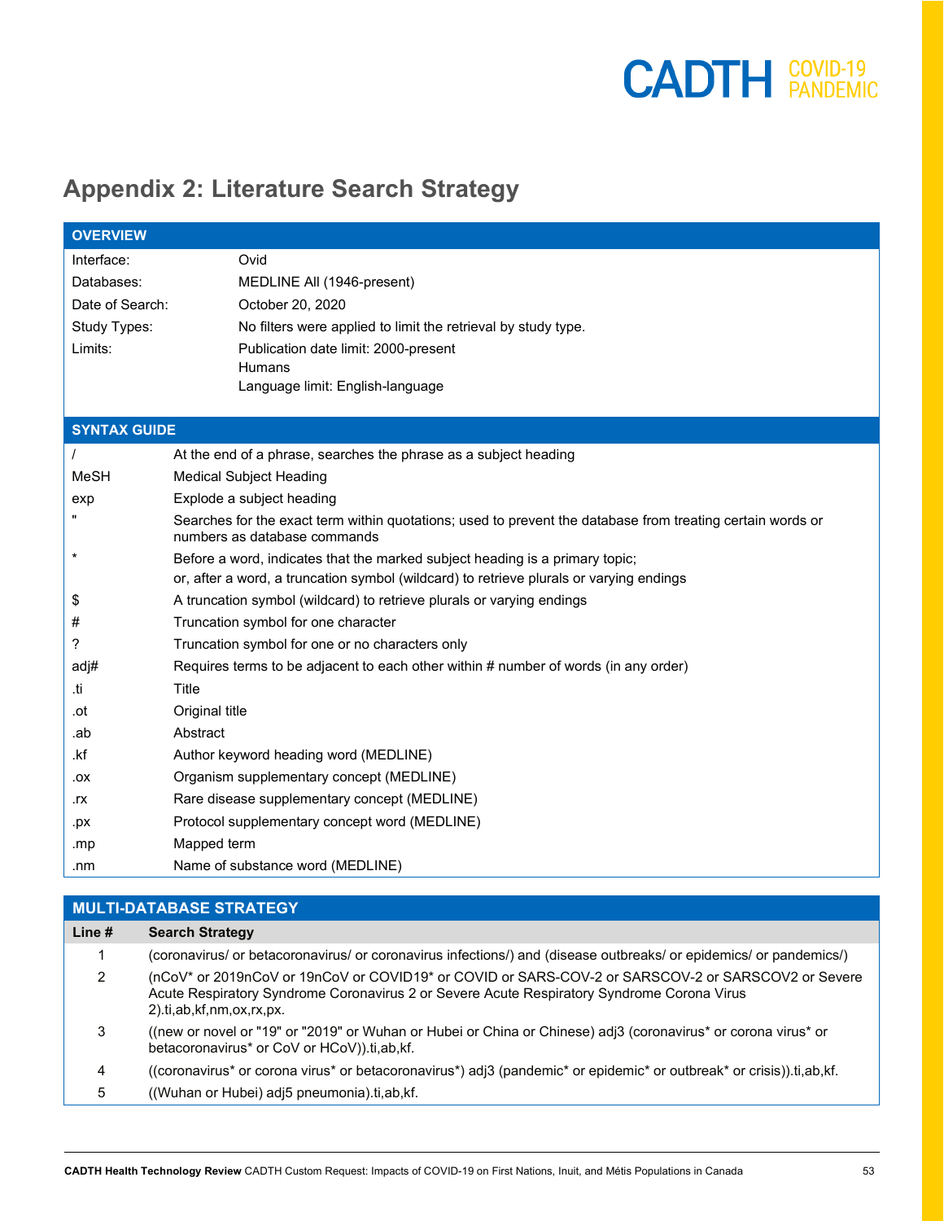# Appendix 2: Literature Search Strategy

| OVERVIEW | |
|---|---|
| Interface: | Ovid |
| Databases: | MEDLINE All (1946-present) |
| Date of Search: | October 20, 2020 |
| Study Types: | No filters were applied to limit the retrieval by study type. |
| Limits: | Publication date limit: 2000-present<br>Humans<br>Language limit: English-language |

| SYNTAX GUIDE | |
|---|---|
| / | At the end of a phrase, searches the phrase as a subject heading |
| MeSH | Medical Subject Heading |
| exp | Explode a subject heading |
| " | Searches for the exact term within quotations; used to prevent the database from treating certain words or numbers as database commands |
| * | Before a word, indicates that the marked subject heading is a primary topic;<br>or, after a word, a truncation symbol (wildcard) to retrieve plurals or varying endings |
| $ | A truncation symbol (wildcard) to retrieve plurals or varying endings |
| # | Truncation symbol for one character |
| ? | Truncation symbol for one or no characters only |
| adj# | Requires terms to be adjacent to each other within # number of words (in any order) |
| .ti | Title |
| .ot | Original title |
| .ab | Abstract |
| .kf | Author keyword heading word (MEDLINE) |
| .ox | Organism supplementary concept (MEDLINE) |
| .rx | Rare disease supplementary concept (MEDLINE) |
| .px | Protocol supplementary concept word (MEDLINE) |
| .mp | Mapped term |
| .nm | Name of substance word (MEDLINE) |

**MULTI-DATABASE STRATEGY**

| Line # | Search Strategy |
|---|---|
| 1 | (coronavirus/ or betacoronavirus/ or coronavirus infections/) and (disease outbreaks/ or epidemics/ or pandemics/) |
| 2 | (nCoV* or 2019nCoV or 19nCoV or COVID19* or COVID or SARS-COV-2 or SARSCOV-2 or SARSCOV2 or Severe Acute Respiratory Syndrome Coronavirus 2 or Severe Acute Respiratory Syndrome Corona Virus 2).ti,ab,kf,nm,ox,rx,px. |
| 3 | ((new or novel or "19" or "2019" or Wuhan or Hubei or China or Chinese) adj3 (coronavirus* or corona virus* or betacoronavirus* or CoV or HCoV)).ti,ab,kf. |
| 4 | ((coronavirus* or corona virus* or betacoronavirus*) adj3 (pandemic* or epidemic* or outbreak* or crisis)).ti,ab,kf. |
| 5 | ((Wuhan or Hubei) adj5 pneumonia).ti,ab,kf. |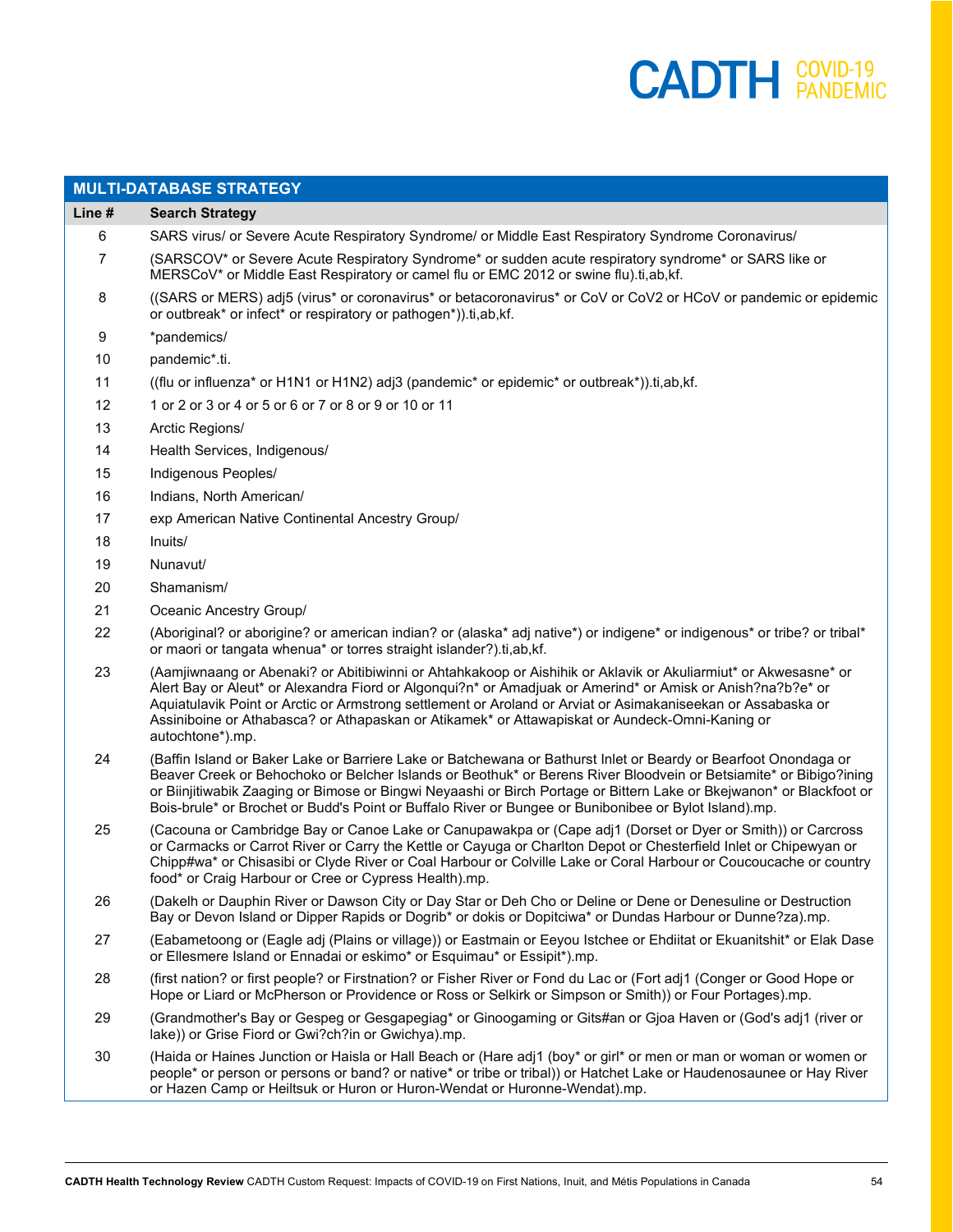| MULTI-DATABASE STRATEGY | |
|---|---|
| **Line #** | **Search Strategy** |
| 6 | SARS virus/ or Severe Acute Respiratory Syndrome/ or Middle East Respiratory Syndrome Coronavirus/ |
| 7 | (SARSCOV* or Severe Acute Respiratory Syndrome* or sudden acute respiratory syndrome* or SARS like or MERSCoV* or Middle East Respiratory or camel flu or EMC 2012 or swine flu).ti,ab,kf. |
| 8 | ((SARS or MERS) adj5 (virus* or coronavirus* or betacoronavirus* or CoV or CoV2 or HCoV or pandemic or epidemic or outbreak* or infect* or respiratory or pathogen*)).ti,ab,kf. |
| 9 | *pandemics/ |
| 10 | pandemic*.ti. |
| 11 | ((flu or influenza* or H1N1 or H1N2) adj3 (pandemic* or epidemic* or outbreak*)).ti,ab,kf. |
| 12 | 1 or 2 or 3 or 4 or 5 or 6 or 7 or 8 or 9 or 10 or 11 |
| 13 | Arctic Regions/ |
| 14 | Health Services, Indigenous/ |
| 15 | Indigenous Peoples/ |
| 16 | Indians, North American/ |
| 17 | exp American Native Continental Ancestry Group/ |
| 18 | Inuits/ |
| 19 | Nunavut/ |
| 20 | Shamanism/ |
| 21 | Oceanic Ancestry Group/ |
| 22 | (Aboriginal? or aborigine? or american indian? or (alaska* adj native*) or indigene* or indigenous* or tribe? or tribal* or maori or tangata whenua* or torres straight islander?).ti,ab,kf. |
| 23 | (Aamjiwnaang or Abenaki? or Abitibiwinni or Ahtahkakoop or Aishihik or Aklavik or Akuliarmiut* or Akwesasne* or Alert Bay or Aleut* or Alexandra Fiord or Algonqui?n* or Amadjuak or Amerind* or Amisk or Anish?na?b?e* or Aquiatulavik Point or Arctic or Armstrong settlement or Aroland or Arviat or Asimakaniseekan or Assabaska or Assiniboine or Athabasca? or Athapaskan or Atikamek* or Attawapiskat or Aundeck-Omni-Kaning or autochtone*).mp. |
| 24 | (Baffin Island or Baker Lake or Barriere Lake or Batchewana or Bathurst Inlet or Beardy or Bearfoot Onondaga or Beaver Creek or Behochoko or Belcher Islands or Beothuk* or Berens River Bloodvein or Betsiamite* or Bibigo?ining or Biinjitiwabik Zaaging or Bimose or Bingwi Neyaashi or Birch Portage or Bittern Lake or Bkejwanon* or Blackfoot or Bois-brule* or Brochet or Budd's Point or Buffalo River or Bungee or Bunibonibee or Bylot Island).mp. |
| 25 | (Cacouna or Cambridge Bay or Canoe Lake or Canupawakpa or (Cape adj1 (Dorset or Dyer or Smith)) or Carcross or Carmacks or Carrot River or Carry the Kettle or Cayuga or Charlton Depot or Chesterfield Inlet or Chipewyan or Chipp#wa* or Chisasibi or Clyde River or Coal Harbour or Colville Lake or Coral Harbour or Coucoucache or country food* or Craig Harbour or Cree or Cypress Health).mp. |
| 26 | (Dakelh or Dauphin River or Dawson City or Day Star or Deh Cho or Deline or Dene or Denesuline or Destruction Bay or Devon Island or Dipper Rapids or Dogrib* or dokis or Dopitciwa* or Dundas Harbour or Dunne?za).mp. |
| 27 | (Eabametoong or (Eagle adj (Plains or village)) or Eastmain or Eeyou Istchee or Ehdiitat or Ekuanitshit* or Elak Dase or Ellesmere Island or Ennadai or eskimo* or Esquimau* or Essipit*).mp. |
| 28 | (first nation? or first people? or Firstnation? or Fisher River or Fond du Lac or (Fort adj1 (Conger or Good Hope or Hope or Liard or McPherson or Providence or Ross or Selkirk or Simpson or Smith)) or Four Portages).mp. |
| 29 | (Grandmother's Bay or Gespeg or Gesgapegiag* or Ginoogaming or Gits#an or Gjoa Haven or (God's adj1 (river or lake)) or Grise Fiord or Gwi?ch?in or Gwichya).mp. |
| 30 | (Haida or Haines Junction or Haisla or Hall Beach or (Hare adj1 (boy* or girl* or men or man or woman or women or people* or person or persons or band? or native* or tribe or tribal)) or Hatchet Lake or Haudenosaunee or Hay River or Hazen Camp or Heiltsuk or Huron or Huron-Wendat or Huronne-Wendat).mp. |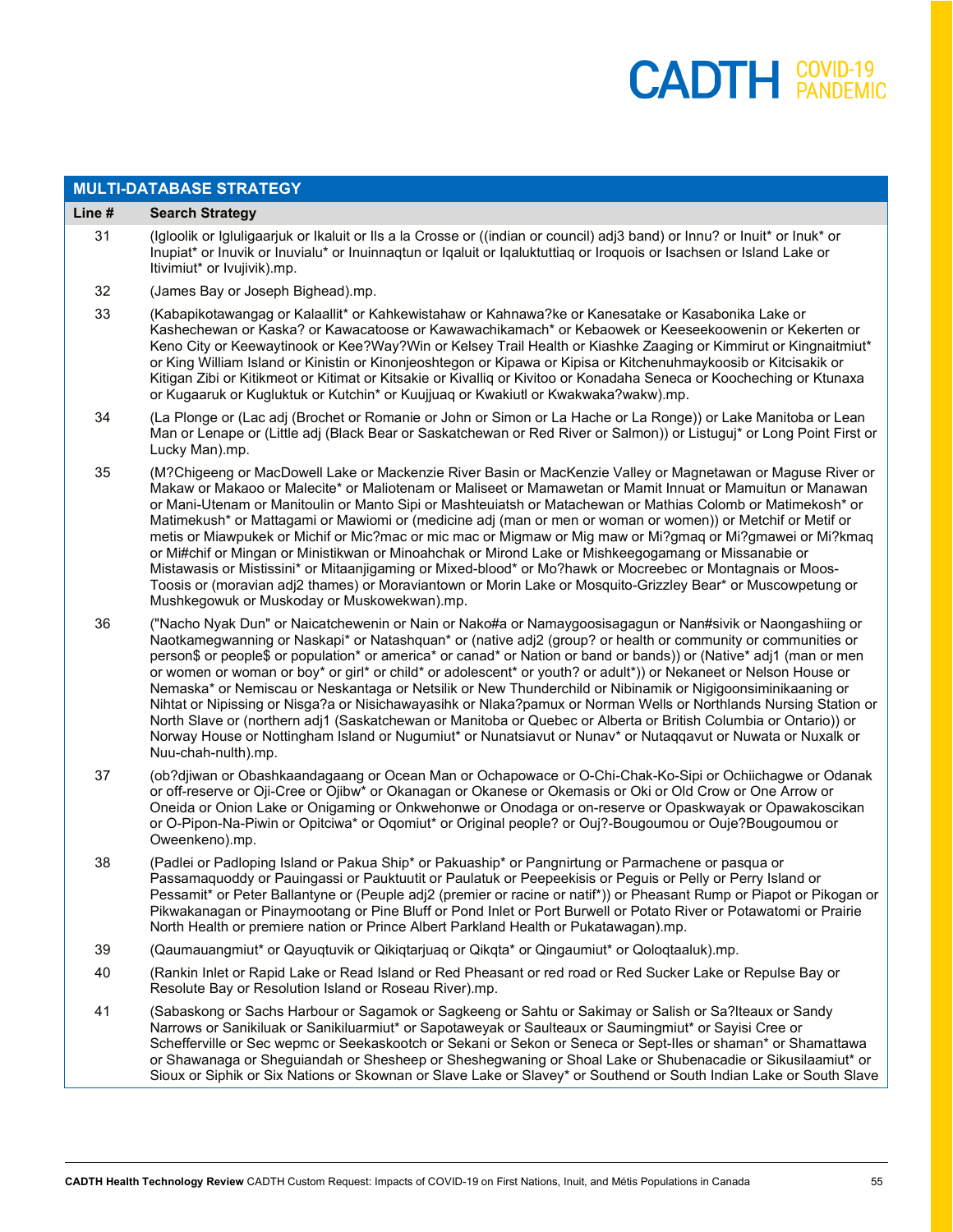| MULTI-DATABASE STRATEGY | |
|---|---|
| **Line #** | **Search Strategy** |
| 31 | (Igloolik or Igluligaarjuk or Ikaluit or Ils a la Crosse or ((indian or council) adj3 band) or Innu? or Inuit* or Inuk* or Inupiat* or Inuvik or Inuvialu* or Inuinnaqtun or Iqaluit or Iqaluktuttiaq or Iroquois or Isachsen or Island Lake or Itivimiut* or Ivujivik).mp. |
| 32 | (James Bay or Joseph Bighead).mp. |
| 33 | (Kabapikotawangag or Kalaallit* or Kahkewistahaw or Kahnawa?ke or Kanesatake or Kasabonika Lake or Kashechewan or Kaska? or Kawacatoose or Kawawachikamach* or Kebaowek or Keeseekoowenin or Kekerten or Keno City or Keewaytinook or Kee?Way?Win or Kelsey Trail Health or Kiashke Zaaging or Kimmirut or Kingnaitmiut* or King William Island or Kinistin or Kinonjeoshtegon or Kipawa or Kipisa or Kitchenuhmaykoosib or Kitcisakik or Kitigan Zibi or Kitikmeot or Kitimat or Kitsakie or Kivalliq or Kivitoo or Konadaha Seneca or Koocheching or Ktunaxa or Kugaaruk or Kugluktuk or Kutchin* or Kuujjuaq or Kwakiutl or Kwakwaka?wakw).mp. |
| 34 | (La Plonge or (Lac adj (Brochet or Romanie or John or Simon or La Hache or La Ronge)) or Lake Manitoba or Lean Man or Lenape or (Little adj (Black Bear or Saskatchewan or Red River or Salmon)) or Listuguj* or Long Point First or Lucky Man).mp. |
| 35 | (M?Chigeeng or MacDowell Lake or Mackenzie River Basin or MacKenzie Valley or Magnetawan or Maguse River or Makaw or Makaoo or Malecite* or Maliotenam or Maliseet or Mamawetan or Mamit Innuat or Mamuitun or Manawan or Mani-Utenam or Manitoulin or Manto Sipi or Mashteuiatsh or Matachewan or Mathias Colomb or Matimekosh* or Matimekush* or Mattagami or Mawiomi or (medicine adj (man or men or woman or women)) or Metchif or Metif or metis or Miawpukek or Michif or Mic?mac or mic mac or Migmaw or Mig maw or Mi?gmaq or Mi?gmawei or Mi?kmaq or Mi#chif or Mingan or Ministikwan or Minoahchak or Mirond Lake or Mishkeegogamang or Missanabie or Mistawasis or Mistissini* or Mitaanjigaming or Mixed-blood* or Mo?hawk or Mocreebec or Montagnais or Moos-Toosis or (moravian adj2 thames) or Moraviantown or Morin Lake or Mosquito-Grizzley Bear* or Muscowpetung or Mushkegowuk or Muskoday or Muskowekwan).mp. |
| 36 | ("Nacho Nyak Dun" or Naicatchewenin or Nain or Nako#a or Namaygoosisagagun or Nan#sivik or Naongashiing or Naotkamegwanning or Naskapi* or Natashquan* or (native adj2 (group? or health or community or communities or person$ or people$ or population* or america* or canad* or Nation or band or bands)) or (Native* adj1 (man or men or women or woman or boy* or girl* or child* or adolescent* or youth? or adult*)) or Nekaneet or Nelson House or Nemaska* or Nemiscau or Neskantaga or Netsilik or New Thunderchild or Nibinamik or Nigigoonsiminikaaning or Nihtat or Nipissing or Nisga?a or Nisichawayasihk or Nlaka?pamux or Norman Wells or Northlands Nursing Station or North Slave or (northern adj1 (Saskatchewan or Manitoba or Quebec or Alberta or British Columbia or Ontario)) or Norway House or Nottingham Island or Nugumiut* or Nunatsiavut or Nunav* or Nutaqqavut or Nuwata or Nuxalk or Nuu-chah-nulth).mp. |
| 37 | (ob?djiwan or Obashkaandagaang or Ocean Man or Ochapowace or O-Chi-Chak-Ko-Sipi or Ochiichagwe or Odanak or off-reserve or Oji-Cree or Ojibw* or Okanagan or Okanese or Okemasis or Oki or Old Crow or One Arrow or Oneida or Onion Lake or Onigaming or Onkwehonwe or Onodaga or on-reserve or Opaskwayak or Opawakoscikan or O-Pipon-Na-Piwin or Opitciwa* or Oqomiut* or Original people? or Ouj?-Bougoumou or Ouje?Bougoumou or Oweenkeno).mp. |
| 38 | (Padlei or Padloping Island or Pakua Ship* or Pakuaship* or Pangnirtung or Parmachene or pasqua or Passamaquoddy or Pauingassi or Pauktuutit or Paulatuk or Peepeekisis or Peguis or Pelly or Perry Island or Pessamit* or Peter Ballantyne or (Peuple adj2 (premier or racine or natif*)) or Pheasant Rump or Piapot or Pikogan or Pikwakanagan or Pinaymootang or Pine Bluff or Pond Inlet or Port Burwell or Potato River or Potawatomi or Prairie North Health or premiere nation or Prince Albert Parkland Health or Pukatawagan).mp. |
| 39 | (Qaumauangmiut* or Qayuqtuvik or Qikiqtarjuaq or Qikqta* or Qingaumiut* or Qoloqtaaluk).mp. |
| 40 | (Rankin Inlet or Rapid Lake or Read Island or Red Pheasant or red road or Red Sucker Lake or Repulse Bay or Resolute Bay or Resolution Island or Roseau River).mp. |
| 41 | (Sabaskong or Sachs Harbour or Sagamok or Sagkeeng or Sahtu or Sakimay or Salish or Sa?lteaux or Sandy Narrows or Sanikiluaq or Sanikiluarmiut* or Sapotaweyak or Saulteaux or Saumingmiut* or Sayisi Cree or Schefferville or Sec wepmc or Seekaskootch or Sekani or Sekon or Seneca or Sept-Iles or shaman* or Shamattawa or Shawanaga or Sheguiandah or Shesheep or Sheshegwaning or Shoal Lake or Shubenacadie or Sikusilaamiut* or Sioux or Siphik or Six Nations or Skownan or Slave Lake or Slavey* or Southend or South Indian Lake or South Slave |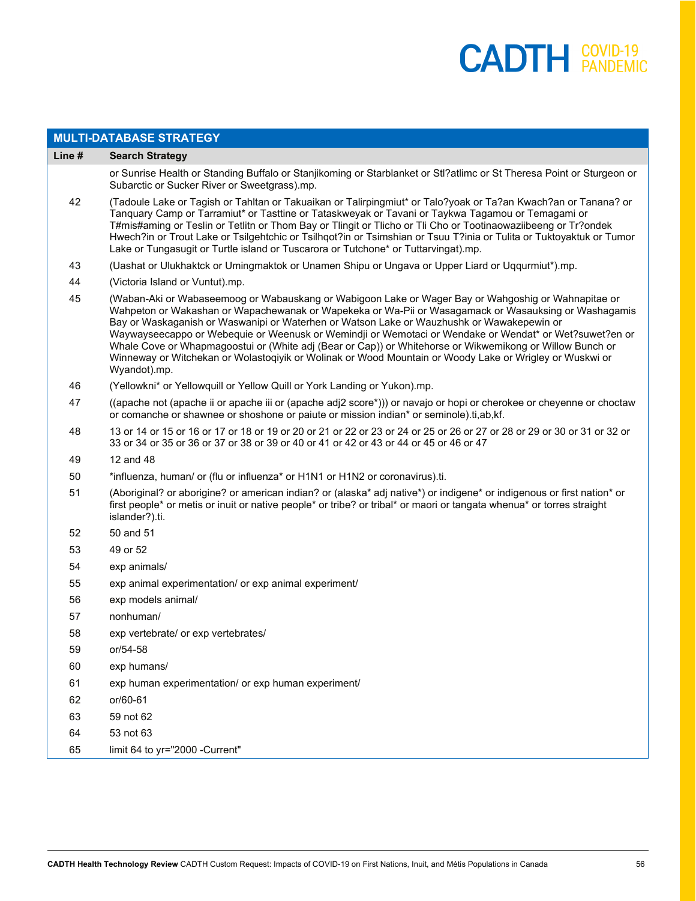| MULTI-DATABASE STRATEGY | |
|---|---|
| **Line #** | **Search Strategy** |
| | or Sunrise Health or Standing Buffalo or Stanjikoming or Starblanket or Stl?atlimc or St Theresa Point or Sturgeon or Subarctic or Sucker River or Sweetgrass).mp. |
| 42 | (Tadoule Lake or Tagish or Tahltan or Takuaikan or Talirpingmiut* or Talo?yoak or Ta?an Kwach?an or Tanana? or Tanquary Camp or Tarramiut* or Tasttine or Tataskweyak or Tavani or Taykwa Tagamou or Temagami or T#mis#aming or Teslin or Tetlitn or Thom Bay or Tlingit or Tlicho or Tli Cho or Tootinaowaziibeeng or Tr?ondek Hwech?in or Trout Lake or Tsilgehtchic or Tsilhqot?in or Tsimshian or Tsuu T?inia or Tulita or Tuktoyaktuk or Tumor Lake or Tungasugit or Turtle island or Tuscarora or Tutchone* or Tuttarvingat).mp. |
| 43 | (Uashat or Ulukhaktck or Umingmaktok or Unamen Shipu or Ungava or Upper Liard or Uqqurmiut*).mp. |
| 44 | (Victoria Island or Vuntut).mp. |
| 45 | (Waban-Aki or Wabaseemoog or Wabauskang or Wabigoon Lake or Wager Bay or Wahgoshig or Wahnapitae or Wahpeton or Wakashan or Wapachewanak or Wapekeka or Wa-Pii or Wasagamack or Wasauksing or Washagamis Bay or Waskaganish or Waswanipi or Waterhen or Watson Lake or Wauzhushk or Wawakepewin or Waywayseecappo or Webequie or Weenusk or Wemindji or Wemotaci or Wendake or Wendat* or Wet?suwet?en or Whale Cove or Whapmagoostui or (White adj (Bear or Cap)) or Whitehorse or Wikwemikong or Willow Bunch or Winneway or Witchekan or Wolastoqiyik or Wolinak or Wood Mountain or Woody Lake or Wrigley or Wuskwi or Wyandot).mp. |
| 46 | (Yellowkni* or Yellowquill or Yellow Quill or York Landing or Yukon).mp. |
| 47 | ((apache not (apache ii or apache iii or (apache adj2 score*))) or navajo or hopi or cherokee or cheyenne or choctaw or comanche or shawnee or shoshone or paiute or mission indian* or seminole).ti,ab,kf. |
| 48 | 13 or 14 or 15 or 16 or 17 or 18 or 19 or 20 or 21 or 22 or 23 or 24 or 25 or 26 or 27 or 28 or 29 or 30 or 31 or 32 or 33 or 34 or 35 or 36 or 37 or 38 or 39 or 40 or 41 or 42 or 43 or 44 or 45 or 46 or 47 |
| 49 | 12 and 48 |
| 50 | *influenza, human/ or (flu or influenza* or H1N1 or H1N2 or coronavirus).ti. |
| 51 | (Aboriginal? or aborigine? or american indian? or (alaska* adj native*) or indigene* or indigenous or first nation* or first people* or metis or inuit or native people* or tribe? or tribal* or maori or tangata whenua* or torres straight islander?).ti. |
| 52 | 50 and 51 |
| 53 | 49 or 52 |
| 54 | exp animals/ |
| 55 | exp animal experimentation/ or exp animal experiment/ |
| 56 | exp models animal/ |
| 57 | nonhuman/ |
| 58 | exp vertebrate/ or exp vertebrates/ |
| 59 | or/54-58 |
| 60 | exp humans/ |
| 61 | exp human experimentation/ or exp human experiment/ |
| 62 | or/60-61 |
| 63 | 59 not 62 |
| 64 | 53 not 63 |
| 65 | limit 64 to yr="2000 -Current" |